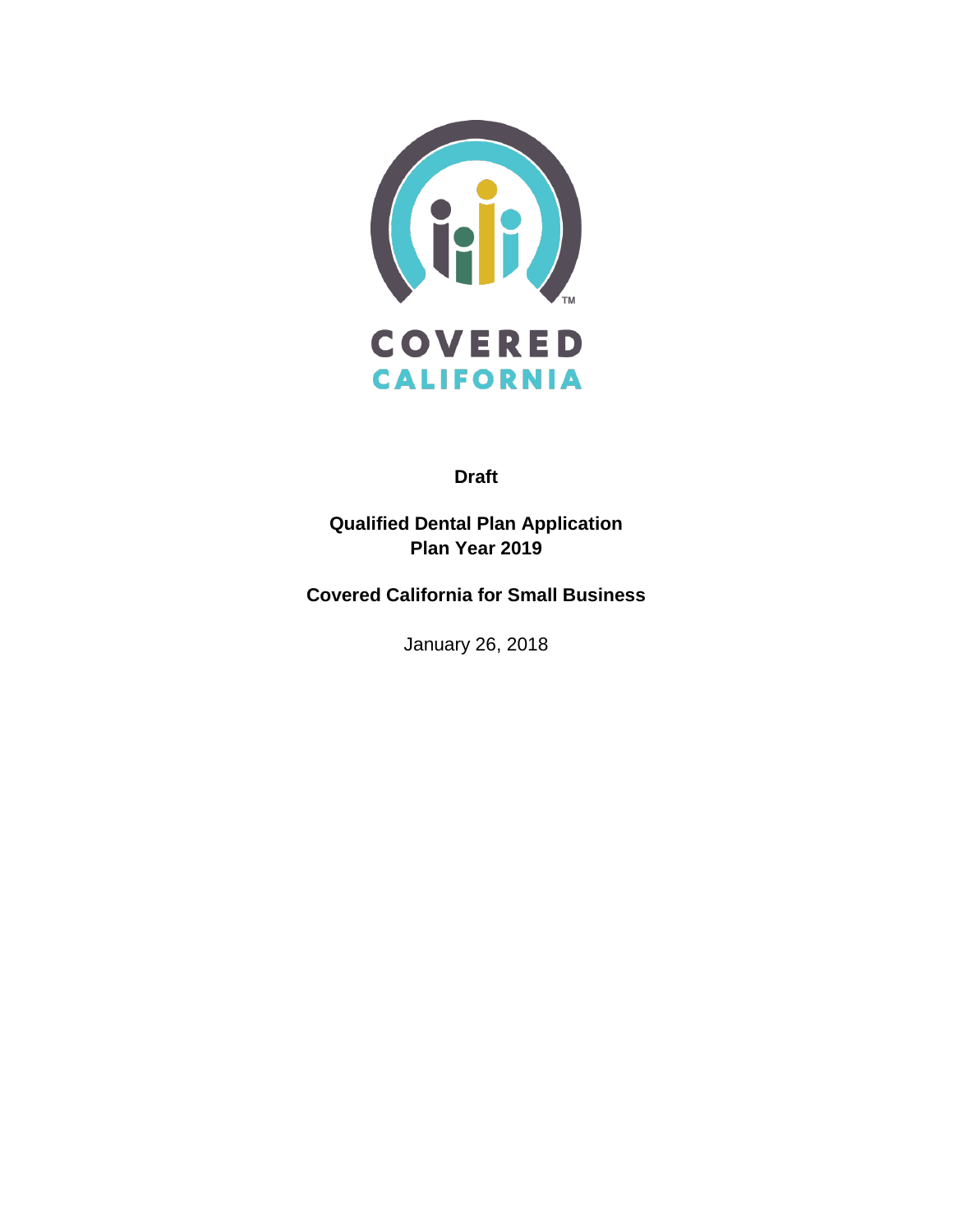COVERED CALIFORNIA

**Draft**

# Qualified Dental Plan Application
# Plan Year 2019

## Covered California for Small Business

January 26, 2018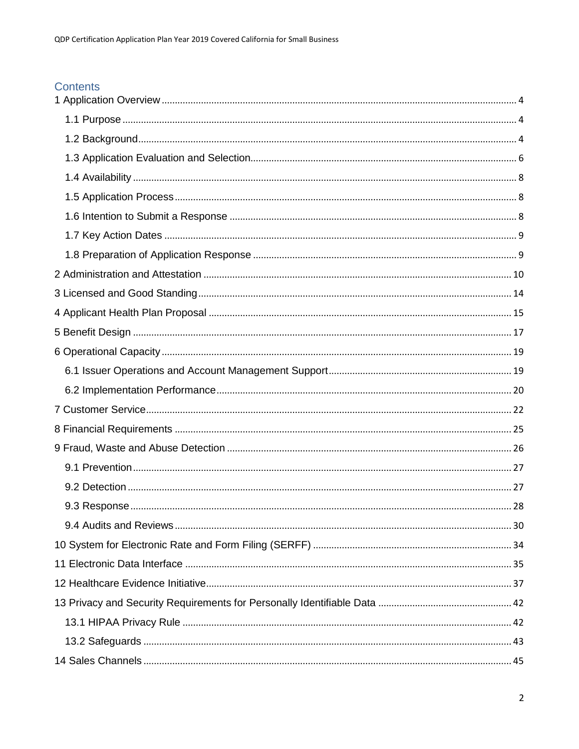# Contents

1 Application Overview ..... 4

- 1.1 Purpose ..... 4
- 1.2 Background ..... 4
- 1.3 Application Evaluation and Selection ..... 6
- 1.4 Availability ..... 8
- 1.5 Application Process ..... 8
- 1.6 Intention to Submit a Response ..... 8
- 1.7 Key Action Dates ..... 9
- 1.8 Preparation of Application Response ..... 9

2 Administration and Attestation ..... 10

3 Licensed and Good Standing ..... 14

4 Applicant Health Plan Proposal ..... 15

5 Benefit Design ..... 17

6 Operational Capacity ..... 19

- 6.1 Issuer Operations and Account Management Support ..... 19
- 6.2 Implementation Performance ..... 20

7 Customer Service ..... 22

8 Financial Requirements ..... 25

9 Fraud, Waste and Abuse Detection ..... 26

- 9.1 Prevention ..... 27
- 9.2 Detection ..... 27
- 9.3 Response ..... 28
- 9.4 Audits and Reviews ..... 30

10 System for Electronic Rate and Form Filing (SERFF) ..... 34

11 Electronic Data Interface ..... 35

12 Healthcare Evidence Initiative ..... 37

13 Privacy and Security Requirements for Personally Identifiable Data ..... 42

- 13.1 HIPAA Privacy Rule ..... 42
- 13.2 Safeguards ..... 43

14 Sales Channels ..... 45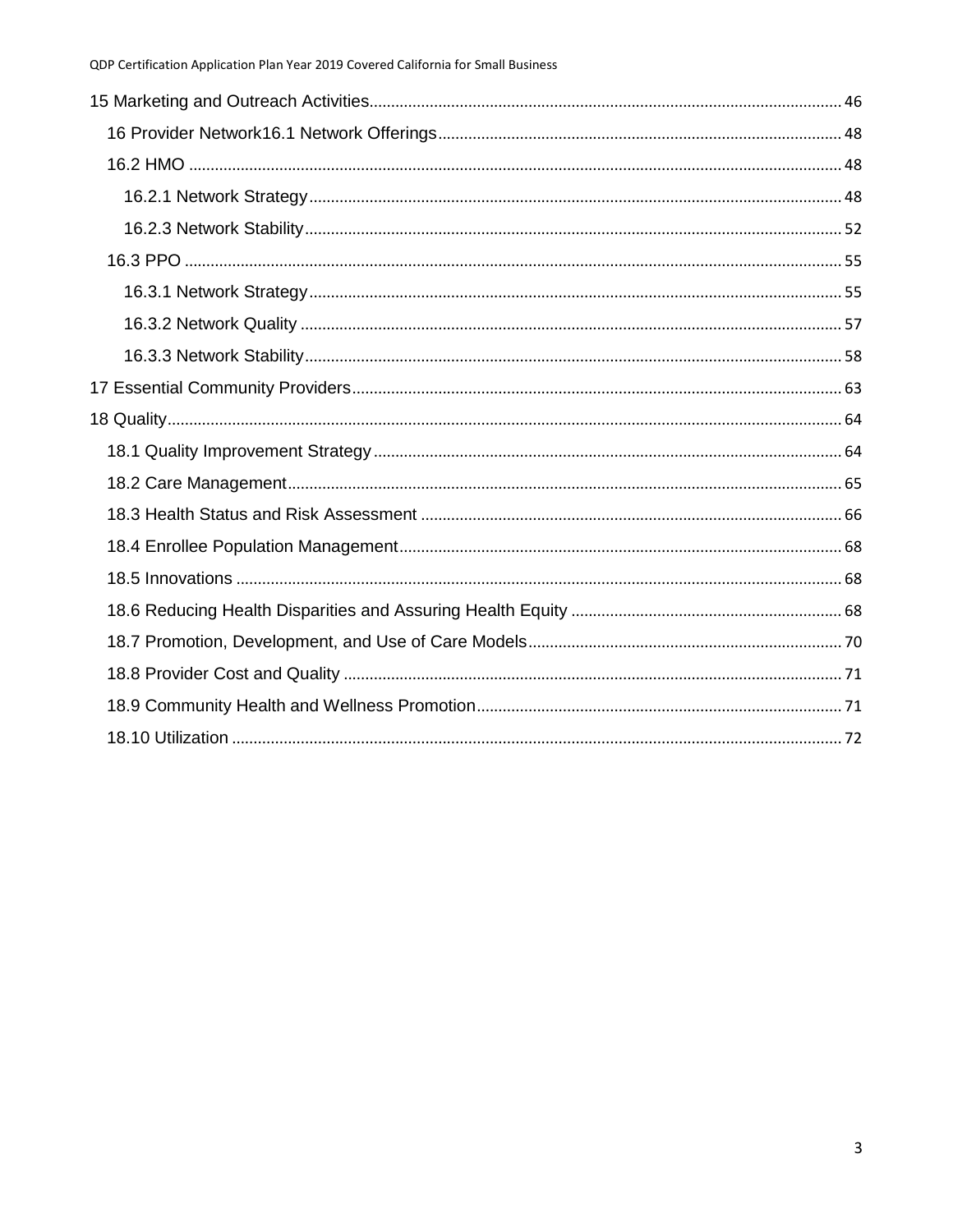15 Marketing and Outreach Activities ........................................ 46

16 Provider Network16.1 Network Offerings ........................................ 48

16.2 HMO ........................................ 48

16.2.1 Network Strategy ........................................ 48

16.2.3 Network Stability ........................................ 52

16.3 PPO ........................................ 55

16.3.1 Network Strategy ........................................ 55

16.3.2 Network Quality ........................................ 57

16.3.3 Network Stability ........................................ 58

17 Essential Community Providers ........................................ 63

18 Quality ........................................ 64

18.1 Quality Improvement Strategy ........................................ 64

18.2 Care Management ........................................ 65

18.3 Health Status and Risk Assessment ........................................ 66

18.4 Enrollee Population Management ........................................ 68

18.5 Innovations ........................................ 68

18.6 Reducing Health Disparities and Assuring Health Equity ........................................ 68

18.7 Promotion, Development, and Use of Care Models ........................................ 70

18.8 Provider Cost and Quality ........................................ 71

18.9 Community Health and Wellness Promotion ........................................ 71

18.10 Utilization ........................................ 72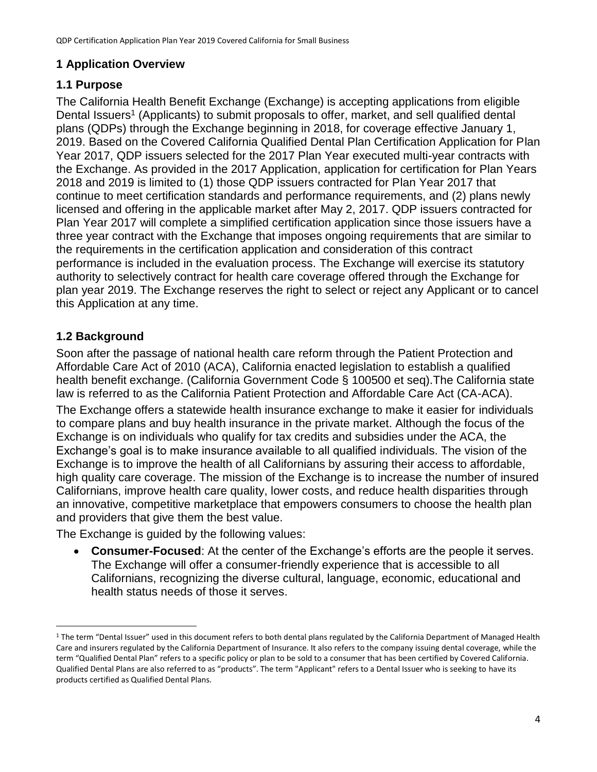# 1 Application Overview

## 1.1 Purpose

The California Health Benefit Exchange (Exchange) is accepting applications from eligible Dental Issuers[1] (Applicants) to submit proposals to offer, market, and sell qualified dental plans (QDPs) through the Exchange beginning in 2018, for coverage effective January 1, 2019. Based on the Covered California Qualified Dental Plan Certification Application for Plan Year 2017, QDP issuers selected for the 2017 Plan Year executed multi-year contracts with the Exchange. As provided in the 2017 Application, application for certification for Plan Years 2018 and 2019 is limited to (1) those QDP issuers contracted for Plan Year 2017 that continue to meet certification standards and performance requirements, and (2) plans newly licensed and offering in the applicable market after May 2, 2017. QDP issuers contracted for Plan Year 2017 will complete a simplified certification application since those issuers have a three year contract with the Exchange that imposes ongoing requirements that are similar to the requirements in the certification application and consideration of this contract performance is included in the evaluation process. The Exchange will exercise its statutory authority to selectively contract for health care coverage offered through the Exchange for plan year 2019. The Exchange reserves the right to select or reject any Applicant or to cancel this Application at any time.

## 1.2 Background

Soon after the passage of national health care reform through the Patient Protection and Affordable Care Act of 2010 (ACA), California enacted legislation to establish a qualified health benefit exchange. (California Government Code § 100500 et seq).The California state law is referred to as the California Patient Protection and Affordable Care Act (CA-ACA).

The Exchange offers a statewide health insurance exchange to make it easier for individuals to compare plans and buy health insurance in the private market. Although the focus of the Exchange is on individuals who qualify for tax credits and subsidies under the ACA, the Exchange's goal is to make insurance available to all qualified individuals. The vision of the Exchange is to improve the health of all Californians by assuring their access to affordable, high quality care coverage. The mission of the Exchange is to increase the number of insured Californians, improve health care quality, lower costs, and reduce health disparities through an innovative, competitive marketplace that empowers consumers to choose the health plan and providers that give them the best value.

The Exchange is guided by the following values:

- **Consumer-Focused**: At the center of the Exchange's efforts are the people it serves. The Exchange will offer a consumer-friendly experience that is accessible to all Californians, recognizing the diverse cultural, language, economic, educational and health status needs of those it serves.

---

[1] The term "Dental Issuer" used in this document refers to both dental plans regulated by the California Department of Managed Health Care and insurers regulated by the California Department of Insurance. It also refers to the company issuing dental coverage, while the term "Qualified Dental Plan" refers to a specific policy or plan to be sold to a consumer that has been certified by Covered California. Qualified Dental Plans are also referred to as "products". The term "Applicant" refers to a Dental Issuer who is seeking to have its products certified as Qualified Dental Plans.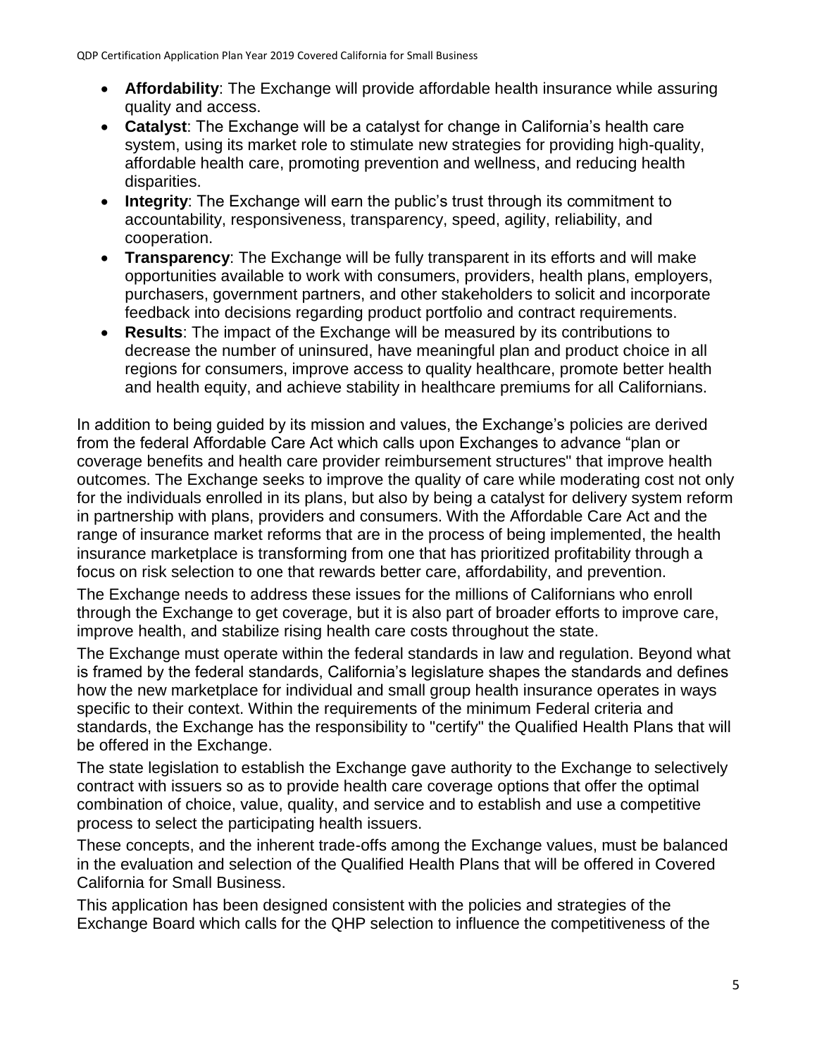- **Affordability**: The Exchange will provide affordable health insurance while assuring quality and access.
- **Catalyst**: The Exchange will be a catalyst for change in California's health care system, using its market role to stimulate new strategies for providing high-quality, affordable health care, promoting prevention and wellness, and reducing health disparities.
- **Integrity**: The Exchange will earn the public's trust through its commitment to accountability, responsiveness, transparency, speed, agility, reliability, and cooperation.
- **Transparency**: The Exchange will be fully transparent in its efforts and will make opportunities available to work with consumers, providers, health plans, employers, purchasers, government partners, and other stakeholders to solicit and incorporate feedback into decisions regarding product portfolio and contract requirements.
- **Results**: The impact of the Exchange will be measured by its contributions to decrease the number of uninsured, have meaningful plan and product choice in all regions for consumers, improve access to quality healthcare, promote better health and health equity, and achieve stability in healthcare premiums for all Californians.

In addition to being guided by its mission and values, the Exchange's policies are derived from the federal Affordable Care Act which calls upon Exchanges to advance "plan or coverage benefits and health care provider reimbursement structures" that improve health outcomes. The Exchange seeks to improve the quality of care while moderating cost not only for the individuals enrolled in its plans, but also by being a catalyst for delivery system reform in partnership with plans, providers and consumers. With the Affordable Care Act and the range of insurance market reforms that are in the process of being implemented, the health insurance marketplace is transforming from one that has prioritized profitability through a focus on risk selection to one that rewards better care, affordability, and prevention.

The Exchange needs to address these issues for the millions of Californians who enroll through the Exchange to get coverage, but it is also part of broader efforts to improve care, improve health, and stabilize rising health care costs throughout the state.

The Exchange must operate within the federal standards in law and regulation. Beyond what is framed by the federal standards, California's legislature shapes the standards and defines how the new marketplace for individual and small group health insurance operates in ways specific to their context. Within the requirements of the minimum Federal criteria and standards, the Exchange has the responsibility to "certify" the Qualified Health Plans that will be offered in the Exchange.

The state legislation to establish the Exchange gave authority to the Exchange to selectively contract with issuers so as to provide health care coverage options that offer the optimal combination of choice, value, quality, and service and to establish and use a competitive process to select the participating health issuers.

These concepts, and the inherent trade-offs among the Exchange values, must be balanced in the evaluation and selection of the Qualified Health Plans that will be offered in Covered California for Small Business.

This application has been designed consistent with the policies and strategies of the Exchange Board which calls for the QHP selection to influence the competitiveness of the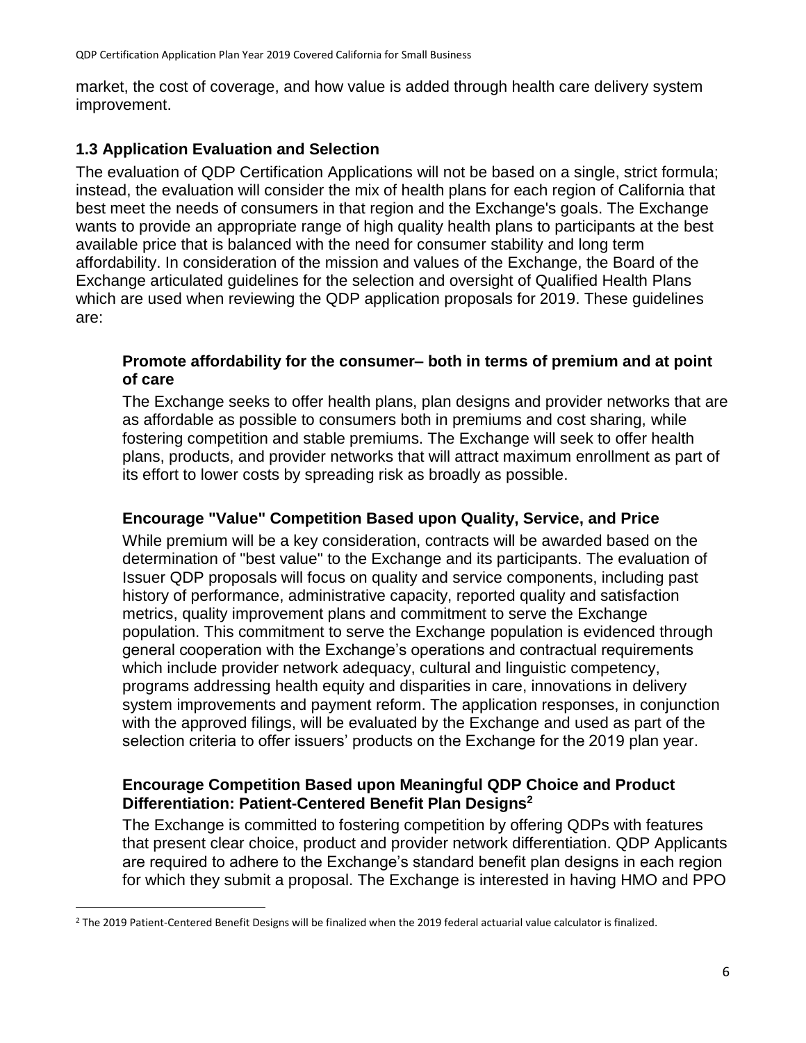market, the cost of coverage, and how value is added through health care delivery system improvement.

### 1.3 Application Evaluation and Selection

The evaluation of QDP Certification Applications will not be based on a single, strict formula; instead, the evaluation will consider the mix of health plans for each region of California that best meet the needs of consumers in that region and the Exchange's goals. The Exchange wants to provide an appropriate range of high quality health plans to participants at the best available price that is balanced with the need for consumer stability and long term affordability. In consideration of the mission and values of the Exchange, the Board of the Exchange articulated guidelines for the selection and oversight of Qualified Health Plans which are used when reviewing the QDP application proposals for 2019. These guidelines are:

**Promote affordability for the consumer– both in terms of premium and at point of care**

The Exchange seeks to offer health plans, plan designs and provider networks that are as affordable as possible to consumers both in premiums and cost sharing, while fostering competition and stable premiums. The Exchange will seek to offer health plans, products, and provider networks that will attract maximum enrollment as part of its effort to lower costs by spreading risk as broadly as possible.

**Encourage "Value" Competition Based upon Quality, Service, and Price**

While premium will be a key consideration, contracts will be awarded based on the determination of "best value" to the Exchange and its participants. The evaluation of Issuer QDP proposals will focus on quality and service components, including past history of performance, administrative capacity, reported quality and satisfaction metrics, quality improvement plans and commitment to serve the Exchange population. This commitment to serve the Exchange population is evidenced through general cooperation with the Exchange's operations and contractual requirements which include provider network adequacy, cultural and linguistic competency, programs addressing health equity and disparities in care, innovations in delivery system improvements and payment reform. The application responses, in conjunction with the approved filings, will be evaluated by the Exchange and used as part of the selection criteria to offer issuers' products on the Exchange for the 2019 plan year.

**Encourage Competition Based upon Meaningful QDP Choice and Product Differentiation: Patient-Centered Benefit Plan Designs[2]**

The Exchange is committed to fostering competition by offering QDPs with features that present clear choice, product and provider network differentiation. QDP Applicants are required to adhere to the Exchange's standard benefit plan designs in each region for which they submit a proposal. The Exchange is interested in having HMO and PPO

[2] The 2019 Patient-Centered Benefit Designs will be finalized when the 2019 federal actuarial value calculator is finalized.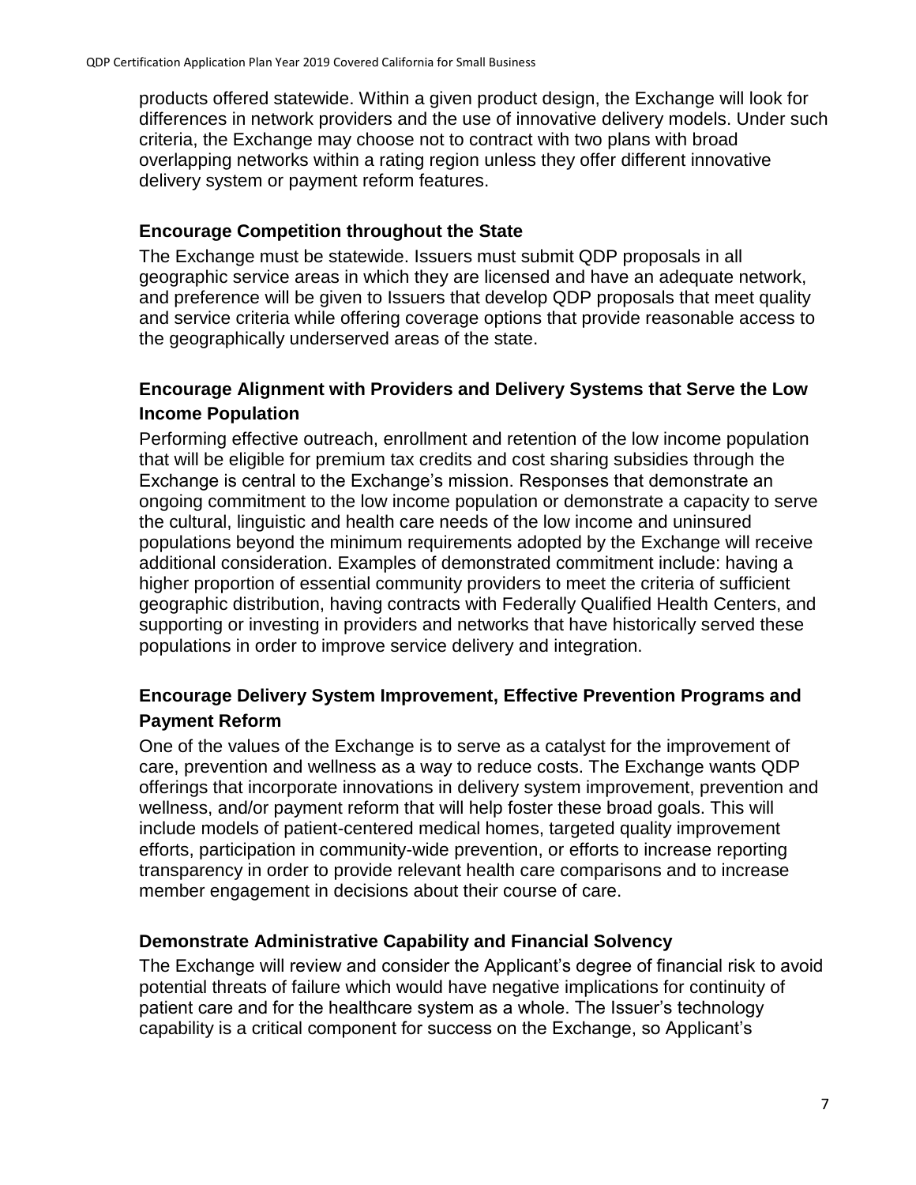products offered statewide. Within a given product design, the Exchange will look for differences in network providers and the use of innovative delivery models. Under such criteria, the Exchange may choose not to contract with two plans with broad overlapping networks within a rating region unless they offer different innovative delivery system or payment reform features.

### Encourage Competition throughout the State

The Exchange must be statewide. Issuers must submit QDP proposals in all geographic service areas in which they are licensed and have an adequate network, and preference will be given to Issuers that develop QDP proposals that meet quality and service criteria while offering coverage options that provide reasonable access to the geographically underserved areas of the state.

### Encourage Alignment with Providers and Delivery Systems that Serve the Low Income Population

Performing effective outreach, enrollment and retention of the low income population that will be eligible for premium tax credits and cost sharing subsidies through the Exchange is central to the Exchange's mission. Responses that demonstrate an ongoing commitment to the low income population or demonstrate a capacity to serve the cultural, linguistic and health care needs of the low income and uninsured populations beyond the minimum requirements adopted by the Exchange will receive additional consideration. Examples of demonstrated commitment include: having a higher proportion of essential community providers to meet the criteria of sufficient geographic distribution, having contracts with Federally Qualified Health Centers, and supporting or investing in providers and networks that have historically served these populations in order to improve service delivery and integration.

### Encourage Delivery System Improvement, Effective Prevention Programs and Payment Reform

One of the values of the Exchange is to serve as a catalyst for the improvement of care, prevention and wellness as a way to reduce costs. The Exchange wants QDP offerings that incorporate innovations in delivery system improvement, prevention and wellness, and/or payment reform that will help foster these broad goals. This will include models of patient-centered medical homes, targeted quality improvement efforts, participation in community-wide prevention, or efforts to increase reporting transparency in order to provide relevant health care comparisons and to increase member engagement in decisions about their course of care.

### Demonstrate Administrative Capability and Financial Solvency

The Exchange will review and consider the Applicant's degree of financial risk to avoid potential threats of failure which would have negative implications for continuity of patient care and for the healthcare system as a whole. The Issuer's technology capability is a critical component for success on the Exchange, so Applicant's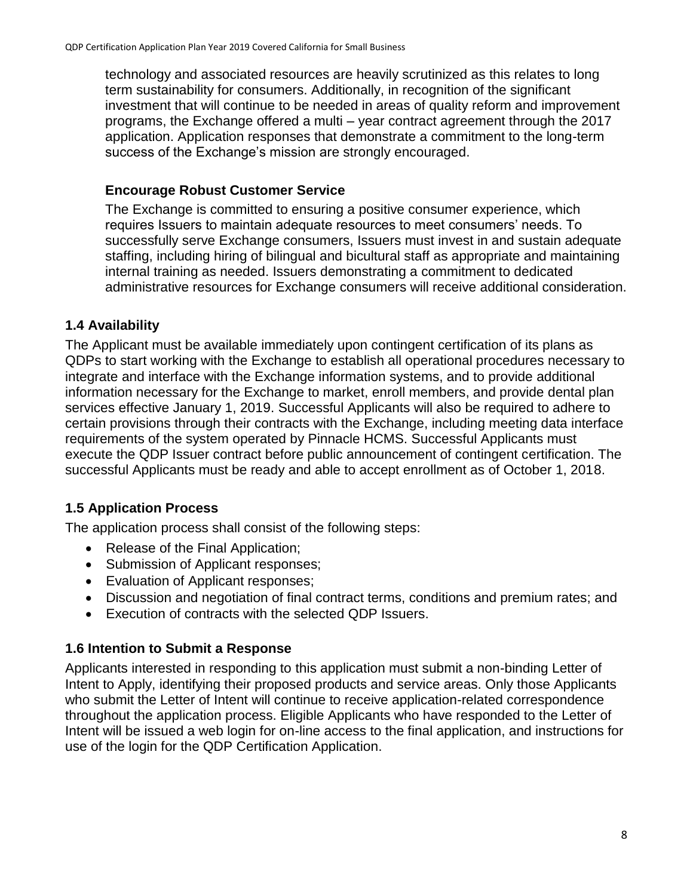technology and associated resources are heavily scrutinized as this relates to long term sustainability for consumers. Additionally, in recognition of the significant investment that will continue to be needed in areas of quality reform and improvement programs, the Exchange offered a multi – year contract agreement through the 2017 application. Application responses that demonstrate a commitment to the long-term success of the Exchange's mission are strongly encouraged.

**Encourage Robust Customer Service**

The Exchange is committed to ensuring a positive consumer experience, which requires Issuers to maintain adequate resources to meet consumers' needs. To successfully serve Exchange consumers, Issuers must invest in and sustain adequate staffing, including hiring of bilingual and bicultural staff as appropriate and maintaining internal training as needed. Issuers demonstrating a commitment to dedicated administrative resources for Exchange consumers will receive additional consideration.

### 1.4 Availability

The Applicant must be available immediately upon contingent certification of its plans as QDPs to start working with the Exchange to establish all operational procedures necessary to integrate and interface with the Exchange information systems, and to provide additional information necessary for the Exchange to market, enroll members, and provide dental plan services effective January 1, 2019. Successful Applicants will also be required to adhere to certain provisions through their contracts with the Exchange, including meeting data interface requirements of the system operated by Pinnacle HCMS. Successful Applicants must execute the QDP Issuer contract before public announcement of contingent certification. The successful Applicants must be ready and able to accept enrollment as of October 1, 2018.

### 1.5 Application Process

The application process shall consist of the following steps:

- Release of the Final Application;
- Submission of Applicant responses;
- Evaluation of Applicant responses;
- Discussion and negotiation of final contract terms, conditions and premium rates; and
- Execution of contracts with the selected QDP Issuers.

### 1.6 Intention to Submit a Response

Applicants interested in responding to this application must submit a non-binding Letter of Intent to Apply, identifying their proposed products and service areas. Only those Applicants who submit the Letter of Intent will continue to receive application-related correspondence throughout the application process. Eligible Applicants who have responded to the Letter of Intent will be issued a web login for on-line access to the final application, and instructions for use of the login for the QDP Certification Application.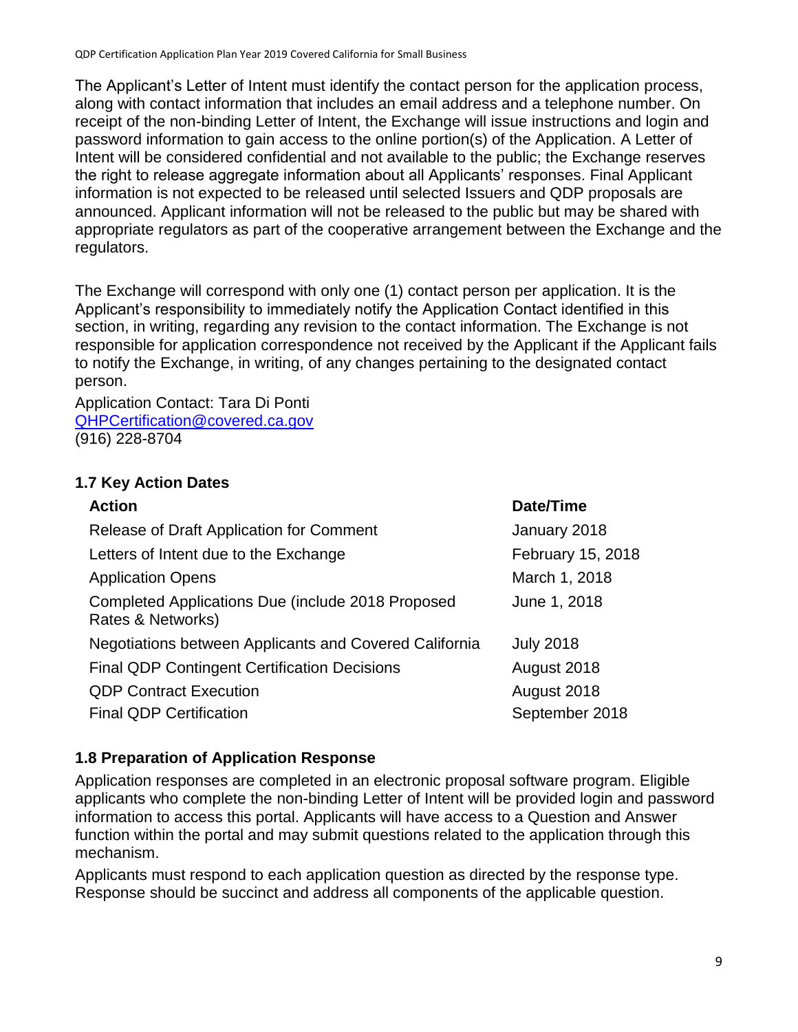The Applicant's Letter of Intent must identify the contact person for the application process, along with contact information that includes an email address and a telephone number. On receipt of the non-binding Letter of Intent, the Exchange will issue instructions and login and password information to gain access to the online portion(s) of the Application. A Letter of Intent will be considered confidential and not available to the public; the Exchange reserves the right to release aggregate information about all Applicants' responses. Final Applicant information is not expected to be released until selected Issuers and QDP proposals are announced. Applicant information will not be released to the public but may be shared with appropriate regulators as part of the cooperative arrangement between the Exchange and the regulators.

The Exchange will correspond with only one (1) contact person per application. It is the Applicant's responsibility to immediately notify the Application Contact identified in this section, in writing, regarding any revision to the contact information. The Exchange is not responsible for application correspondence not received by the Applicant if the Applicant fails to notify the Exchange, in writing, of any changes pertaining to the designated contact person.

Application Contact: Tara Di Ponti
QHPCertification@covered.ca.gov
(916) 228-8704

### 1.7 Key Action Dates

| Action | Date/Time |
|---|---|
| Release of Draft Application for Comment | January 2018 |
| Letters of Intent due to the Exchange | February 15, 2018 |
| Application Opens | March 1, 2018 |
| Completed Applications Due (include 2018 Proposed Rates & Networks) | June 1, 2018 |
| Negotiations between Applicants and Covered California | July 2018 |
| Final QDP Contingent Certification Decisions | August 2018 |
| QDP Contract Execution | August 2018 |
| Final QDP Certification | September 2018 |

### 1.8 Preparation of Application Response

Application responses are completed in an electronic proposal software program. Eligible applicants who complete the non-binding Letter of Intent will be provided login and password information to access this portal. Applicants will have access to a Question and Answer function within the portal and may submit questions related to the application through this mechanism.

Applicants must respond to each application question as directed by the response type. Response should be succinct and address all components of the applicable question.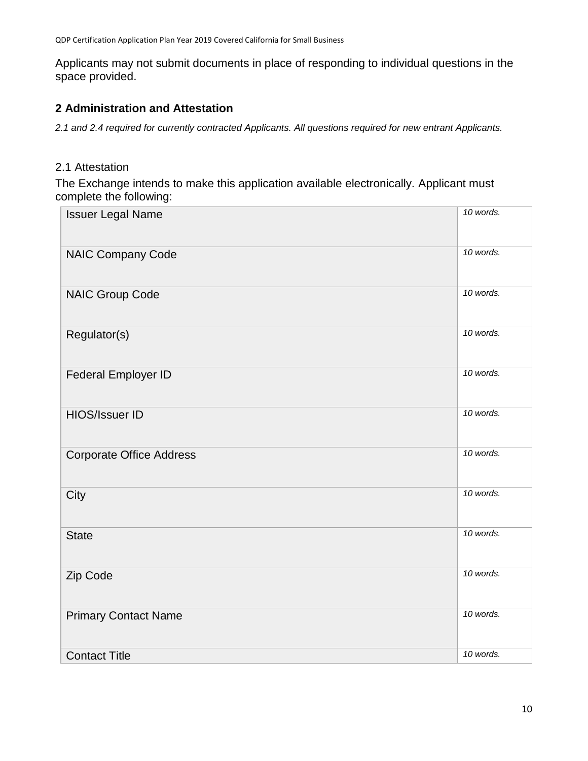Applicants may not submit documents in place of responding to individual questions in the space provided.

## 2 Administration and Attestation

*2.1 and 2.4 required for currently contracted Applicants. All questions required for new entrant Applicants.*

### 2.1 Attestation

The Exchange intends to make this application available electronically. Applicant must complete the following:

| | |
|---|---|
| Issuer Legal Name | *10 words.* |
| NAIC Company Code | *10 words.* |
| NAIC Group Code | *10 words.* |
| Regulator(s) | *10 words.* |
| Federal Employer ID | *10 words.* |
| HIOS/Issuer ID | *10 words.* |
| Corporate Office Address | *10 words.* |
| City | *10 words.* |
| State | *10 words.* |
| Zip Code | *10 words.* |
| Primary Contact Name | *10 words.* |
| Contact Title | *10 words.* |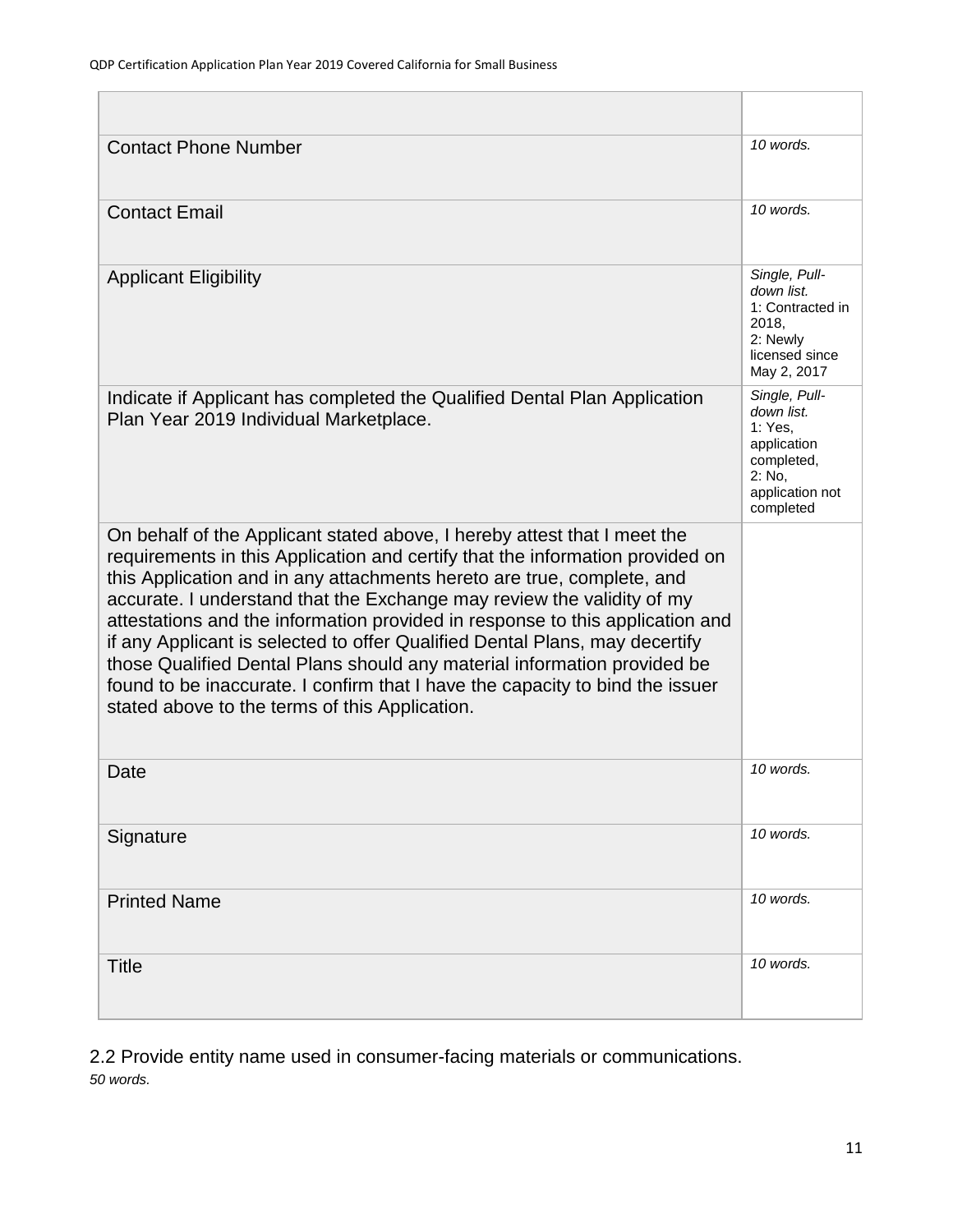| | |
|---|---|
| Contact Phone Number | *10 words.* |
| Contact Email | *10 words.* |
| Applicant Eligibility | *Single, Pull-down list.* 1: Contracted in 2018, 2: Newly licensed since May 2, 2017 |
| Indicate if Applicant has completed the Qualified Dental Plan Application Plan Year 2019 Individual Marketplace. | *Single, Pull-down list.* 1: Yes, application completed, 2: No, application not completed |
| On behalf of the Applicant stated above, I hereby attest that I meet the requirements in this Application and certify that the information provided on this Application and in any attachments hereto are true, complete, and accurate. I understand that the Exchange may review the validity of my attestations and the information provided in response to this application and if any Applicant is selected to offer Qualified Dental Plans, may decertify those Qualified Dental Plans should any material information provided be found to be inaccurate. I confirm that I have the capacity to bind the issuer stated above to the terms of this Application. | |
| Date | *10 words.* |
| Signature | *10 words.* |
| Printed Name | *10 words.* |
| Title | *10 words.* |

2.2 Provide entity name used in consumer-facing materials or communications.
*50 words.*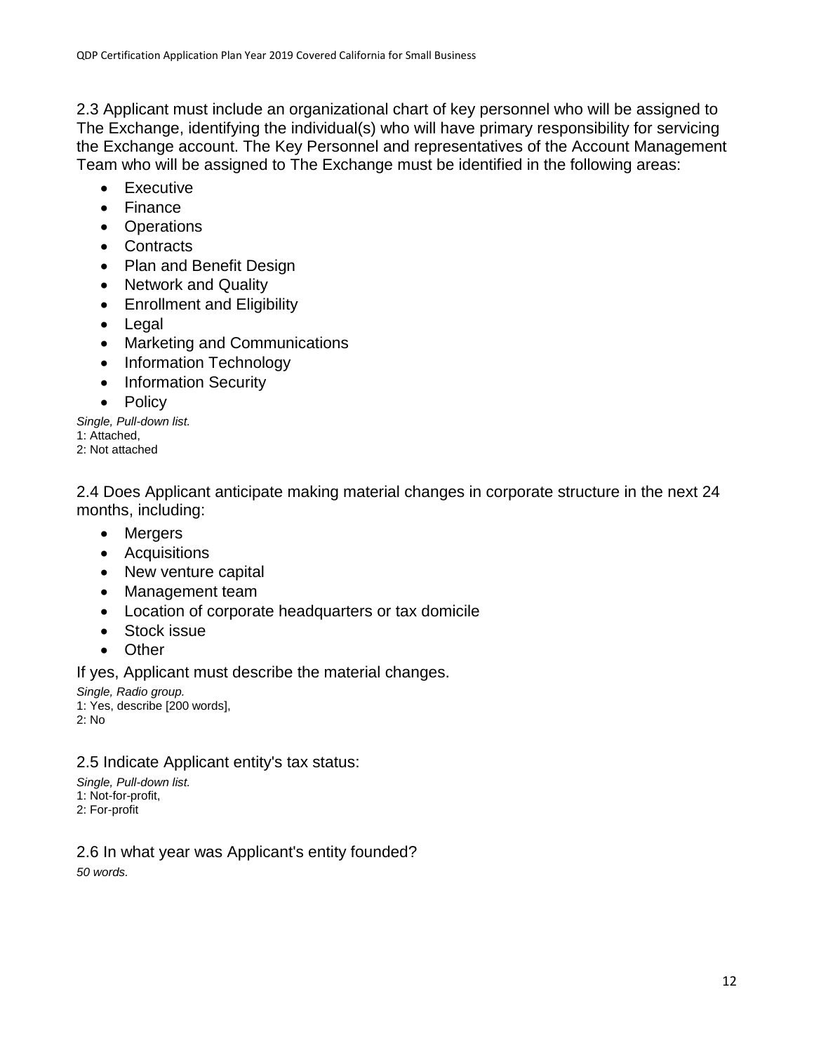2.3 Applicant must include an organizational chart of key personnel who will be assigned to The Exchange, identifying the individual(s) who will have primary responsibility for servicing the Exchange account. The Key Personnel and representatives of the Account Management Team who will be assigned to The Exchange must be identified in the following areas:

- Executive
- Finance
- Operations
- Contracts
- Plan and Benefit Design
- Network and Quality
- Enrollment and Eligibility
- Legal
- Marketing and Communications
- Information Technology
- Information Security
- Policy

*Single, Pull-down list.*
1: Attached,
2: Not attached

2.4 Does Applicant anticipate making material changes in corporate structure in the next 24 months, including:

- Mergers
- Acquisitions
- New venture capital
- Management team
- Location of corporate headquarters or tax domicile
- Stock issue
- Other

If yes, Applicant must describe the material changes.

*Single, Radio group.*
1: Yes, describe [200 words],
2: No

2.5 Indicate Applicant entity's tax status:

*Single, Pull-down list.*
1: Not-for-profit,
2: For-profit

2.6 In what year was Applicant's entity founded?

*50 words.*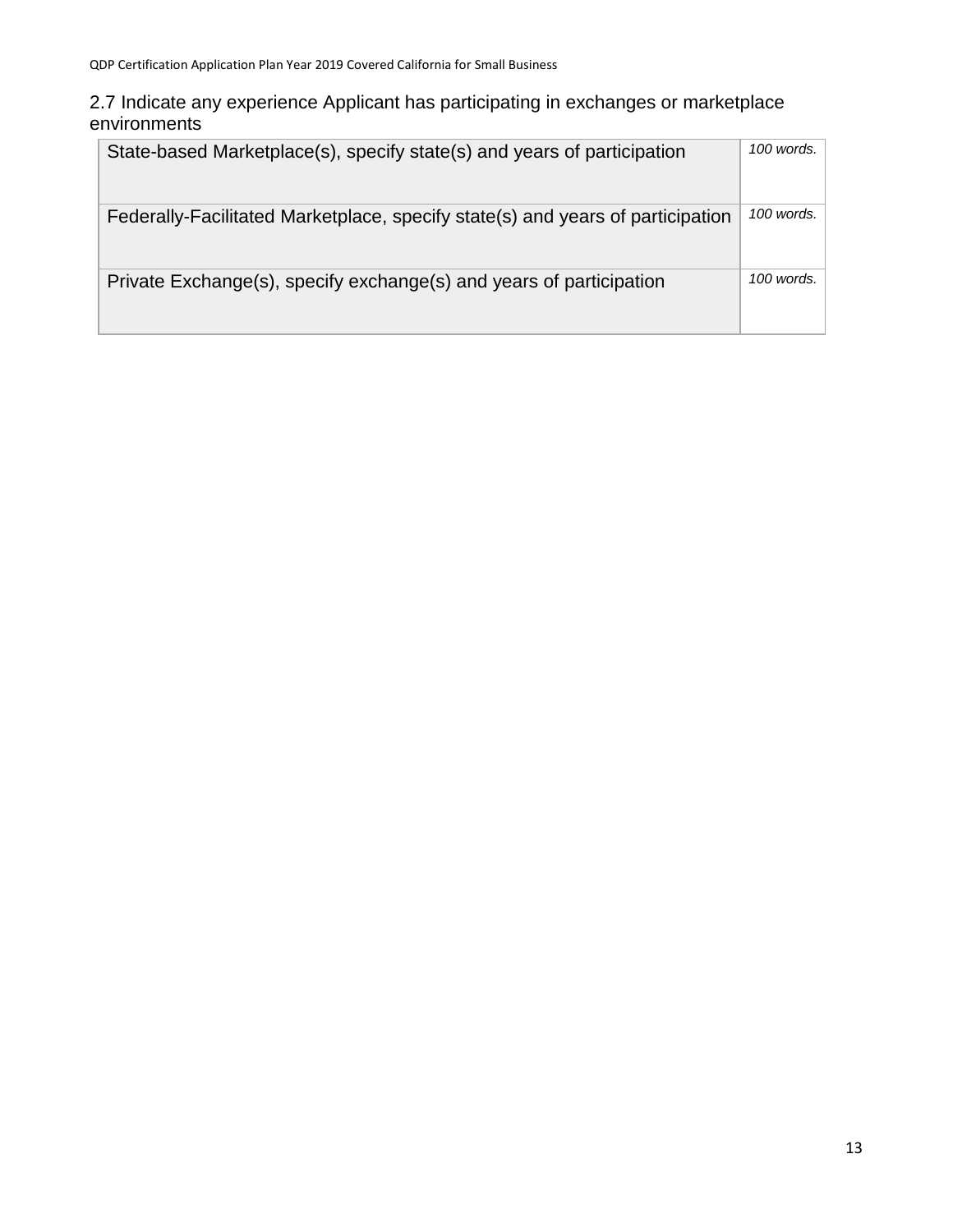## 2.7 Indicate any experience Applicant has participating in exchanges or marketplace environments

| | |
|---|---|
| State-based Marketplace(s), specify state(s) and years of participation | *100 words.* |
| Federally-Facilitated Marketplace, specify state(s) and years of participation | *100 words.* |
| Private Exchange(s), specify exchange(s) and years of participation | *100 words.* |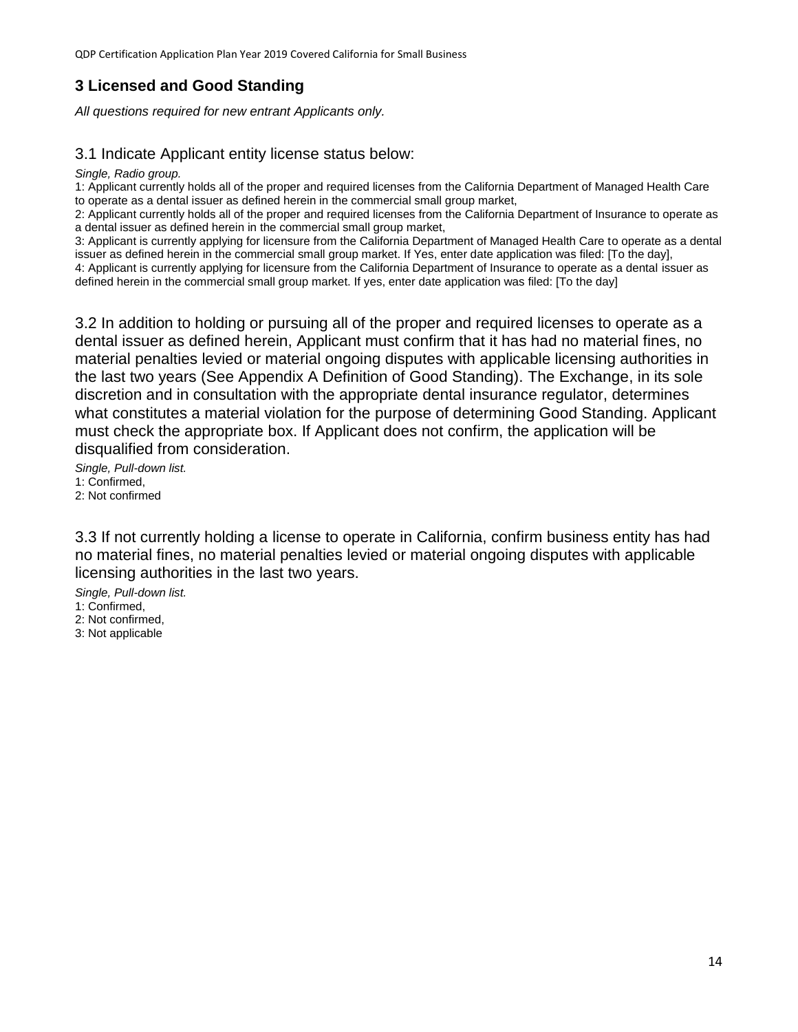## 3 Licensed and Good Standing

*All questions required for new entrant Applicants only.*

### 3.1 Indicate Applicant entity license status below:

*Single, Radio group.*

1: Applicant currently holds all of the proper and required licenses from the California Department of Managed Health Care to operate as a dental issuer as defined herein in the commercial small group market,

2: Applicant currently holds all of the proper and required licenses from the California Department of Insurance to operate as a dental issuer as defined herein in the commercial small group market,

3: Applicant is currently applying for licensure from the California Department of Managed Health Care to operate as a dental issuer as defined herein in the commercial small group market. If Yes, enter date application was filed: [To the day],

4: Applicant is currently applying for licensure from the California Department of Insurance to operate as a dental issuer as defined herein in the commercial small group market. If yes, enter date application was filed: [To the day]

### 3.2 In addition to holding or pursuing all of the proper and required licenses to operate as a dental issuer as defined herein, Applicant must confirm that it has had no material fines, no material penalties levied or material ongoing disputes with applicable licensing authorities in the last two years (See Appendix A Definition of Good Standing). The Exchange, in its sole discretion and in consultation with the appropriate dental insurance regulator, determines what constitutes a material violation for the purpose of determining Good Standing. Applicant must check the appropriate box. If Applicant does not confirm, the application will be disqualified from consideration.

*Single, Pull-down list.*

1: Confirmed,

2: Not confirmed

### 3.3 If not currently holding a license to operate in California, confirm business entity has had no material fines, no material penalties levied or material ongoing disputes with applicable licensing authorities in the last two years.

*Single, Pull-down list.*

1: Confirmed,

2: Not confirmed,

3: Not applicable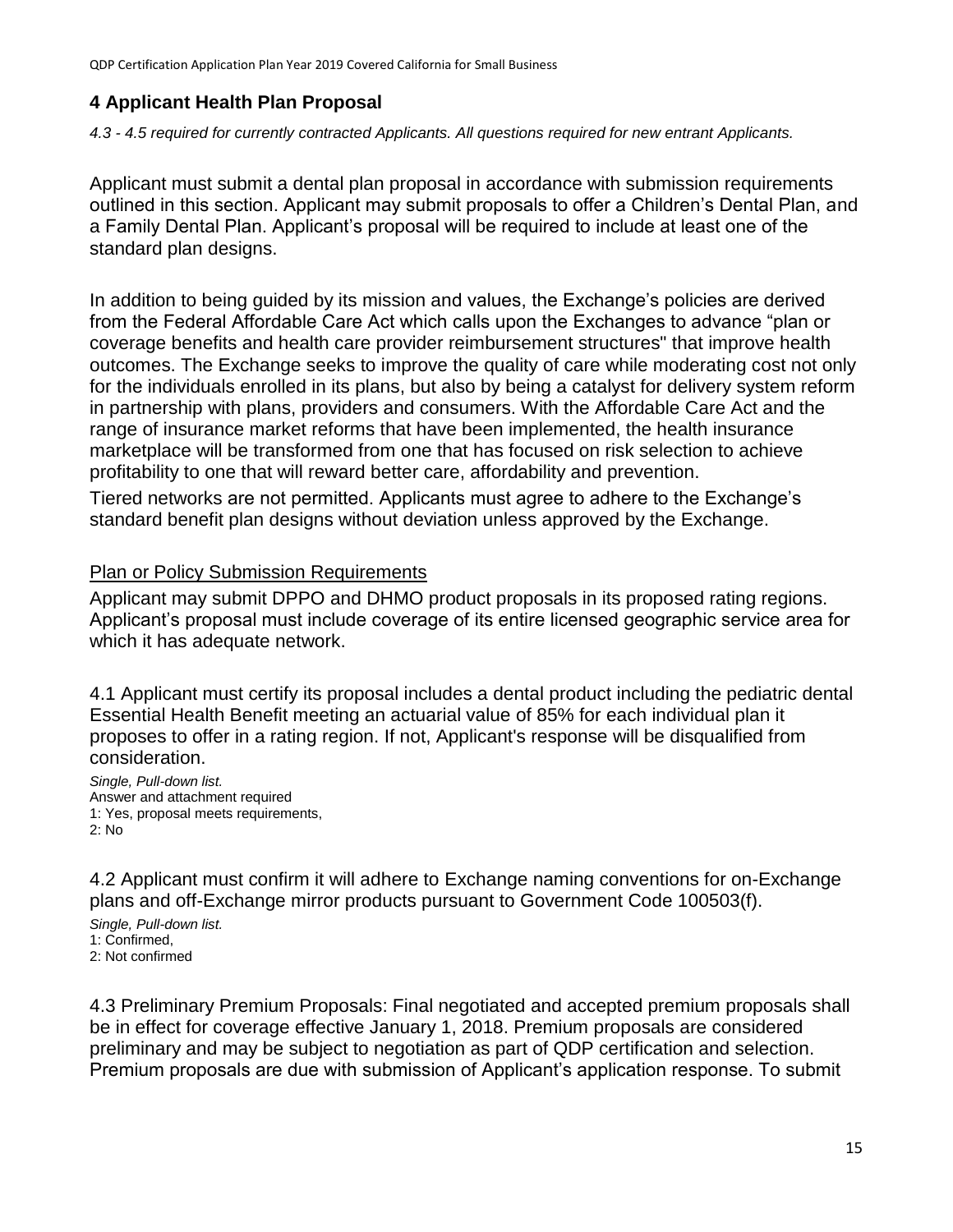## 4 Applicant Health Plan Proposal

*4.3 - 4.5 required for currently contracted Applicants. All questions required for new entrant Applicants.*

Applicant must submit a dental plan proposal in accordance with submission requirements outlined in this section. Applicant may submit proposals to offer a Children's Dental Plan, and a Family Dental Plan. Applicant's proposal will be required to include at least one of the standard plan designs.

In addition to being guided by its mission and values, the Exchange's policies are derived from the Federal Affordable Care Act which calls upon the Exchanges to advance "plan or coverage benefits and health care provider reimbursement structures" that improve health outcomes. The Exchange seeks to improve the quality of care while moderating cost not only for the individuals enrolled in its plans, but also by being a catalyst for delivery system reform in partnership with plans, providers and consumers. With the Affordable Care Act and the range of insurance market reforms that have been implemented, the health insurance marketplace will be transformed from one that has focused on risk selection to achieve profitability to one that will reward better care, affordability and prevention.

Tiered networks are not permitted. Applicants must agree to adhere to the Exchange's standard benefit plan designs without deviation unless approved by the Exchange.

<u>Plan or Policy Submission Requirements</u>

Applicant may submit DPPO and DHMO product proposals in its proposed rating regions. Applicant's proposal must include coverage of its entire licensed geographic service area for which it has adequate network.

4.1 Applicant must certify its proposal includes a dental product including the pediatric dental Essential Health Benefit meeting an actuarial value of 85% for each individual plan it proposes to offer in a rating region. If not, Applicant's response will be disqualified from consideration.

*Single, Pull-down list.*
Answer and attachment required
1: Yes, proposal meets requirements,
2: No

4.2 Applicant must confirm it will adhere to Exchange naming conventions for on-Exchange plans and off-Exchange mirror products pursuant to Government Code 100503(f).

*Single, Pull-down list.*
1: Confirmed,
2: Not confirmed

4.3 Preliminary Premium Proposals: Final negotiated and accepted premium proposals shall be in effect for coverage effective January 1, 2018. Premium proposals are considered preliminary and may be subject to negotiation as part of QDP certification and selection. Premium proposals are due with submission of Applicant's application response. To submit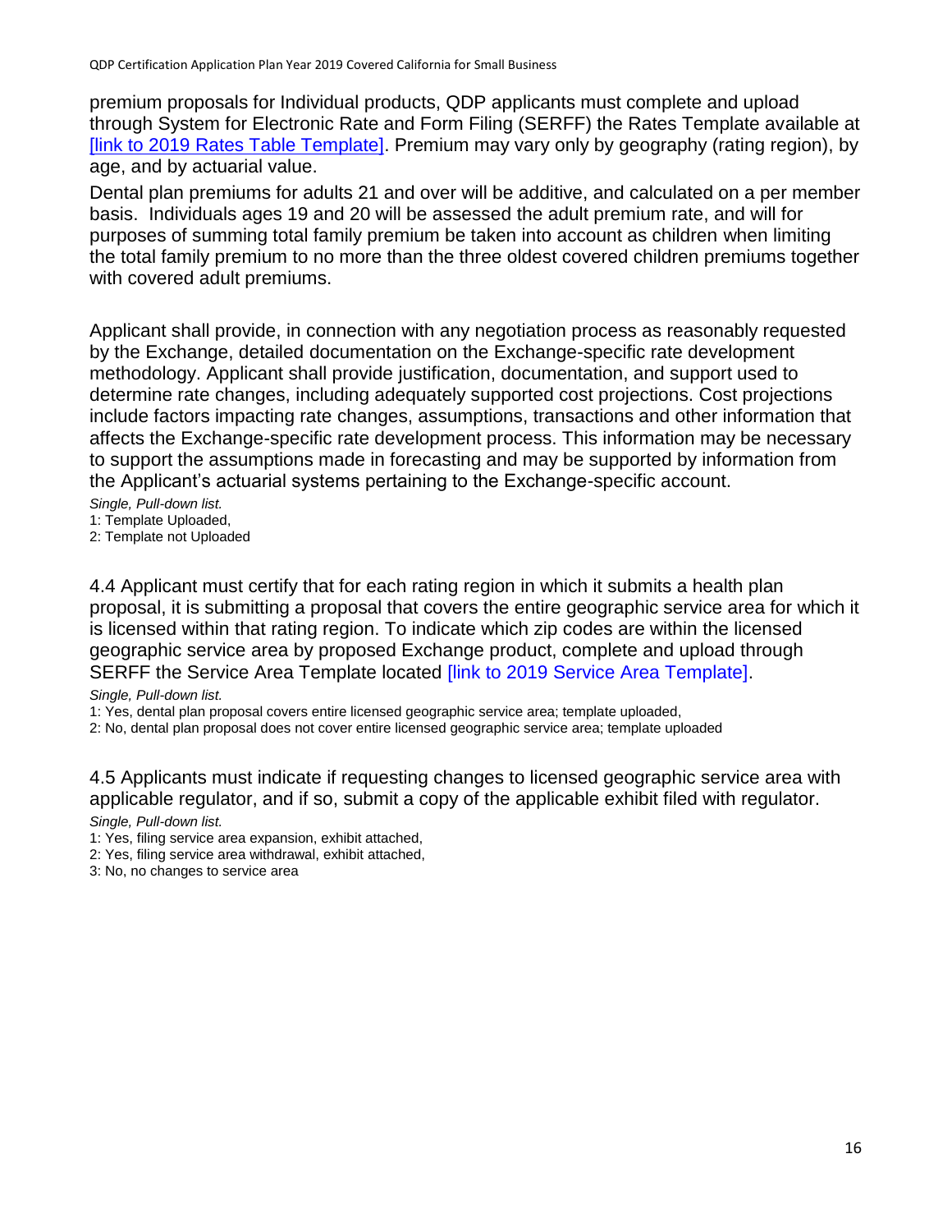premium proposals for Individual products, QDP applicants must complete and upload through System for Electronic Rate and Form Filing (SERFF) the Rates Template available at [link to 2019 Rates Table Template]. Premium may vary only by geography (rating region), by age, and by actuarial value.

Dental plan premiums for adults 21 and over will be additive, and calculated on a per member basis. Individuals ages 19 and 20 will be assessed the adult premium rate, and will for purposes of summing total family premium be taken into account as children when limiting the total family premium to no more than the three oldest covered children premiums together with covered adult premiums.

Applicant shall provide, in connection with any negotiation process as reasonably requested by the Exchange, detailed documentation on the Exchange-specific rate development methodology. Applicant shall provide justification, documentation, and support used to determine rate changes, including adequately supported cost projections. Cost projections include factors impacting rate changes, assumptions, transactions and other information that affects the Exchange-specific rate development process. This information may be necessary to support the assumptions made in forecasting and may be supported by information from the Applicant's actuarial systems pertaining to the Exchange-specific account.

*Single, Pull-down list.*
1: Template Uploaded,
2: Template not Uploaded

4.4 Applicant must certify that for each rating region in which it submits a health plan proposal, it is submitting a proposal that covers the entire geographic service area for which it is licensed within that rating region. To indicate which zip codes are within the licensed geographic service area by proposed Exchange product, complete and upload through SERFF the Service Area Template located [link to 2019 Service Area Template].

*Single, Pull-down list.*
1: Yes, dental plan proposal covers entire licensed geographic service area; template uploaded,
2: No, dental plan proposal does not cover entire licensed geographic service area; template uploaded

4.5 Applicants must indicate if requesting changes to licensed geographic service area with applicable regulator, and if so, submit a copy of the applicable exhibit filed with regulator.

*Single, Pull-down list.*
1: Yes, filing service area expansion, exhibit attached,
2: Yes, filing service area withdrawal, exhibit attached,
3: No, no changes to service area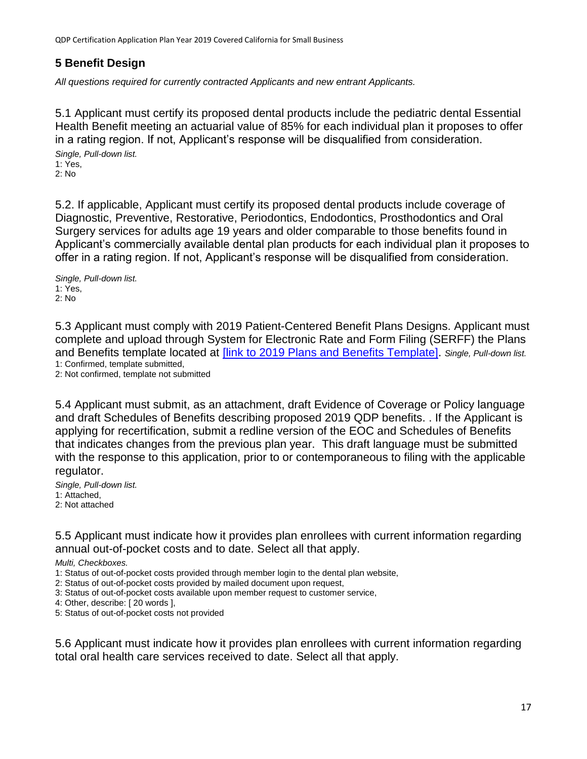## 5 Benefit Design

*All questions required for currently contracted Applicants and new entrant Applicants.*

5.1 Applicant must certify its proposed dental products include the pediatric dental Essential Health Benefit meeting an actuarial value of 85% for each individual plan it proposes to offer in a rating region. If not, Applicant's response will be disqualified from consideration.

*Single, Pull-down list.*
1: Yes,
2: No

5.2. If applicable, Applicant must certify its proposed dental products include coverage of Diagnostic, Preventive, Restorative, Periodontics, Endodontics, Prosthodontics and Oral Surgery services for adults age 19 years and older comparable to those benefits found in Applicant's commercially available dental plan products for each individual plan it proposes to offer in a rating region. If not, Applicant's response will be disqualified from consideration.

*Single, Pull-down list.*
1: Yes,
2: No

5.3 Applicant must comply with 2019 Patient-Centered Benefit Plans Designs. Applicant must complete and upload through System for Electronic Rate and Form Filing (SERFF) the Plans and Benefits template located at [link to 2019 Plans and Benefits Template]. *Single, Pull-down list.*
1: Confirmed, template submitted,
2: Not confirmed, template not submitted

5.4 Applicant must submit, as an attachment, draft Evidence of Coverage or Policy language and draft Schedules of Benefits describing proposed 2019 QDP benefits. . If the Applicant is applying for recertification, submit a redline version of the EOC and Schedules of Benefits that indicates changes from the previous plan year. This draft language must be submitted with the response to this application, prior to or contemporaneous to filing with the applicable regulator.

*Single, Pull-down list.*
1: Attached,
2: Not attached

5.5 Applicant must indicate how it provides plan enrollees with current information regarding annual out-of-pocket costs and to date. Select all that apply.

*Multi, Checkboxes.*
1: Status of out-of-pocket costs provided through member login to the dental plan website,
2: Status of out-of-pocket costs provided by mailed document upon request,
3: Status of out-of-pocket costs available upon member request to customer service,
4: Other, describe: [ 20 words ],
5: Status of out-of-pocket costs not provided

5.6 Applicant must indicate how it provides plan enrollees with current information regarding total oral health care services received to date. Select all that apply.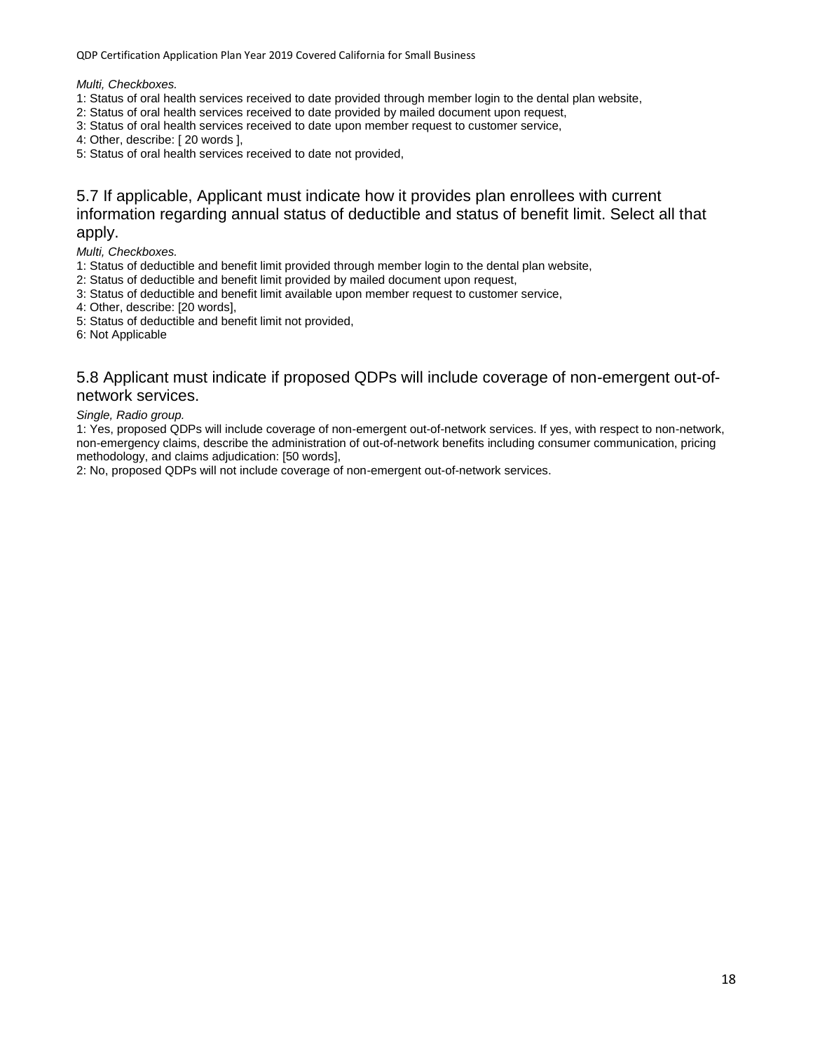*Multi, Checkboxes.*

1: Status of oral health services received to date provided through member login to the dental plan website,
2: Status of oral health services received to date provided by mailed document upon request,
3: Status of oral health services received to date upon member request to customer service,
4: Other, describe: [ 20 words ],
5: Status of oral health services received to date not provided,

### 5.7 If applicable, Applicant must indicate how it provides plan enrollees with current information regarding annual status of deductible and status of benefit limit. Select all that apply.

*Multi, Checkboxes.*

1: Status of deductible and benefit limit provided through member login to the dental plan website,
2: Status of deductible and benefit limit provided by mailed document upon request,
3: Status of deductible and benefit limit available upon member request to customer service,
4: Other, describe: [20 words],
5: Status of deductible and benefit limit not provided,
6: Not Applicable

### 5.8 Applicant must indicate if proposed QDPs will include coverage of non-emergent out-of-network services.

*Single, Radio group.*

1: Yes, proposed QDPs will include coverage of non-emergent out-of-network services. If yes, with respect to non-network, non-emergency claims, describe the administration of out-of-network benefits including consumer communication, pricing methodology, and claims adjudication: [50 words],
2: No, proposed QDPs will not include coverage of non-emergent out-of-network services.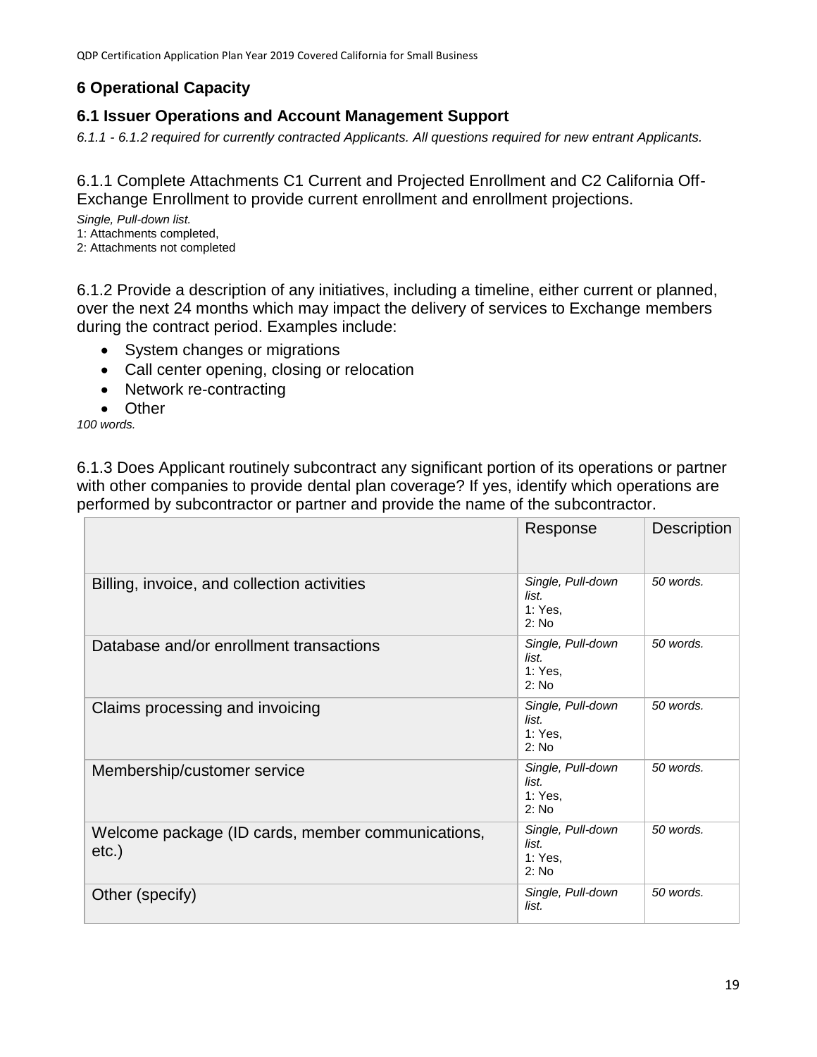## 6 Operational Capacity

### 6.1 Issuer Operations and Account Management Support

*6.1.1 - 6.1.2 required for currently contracted Applicants. All questions required for new entrant Applicants.*

6.1.1 Complete Attachments C1 Current and Projected Enrollment and C2 California Off-Exchange Enrollment to provide current enrollment and enrollment projections.

*Single, Pull-down list.*
1: Attachments completed,
2: Attachments not completed

6.1.2 Provide a description of any initiatives, including a timeline, either current or planned, over the next 24 months which may impact the delivery of services to Exchange members during the contract period. Examples include:

- System changes or migrations
- Call center opening, closing or relocation
- Network re-contracting
- Other

*100 words.*

6.1.3 Does Applicant routinely subcontract any significant portion of its operations or partner with other companies to provide dental plan coverage? If yes, identify which operations are performed by subcontractor or partner and provide the name of the subcontractor.

| | Response | Description |
|---|---|---|
| Billing, invoice, and collection activities | *Single, Pull-down list.* 1: Yes, 2: No | *50 words.* |
| Database and/or enrollment transactions | *Single, Pull-down list.* 1: Yes, 2: No | *50 words.* |
| Claims processing and invoicing | *Single, Pull-down list.* 1: Yes, 2: No | *50 words.* |
| Membership/customer service | *Single, Pull-down list.* 1: Yes, 2: No | *50 words.* |
| Welcome package (ID cards, member communications, etc.) | *Single, Pull-down list.* 1: Yes, 2: No | *50 words.* |
| Other (specify) | *Single, Pull-down list.* | *50 words.* |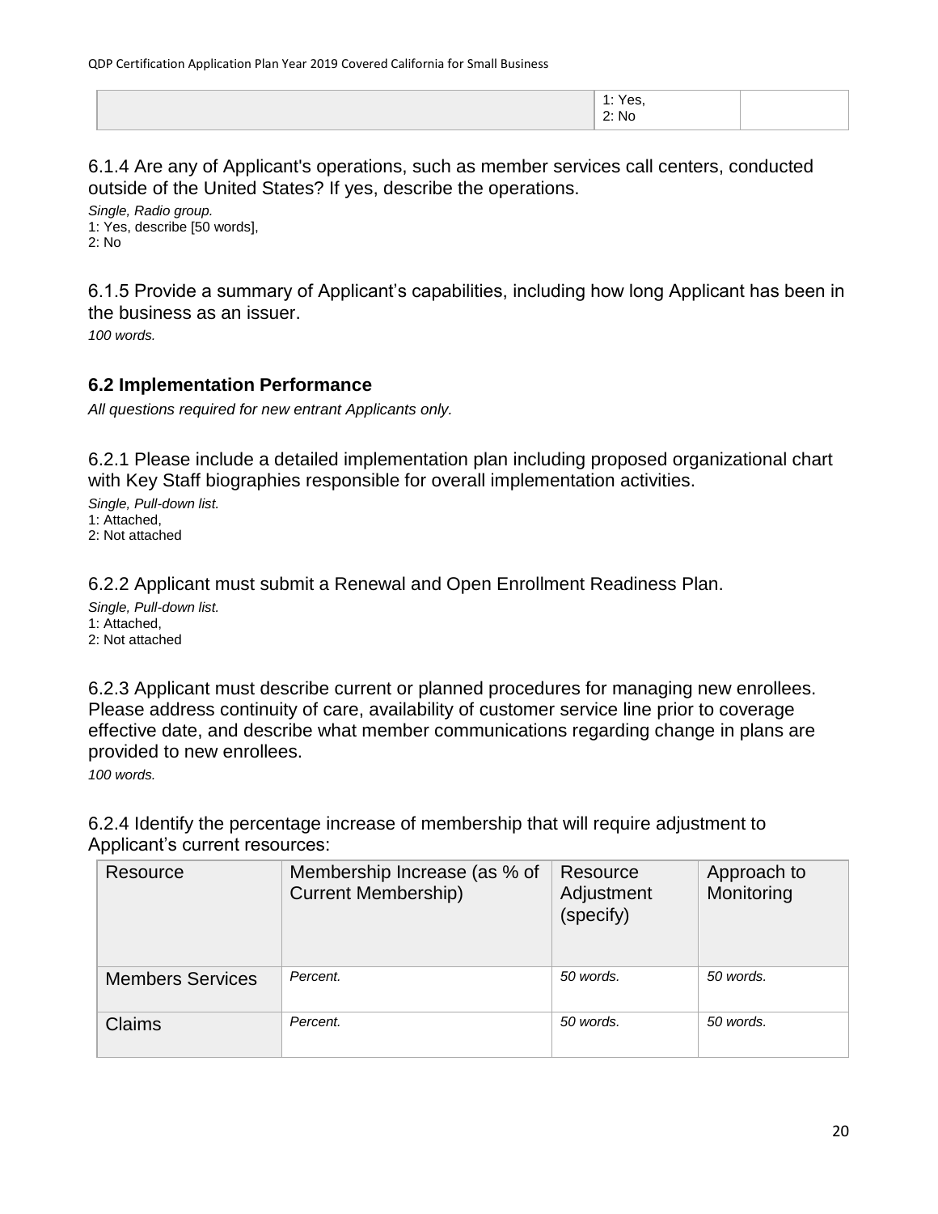| | 1: Yes,<br>2: No | |
|---|---|---|

6.1.4 Are any of Applicant's operations, such as member services call centers, conducted outside of the United States? If yes, describe the operations.

*Single, Radio group.*
1: Yes, describe [50 words],
2: No

6.1.5 Provide a summary of Applicant's capabilities, including how long Applicant has been in the business as an issuer.

*100 words.*

### 6.2 Implementation Performance

*All questions required for new entrant Applicants only.*

6.2.1 Please include a detailed implementation plan including proposed organizational chart with Key Staff biographies responsible for overall implementation activities.

*Single, Pull-down list.*
1: Attached,
2: Not attached

6.2.2 Applicant must submit a Renewal and Open Enrollment Readiness Plan.

*Single, Pull-down list.*
1: Attached,
2: Not attached

6.2.3 Applicant must describe current or planned procedures for managing new enrollees. Please address continuity of care, availability of customer service line prior to coverage effective date, and describe what member communications regarding change in plans are provided to new enrollees.

*100 words.*

6.2.4 Identify the percentage increase of membership that will require adjustment to Applicant's current resources:

| Resource | Membership Increase (as % of Current Membership) | Resource Adjustment (specify) | Approach to Monitoring |
|---|---|---|---|
| Members Services | *Percent.* | *50 words.* | *50 words.* |
| Claims | *Percent.* | *50 words.* | *50 words.* |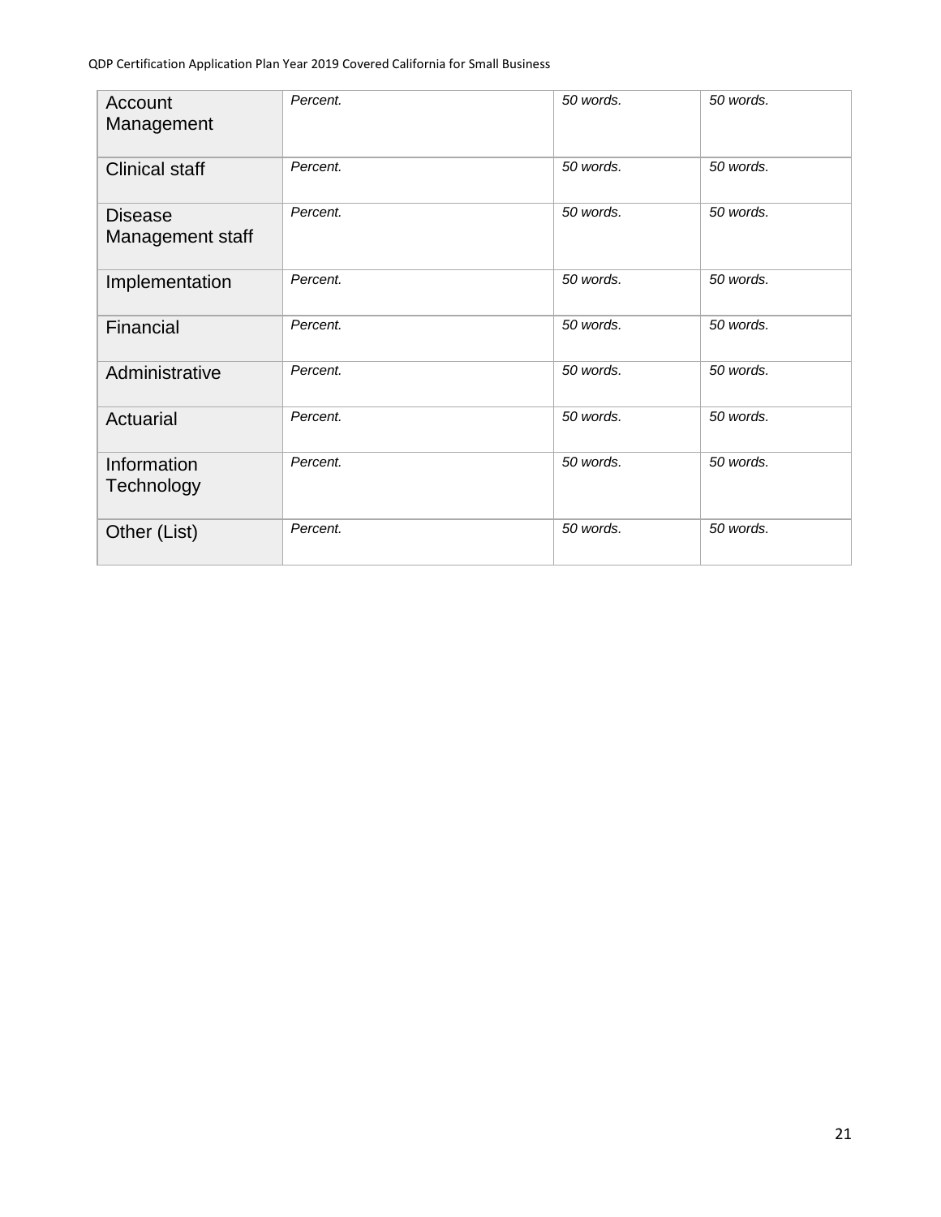| | | | |
|---|---|---|---|
| Account Management | *Percent.* | *50 words.* | *50 words.* |
| Clinical staff | *Percent.* | *50 words.* | *50 words.* |
| Disease Management staff | *Percent.* | *50 words.* | *50 words.* |
| Implementation | *Percent.* | *50 words.* | *50 words.* |
| Financial | *Percent.* | *50 words.* | *50 words.* |
| Administrative | *Percent.* | *50 words.* | *50 words.* |
| Actuarial | *Percent.* | *50 words.* | *50 words.* |
| Information Technology | *Percent.* | *50 words.* | *50 words.* |
| Other (List) | *Percent.* | *50 words.* | *50 words.* |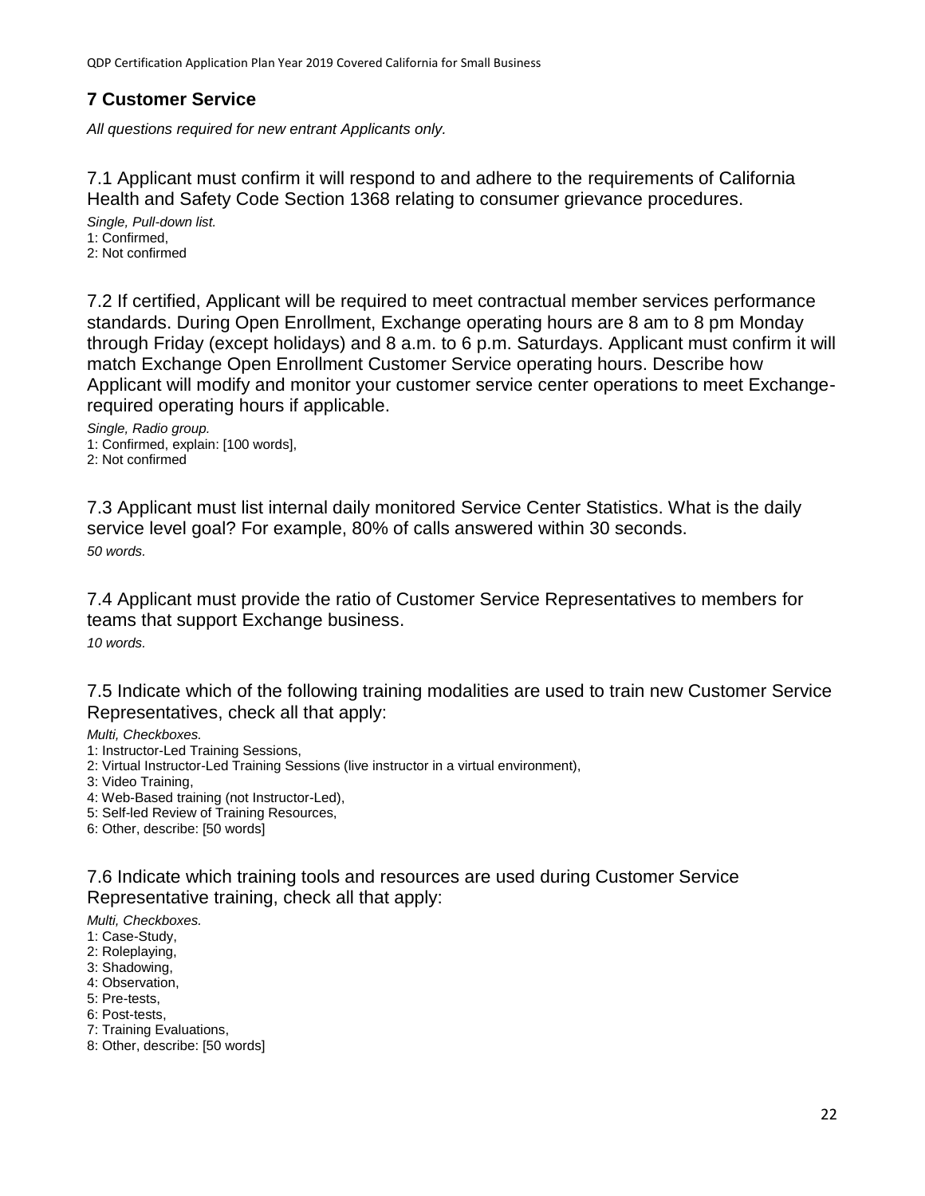## 7 Customer Service

*All questions required for new entrant Applicants only.*

### 7.1 Applicant must confirm it will respond to and adhere to the requirements of California Health and Safety Code Section 1368 relating to consumer grievance procedures.

*Single, Pull-down list.*
1: Confirmed,
2: Not confirmed

### 7.2 If certified, Applicant will be required to meet contractual member services performance standards. During Open Enrollment, Exchange operating hours are 8 am to 8 pm Monday through Friday (except holidays) and 8 a.m. to 6 p.m. Saturdays. Applicant must confirm it will match Exchange Open Enrollment Customer Service operating hours. Describe how Applicant will modify and monitor your customer service center operations to meet Exchange-required operating hours if applicable.

*Single, Radio group.*
1: Confirmed, explain: [100 words],
2: Not confirmed

### 7.3 Applicant must list internal daily monitored Service Center Statistics. What is the daily service level goal? For example, 80% of calls answered within 30 seconds.

*50 words.*

### 7.4 Applicant must provide the ratio of Customer Service Representatives to members for teams that support Exchange business.

*10 words.*

### 7.5 Indicate which of the following training modalities are used to train new Customer Service Representatives, check all that apply:

*Multi, Checkboxes.*
1: Instructor-Led Training Sessions,
2: Virtual Instructor-Led Training Sessions (live instructor in a virtual environment),
3: Video Training,
4: Web-Based training (not Instructor-Led),
5: Self-led Review of Training Resources,
6: Other, describe: [50 words]

### 7.6 Indicate which training tools and resources are used during Customer Service Representative training, check all that apply:

*Multi, Checkboxes.*
1: Case-Study,
2: Roleplaying,
3: Shadowing,
4: Observation,
5: Pre-tests,
6: Post-tests,
7: Training Evaluations,
8: Other, describe: [50 words]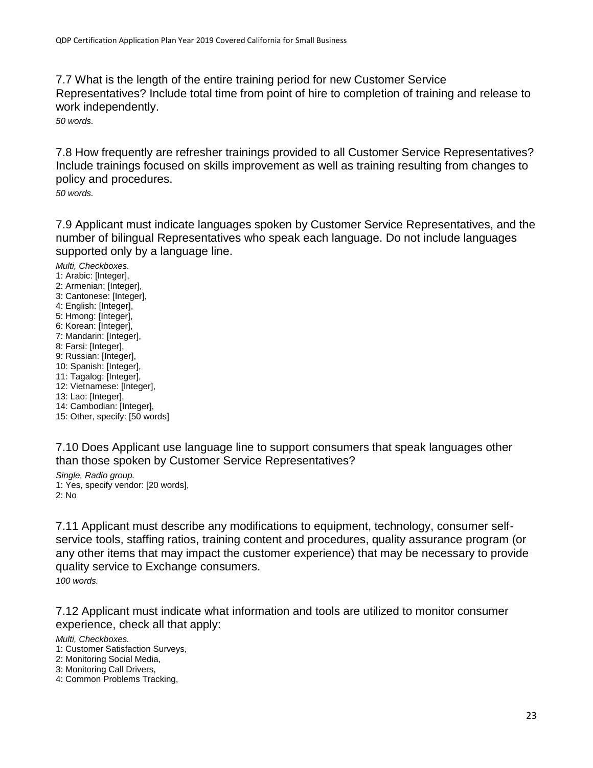7.7 What is the length of the entire training period for new Customer Service Representatives? Include total time from point of hire to completion of training and release to work independently.

*50 words.*

7.8 How frequently are refresher trainings provided to all Customer Service Representatives? Include trainings focused on skills improvement as well as training resulting from changes to policy and procedures.

*50 words.*

7.9 Applicant must indicate languages spoken by Customer Service Representatives, and the number of bilingual Representatives who speak each language. Do not include languages supported only by a language line.

*Multi, Checkboxes.*
1: Arabic: [Integer],
2: Armenian: [Integer],
3: Cantonese: [Integer],
4: English: [Integer],
5: Hmong: [Integer],
6: Korean: [Integer],
7: Mandarin: [Integer],
8: Farsi: [Integer],
9: Russian: [Integer],
10: Spanish: [Integer],
11: Tagalog: [Integer],
12: Vietnamese: [Integer],
13: Lao: [Integer],
14: Cambodian: [Integer],
15: Other, specify: [50 words]

7.10 Does Applicant use language line to support consumers that speak languages other than those spoken by Customer Service Representatives?

*Single, Radio group.*
1: Yes, specify vendor: [20 words],
2: No

7.11 Applicant must describe any modifications to equipment, technology, consumer self-service tools, staffing ratios, training content and procedures, quality assurance program (or any other items that may impact the customer experience) that may be necessary to provide quality service to Exchange consumers.

*100 words.*

7.12 Applicant must indicate what information and tools are utilized to monitor consumer experience, check all that apply:

*Multi, Checkboxes.*
1: Customer Satisfaction Surveys,
2: Monitoring Social Media,
3: Monitoring Call Drivers,
4: Common Problems Tracking,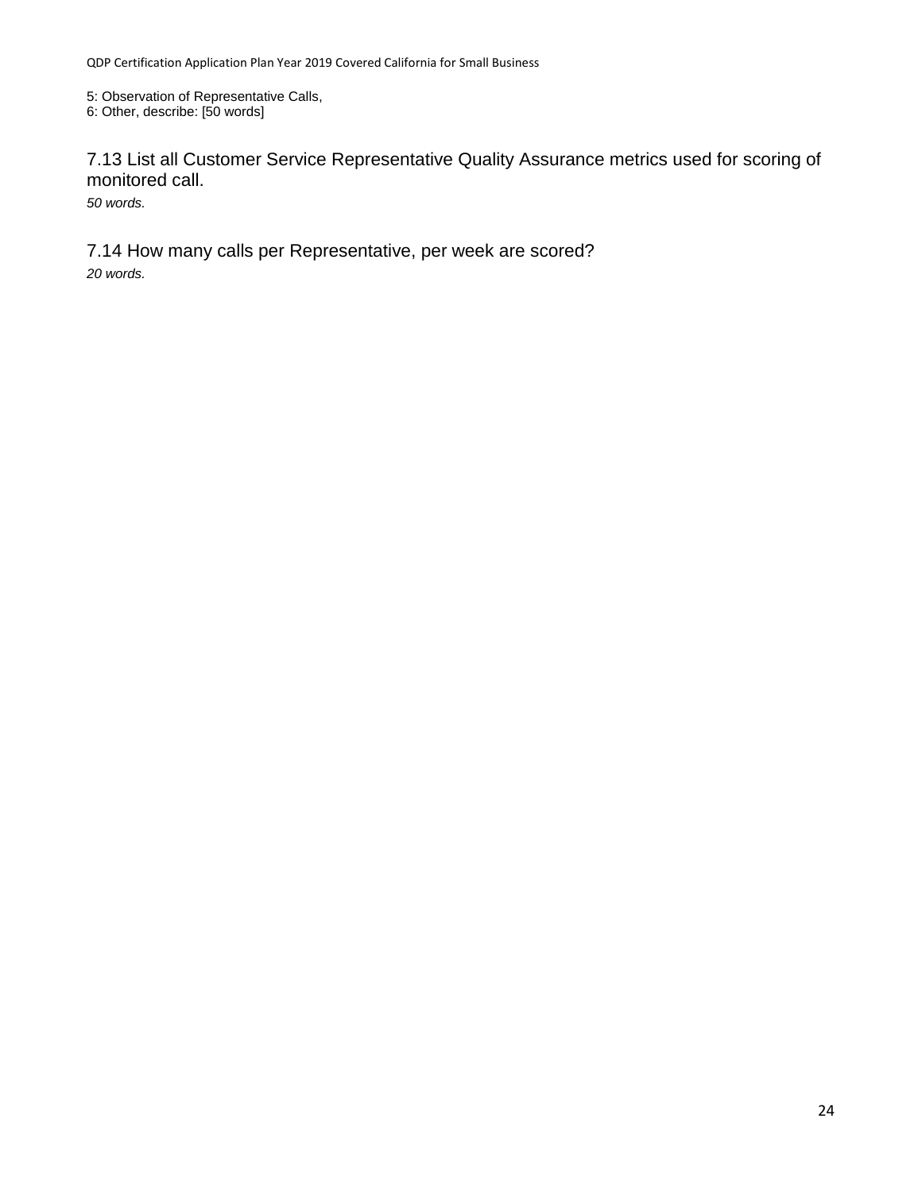5: Observation of Representative Calls,
6: Other, describe: [50 words]

## 7.13 List all Customer Service Representative Quality Assurance metrics used for scoring of monitored call.

*50 words.*

## 7.14 How many calls per Representative, per week are scored?

*20 words.*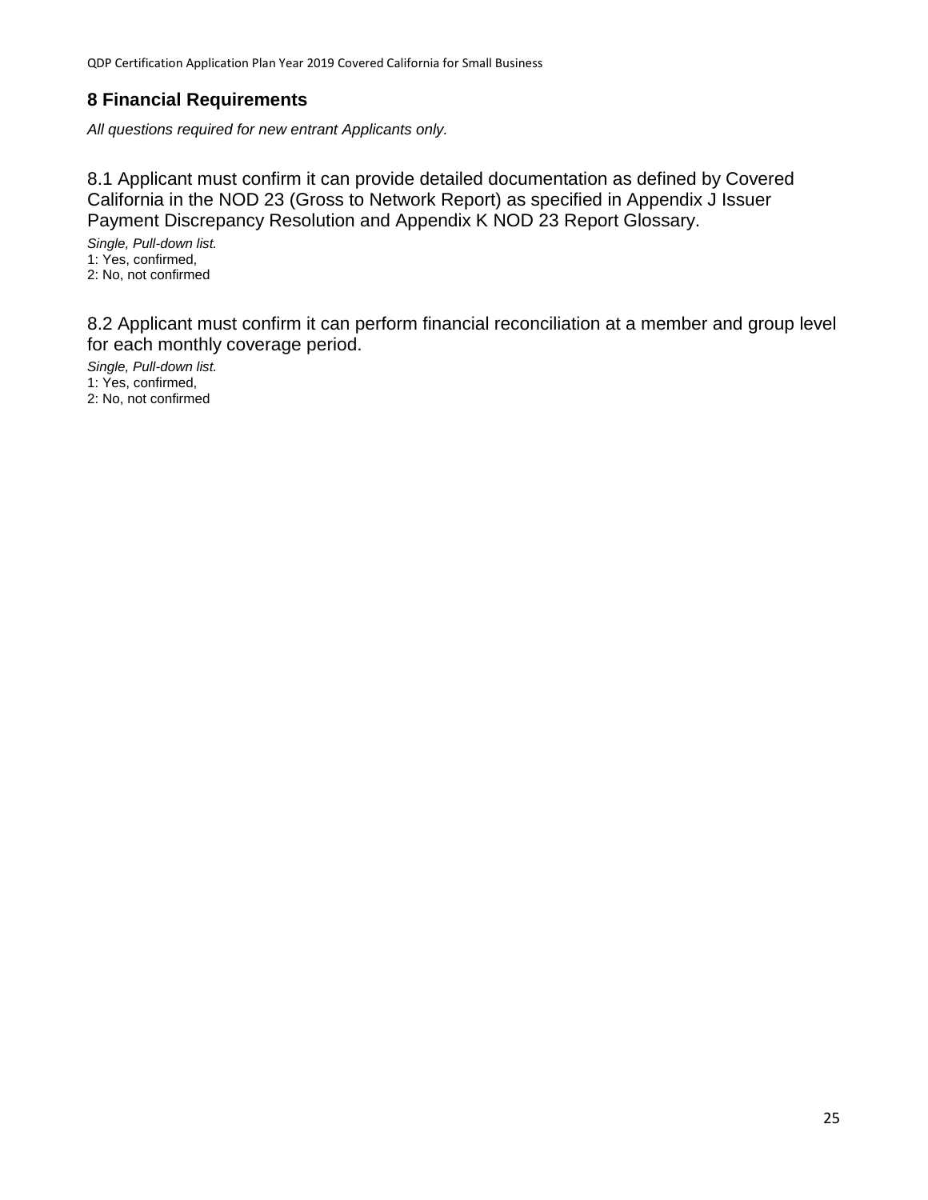## 8 Financial Requirements

*All questions required for new entrant Applicants only.*

8.1 Applicant must confirm it can provide detailed documentation as defined by Covered California in the NOD 23 (Gross to Network Report) as specified in Appendix J Issuer Payment Discrepancy Resolution and Appendix K NOD 23 Report Glossary.

*Single, Pull-down list.*
1: Yes, confirmed,
2: No, not confirmed

8.2 Applicant must confirm it can perform financial reconciliation at a member and group level for each monthly coverage period.

*Single, Pull-down list.*
1: Yes, confirmed,
2: No, not confirmed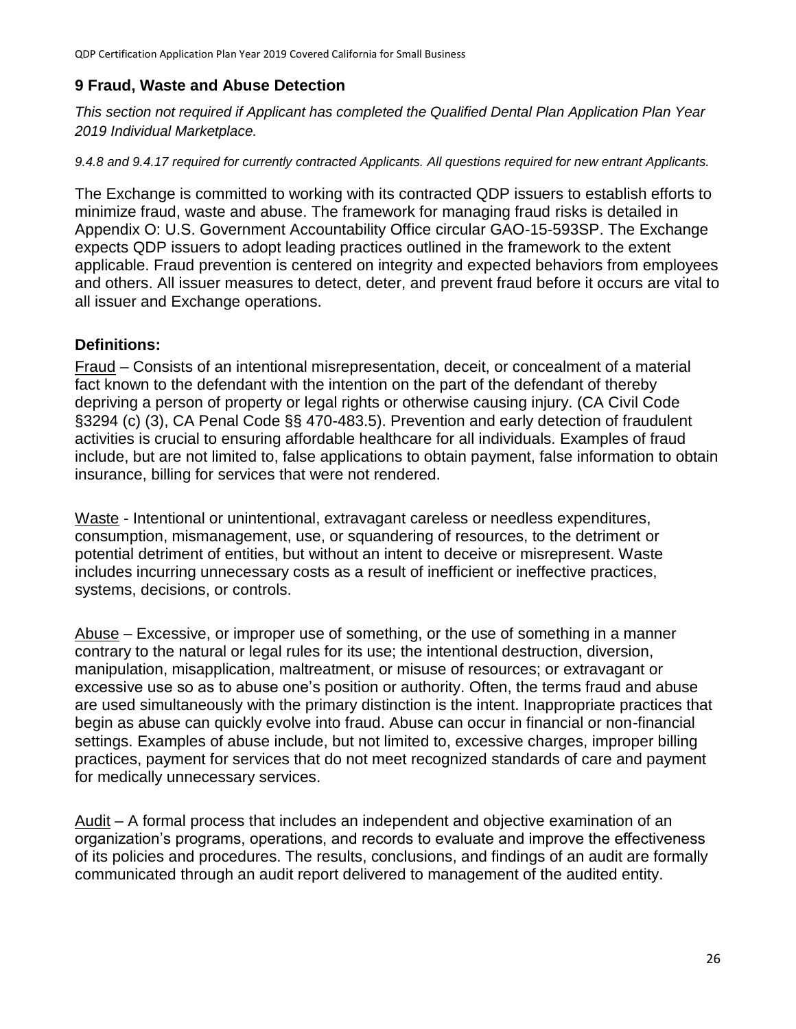## 9 Fraud, Waste and Abuse Detection

*This section not required if Applicant has completed the Qualified Dental Plan Application Plan Year 2019 Individual Marketplace.*

*9.4.8 and 9.4.17 required for currently contracted Applicants. All questions required for new entrant Applicants.*

The Exchange is committed to working with its contracted QDP issuers to establish efforts to minimize fraud, waste and abuse. The framework for managing fraud risks is detailed in Appendix O: U.S. Government Accountability Office circular GAO-15-593SP. The Exchange expects QDP issuers to adopt leading practices outlined in the framework to the extent applicable. Fraud prevention is centered on integrity and expected behaviors from employees and others. All issuer measures to detect, deter, and prevent fraud before it occurs are vital to all issuer and Exchange operations.

### Definitions:

Fraud – Consists of an intentional misrepresentation, deceit, or concealment of a material fact known to the defendant with the intention on the part of the defendant of thereby depriving a person of property or legal rights or otherwise causing injury. (CA Civil Code §3294 (c) (3), CA Penal Code §§ 470-483.5). Prevention and early detection of fraudulent activities is crucial to ensuring affordable healthcare for all individuals. Examples of fraud include, but are not limited to, false applications to obtain payment, false information to obtain insurance, billing for services that were not rendered.

Waste - Intentional or unintentional, extravagant careless or needless expenditures, consumption, mismanagement, use, or squandering of resources, to the detriment or potential detriment of entities, but without an intent to deceive or misrepresent. Waste includes incurring unnecessary costs as a result of inefficient or ineffective practices, systems, decisions, or controls.

Abuse – Excessive, or improper use of something, or the use of something in a manner contrary to the natural or legal rules for its use; the intentional destruction, diversion, manipulation, misapplication, maltreatment, or misuse of resources; or extravagant or excessive use so as to abuse one's position or authority. Often, the terms fraud and abuse are used simultaneously with the primary distinction is the intent. Inappropriate practices that begin as abuse can quickly evolve into fraud. Abuse can occur in financial or non-financial settings. Examples of abuse include, but not limited to, excessive charges, improper billing practices, payment for services that do not meet recognized standards of care and payment for medically unnecessary services.

Audit – A formal process that includes an independent and objective examination of an organization's programs, operations, and records to evaluate and improve the effectiveness of its policies and procedures. The results, conclusions, and findings of an audit are formally communicated through an audit report delivered to management of the audited entity.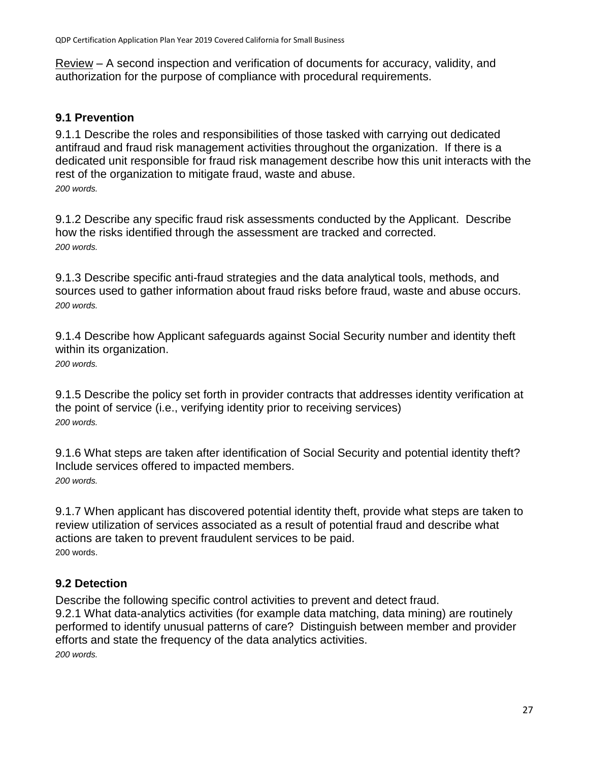Review – A second inspection and verification of documents for accuracy, validity, and authorization for the purpose of compliance with procedural requirements.

### 9.1 Prevention

9.1.1 Describe the roles and responsibilities of those tasked with carrying out dedicated antifraud and fraud risk management activities throughout the organization. If there is a dedicated unit responsible for fraud risk management describe how this unit interacts with the rest of the organization to mitigate fraud, waste and abuse.
*200 words.*

9.1.2 Describe any specific fraud risk assessments conducted by the Applicant. Describe how the risks identified through the assessment are tracked and corrected.
*200 words.*

9.1.3 Describe specific anti-fraud strategies and the data analytical tools, methods, and sources used to gather information about fraud risks before fraud, waste and abuse occurs.
*200 words.*

9.1.4 Describe how Applicant safeguards against Social Security number and identity theft within its organization.
*200 words.*

9.1.5 Describe the policy set forth in provider contracts that addresses identity verification at the point of service (i.e., verifying identity prior to receiving services)
*200 words.*

9.1.6 What steps are taken after identification of Social Security and potential identity theft? Include services offered to impacted members.
*200 words.*

9.1.7 When applicant has discovered potential identity theft, provide what steps are taken to review utilization of services associated as a result of potential fraud and describe what actions are taken to prevent fraudulent services to be paid.
200 words.

### 9.2 Detection

Describe the following specific control activities to prevent and detect fraud.
9.2.1 What data-analytics activities (for example data matching, data mining) are routinely performed to identify unusual patterns of care? Distinguish between member and provider efforts and state the frequency of the data analytics activities.
*200 words.*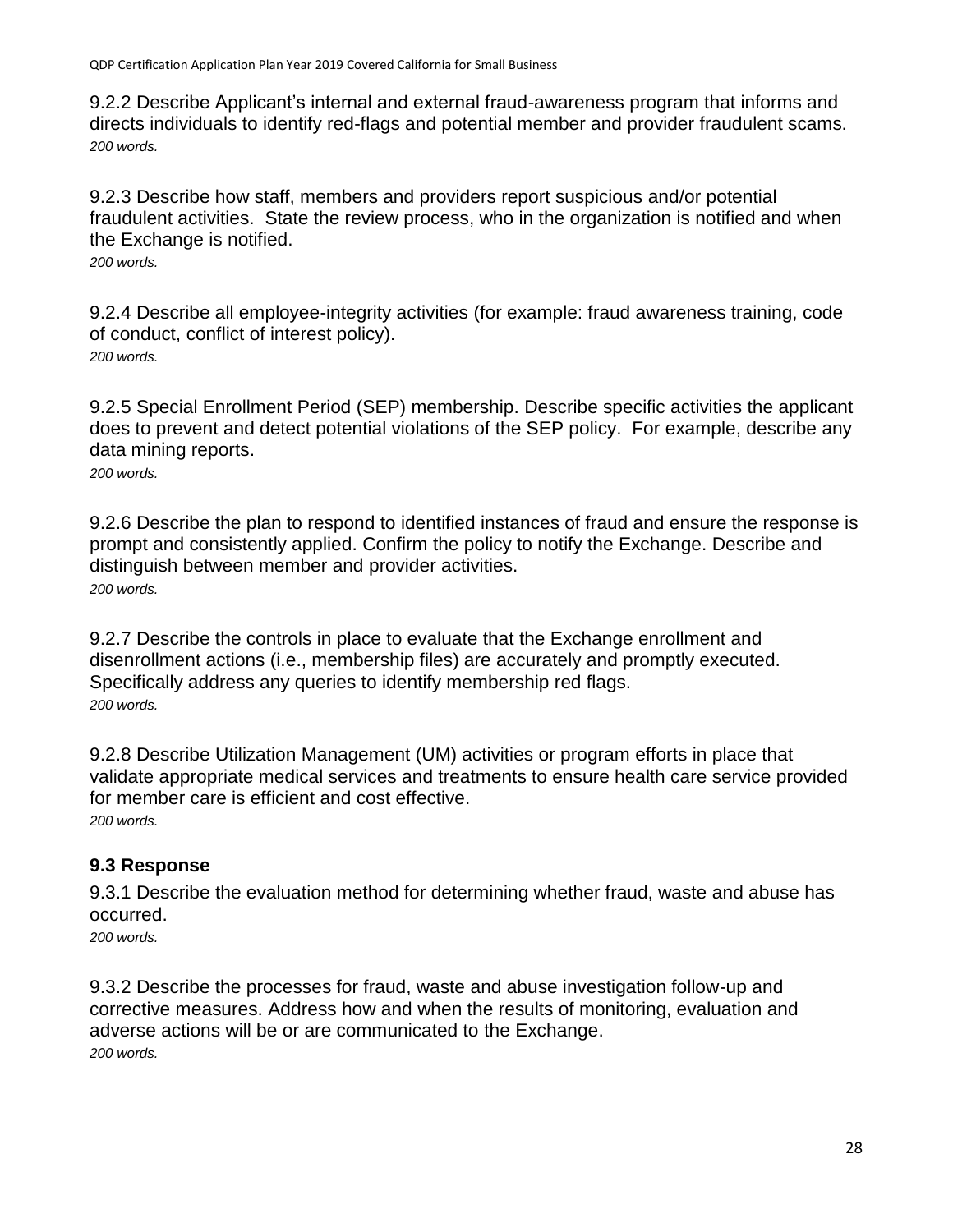9.2.2 Describe Applicant's internal and external fraud-awareness program that informs and directs individuals to identify red-flags and potential member and provider fraudulent scams.
*200 words.*

9.2.3 Describe how staff, members and providers report suspicious and/or potential fraudulent activities. State the review process, who in the organization is notified and when the Exchange is notified.
*200 words.*

9.2.4 Describe all employee-integrity activities (for example: fraud awareness training, code of conduct, conflict of interest policy).
*200 words.*

9.2.5 Special Enrollment Period (SEP) membership. Describe specific activities the applicant does to prevent and detect potential violations of the SEP policy. For example, describe any data mining reports.
*200 words.*

9.2.6 Describe the plan to respond to identified instances of fraud and ensure the response is prompt and consistently applied. Confirm the policy to notify the Exchange. Describe and distinguish between member and provider activities.
*200 words.*

9.2.7 Describe the controls in place to evaluate that the Exchange enrollment and disenrollment actions (i.e., membership files) are accurately and promptly executed. Specifically address any queries to identify membership red flags.
*200 words.*

9.2.8 Describe Utilization Management (UM) activities or program efforts in place that validate appropriate medical services and treatments to ensure health care service provided for member care is efficient and cost effective.
*200 words.*

### 9.3 Response

9.3.1 Describe the evaluation method for determining whether fraud, waste and abuse has occurred.
*200 words.*

9.3.2 Describe the processes for fraud, waste and abuse investigation follow-up and corrective measures. Address how and when the results of monitoring, evaluation and adverse actions will be or are communicated to the Exchange.
*200 words.*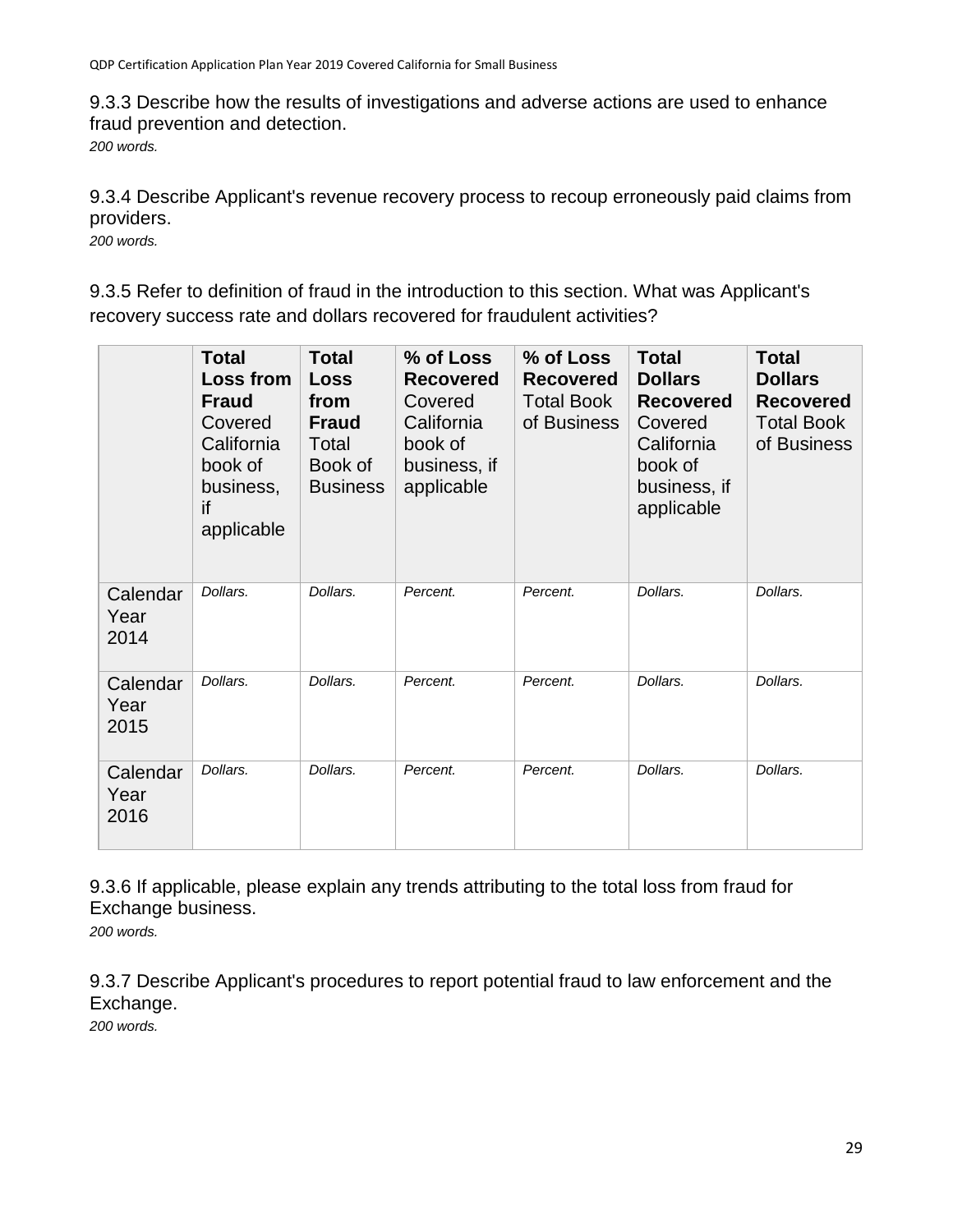9.3.3 Describe how the results of investigations and adverse actions are used to enhance fraud prevention and detection.
*200 words.*

9.3.4 Describe Applicant's revenue recovery process to recoup erroneously paid claims from providers.
*200 words.*

9.3.5 Refer to definition of fraud in the introduction to this section. What was Applicant's recovery success rate and dollars recovered for fraudulent activities?

| | **Total Loss from Fraud** Covered California book of business, if applicable | **Total Loss from Fraud** Total Book of Business | **% of Loss Recovered** Covered California book of business, if applicable | **% of Loss Recovered** Total Book of Business | **Total Dollars Recovered** Covered California book of business, if applicable | **Total Dollars Recovered** Total Book of Business |
|---|---|---|---|---|---|---|
| Calendar Year 2014 | *Dollars.* | *Dollars.* | *Percent.* | *Percent.* | *Dollars.* | *Dollars.* |
| Calendar Year 2015 | *Dollars.* | *Dollars.* | *Percent.* | *Percent.* | *Dollars.* | *Dollars.* |
| Calendar Year 2016 | *Dollars.* | *Dollars.* | *Percent.* | *Percent.* | *Dollars.* | *Dollars.* |

9.3.6 If applicable, please explain any trends attributing to the total loss from fraud for Exchange business.
*200 words.*

9.3.7 Describe Applicant's procedures to report potential fraud to law enforcement and the Exchange.
*200 words.*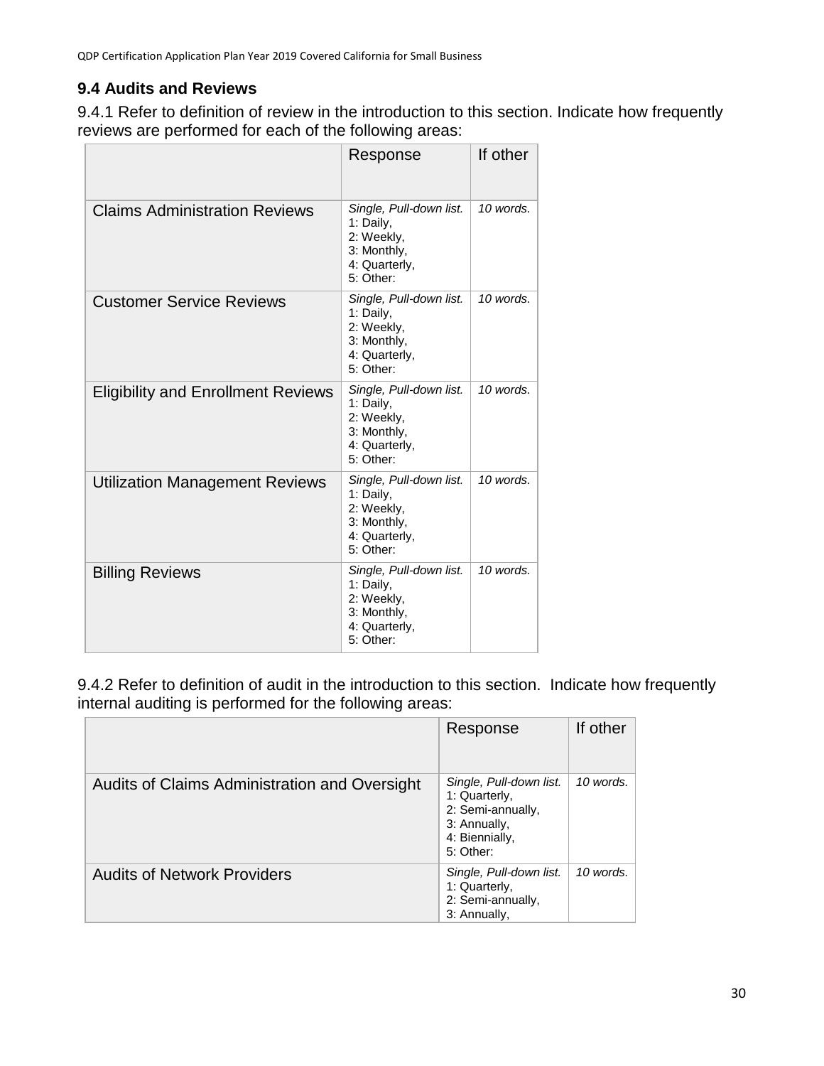### 9.4 Audits and Reviews

9.4.1 Refer to definition of review in the introduction to this section. Indicate how frequently reviews are performed for each of the following areas:

| | Response | If other |
|---|---|---|
| Claims Administration Reviews | *Single, Pull-down list.* 1: Daily, 2: Weekly, 3: Monthly, 4: Quarterly, 5: Other: | *10 words.* |
| Customer Service Reviews | *Single, Pull-down list.* 1: Daily, 2: Weekly, 3: Monthly, 4: Quarterly, 5: Other: | *10 words.* |
| Eligibility and Enrollment Reviews | *Single, Pull-down list.* 1: Daily, 2: Weekly, 3: Monthly, 4: Quarterly, 5: Other: | *10 words.* |
| Utilization Management Reviews | *Single, Pull-down list.* 1: Daily, 2: Weekly, 3: Monthly, 4: Quarterly, 5: Other: | *10 words.* |
| Billing Reviews | *Single, Pull-down list.* 1: Daily, 2: Weekly, 3: Monthly, 4: Quarterly, 5: Other: | *10 words.* |

9.4.2 Refer to definition of audit in the introduction to this section. Indicate how frequently internal auditing is performed for the following areas:

| | Response | If other |
|---|---|---|
| Audits of Claims Administration and Oversight | *Single, Pull-down list.* 1: Quarterly, 2: Semi-annually, 3: Annually, 4: Biennially, 5: Other: | *10 words.* |
| Audits of Network Providers | *Single, Pull-down list.* 1: Quarterly, 2: Semi-annually, 3: Annually, | *10 words.* |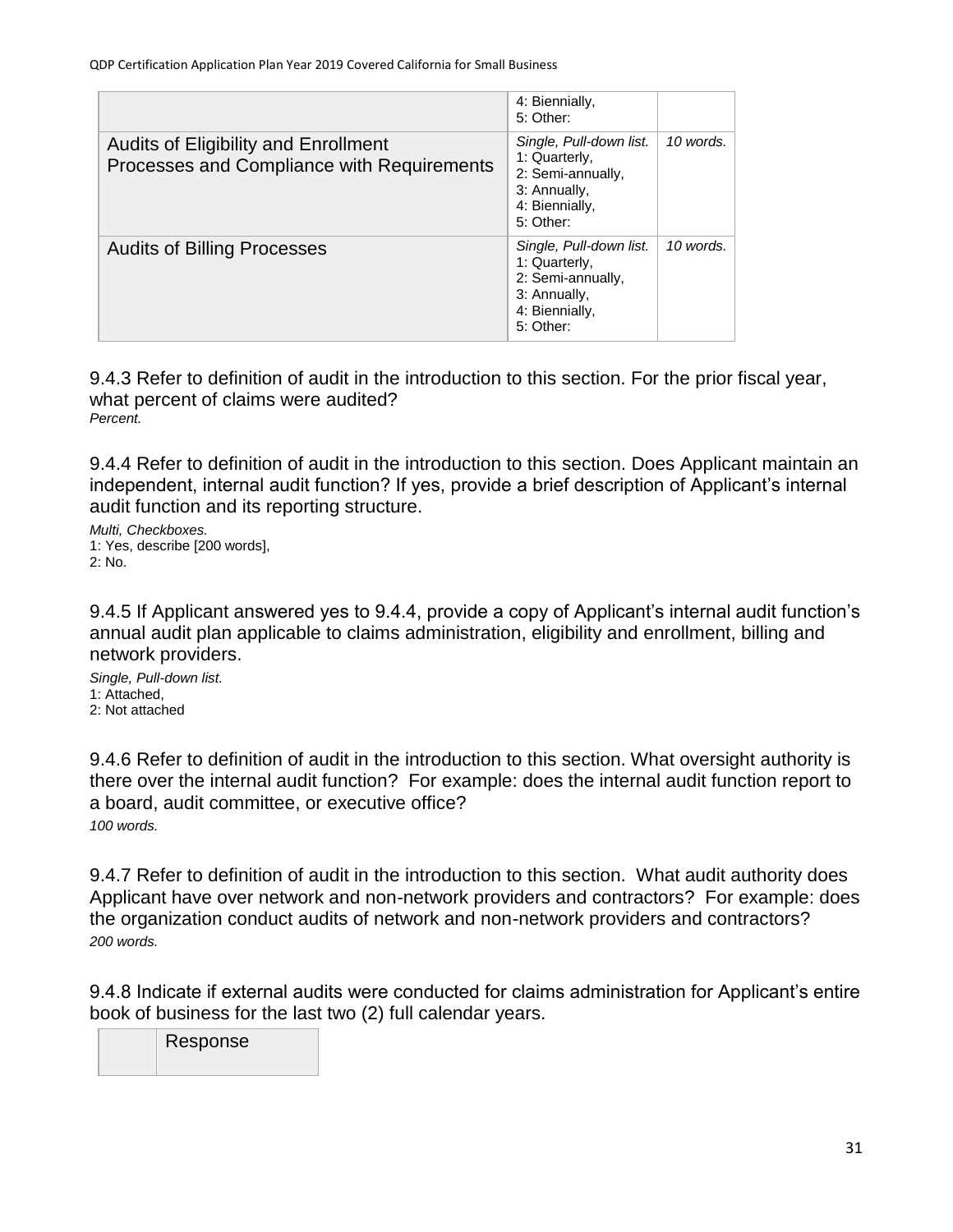| | 4: Biennially,<br>5: Other: | |
|---|---|---|
| Audits of Eligibility and Enrollment Processes and Compliance with Requirements | *Single, Pull-down list.*<br>1: Quarterly,<br>2: Semi-annually,<br>3: Annually,<br>4: Biennially,<br>5: Other: | *10 words.* |
| Audits of Billing Processes | *Single, Pull-down list.*<br>1: Quarterly,<br>2: Semi-annually,<br>3: Annually,<br>4: Biennially,<br>5: Other: | *10 words.* |

9.4.3 Refer to definition of audit in the introduction to this section. For the prior fiscal year, what percent of claims were audited?
*Percent.*

9.4.4 Refer to definition of audit in the introduction to this section. Does Applicant maintain an independent, internal audit function? If yes, provide a brief description of Applicant's internal audit function and its reporting structure.

*Multi, Checkboxes.*
1: Yes, describe [200 words],
2: No.

9.4.5 If Applicant answered yes to 9.4.4, provide a copy of Applicant's internal audit function's annual audit plan applicable to claims administration, eligibility and enrollment, billing and network providers.

*Single, Pull-down list.*
1: Attached,
2: Not attached

9.4.6 Refer to definition of audit in the introduction to this section. What oversight authority is there over the internal audit function? For example: does the internal audit function report to a board, audit committee, or executive office?
*100 words.*

9.4.7 Refer to definition of audit in the introduction to this section. What audit authority does Applicant have over network and non-network providers and contractors? For example: does the organization conduct audits of network and non-network providers and contractors?
*200 words.*

9.4.8 Indicate if external audits were conducted for claims administration for Applicant's entire book of business for the last two (2) full calendar years.

| | Response |
|---|---|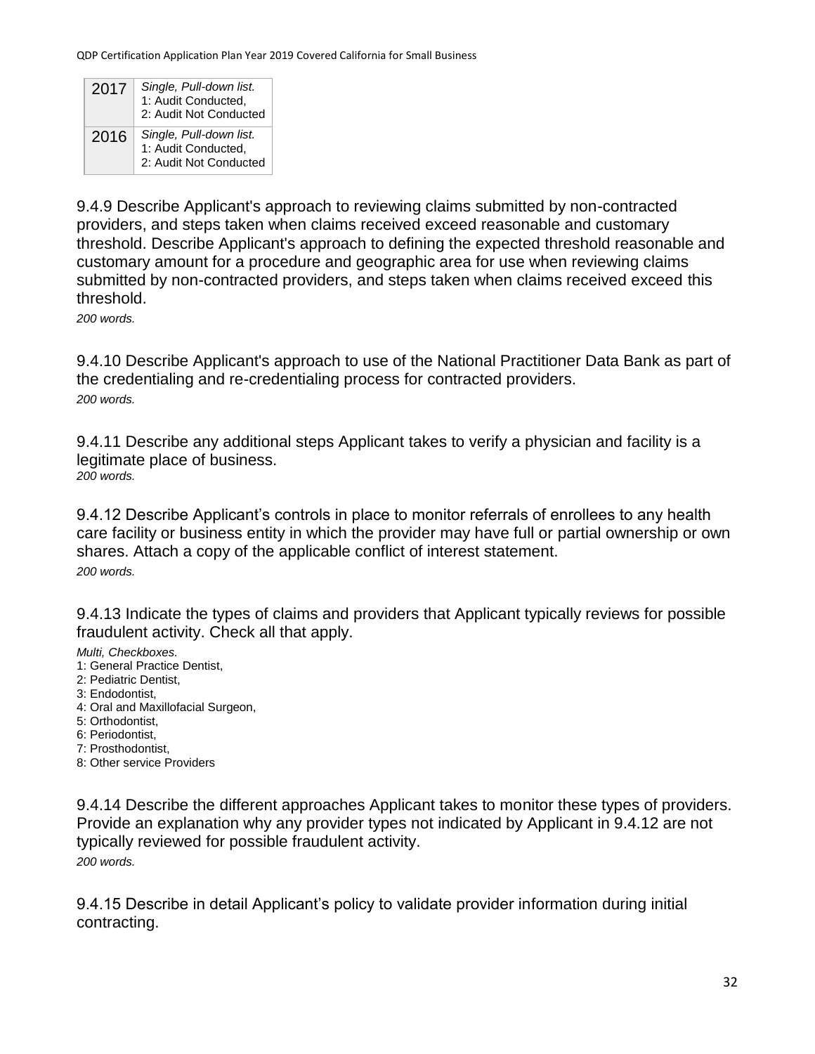| 2017 | *Single, Pull-down list.* 1: Audit Conducted, 2: Audit Not Conducted |
|---|---|
| 2016 | *Single, Pull-down list.* 1: Audit Conducted, 2: Audit Not Conducted |

9.4.9 Describe Applicant's approach to reviewing claims submitted by non-contracted providers, and steps taken when claims received exceed reasonable and customary threshold. Describe Applicant's approach to defining the expected threshold reasonable and customary amount for a procedure and geographic area for use when reviewing claims submitted by non-contracted providers, and steps taken when claims received exceed this threshold.

*200 words.*

9.4.10 Describe Applicant's approach to use of the National Practitioner Data Bank as part of the credentialing and re-credentialing process for contracted providers.

*200 words.*

9.4.11 Describe any additional steps Applicant takes to verify a physician and facility is a legitimate place of business.

*200 words.*

9.4.12 Describe Applicant's controls in place to monitor referrals of enrollees to any health care facility or business entity in which the provider may have full or partial ownership or own shares. Attach a copy of the applicable conflict of interest statement.

*200 words.*

9.4.13 Indicate the types of claims and providers that Applicant typically reviews for possible fraudulent activity. Check all that apply.

*Multi, Checkboxes.*
1: General Practice Dentist,
2: Pediatric Dentist,
3: Endodontist,
4: Oral and Maxillofacial Surgeon,
5: Orthodontist,
6: Periodontist,
7: Prosthodontist,
8: Other service Providers

9.4.14 Describe the different approaches Applicant takes to monitor these types of providers. Provide an explanation why any provider types not indicated by Applicant in 9.4.12 are not typically reviewed for possible fraudulent activity.

*200 words.*

9.4.15 Describe in detail Applicant's policy to validate provider information during initial contracting.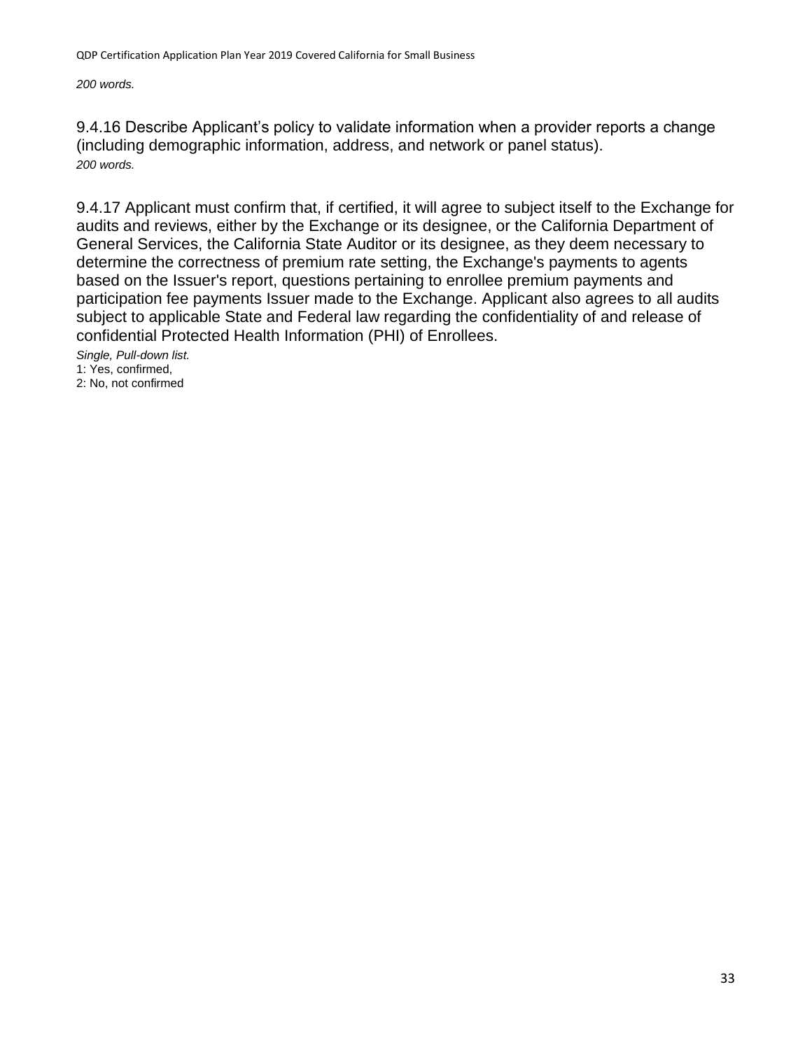*200 words.*

9.4.16 Describe Applicant's policy to validate information when a provider reports a change (including demographic information, address, and network or panel status).
*200 words.*

9.4.17 Applicant must confirm that, if certified, it will agree to subject itself to the Exchange for audits and reviews, either by the Exchange or its designee, or the California Department of General Services, the California State Auditor or its designee, as they deem necessary to determine the correctness of premium rate setting, the Exchange's payments to agents based on the Issuer's report, questions pertaining to enrollee premium payments and participation fee payments Issuer made to the Exchange. Applicant also agrees to all audits subject to applicable State and Federal law regarding the confidentiality of and release of confidential Protected Health Information (PHI) of Enrollees.
*Single, Pull-down list.*
1: Yes, confirmed,
2: No, not confirmed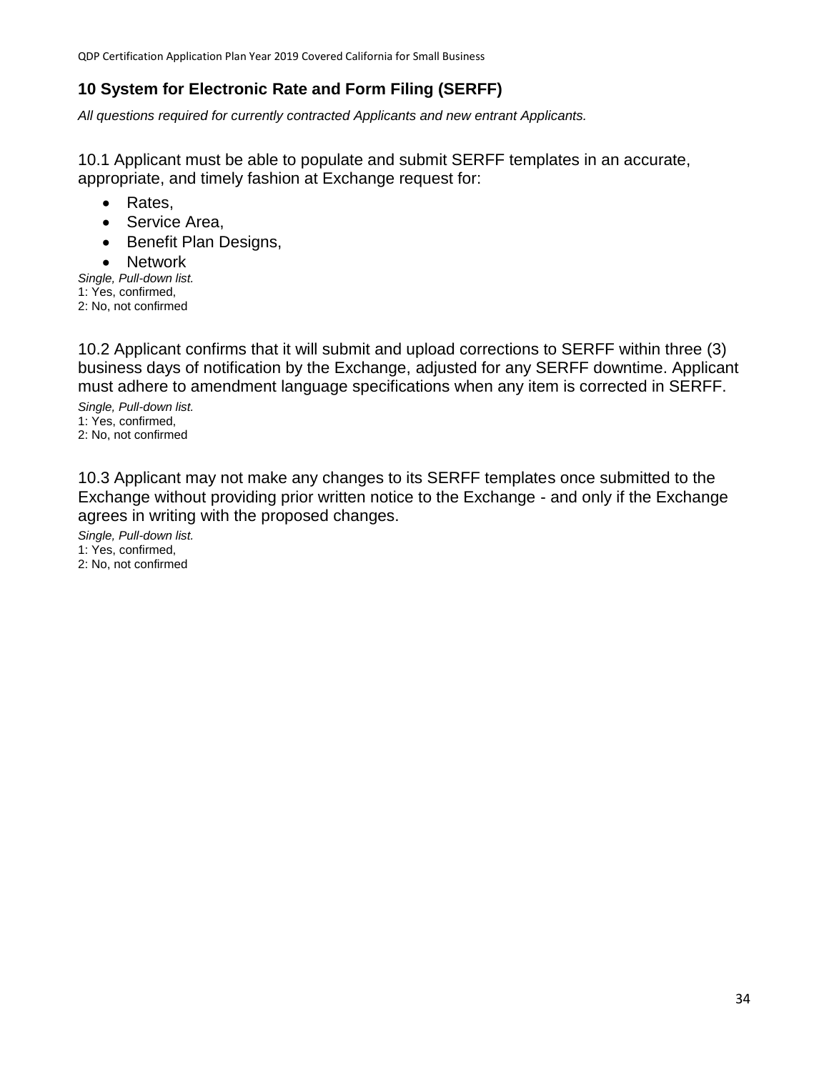## 10 System for Electronic Rate and Form Filing (SERFF)

*All questions required for currently contracted Applicants and new entrant Applicants.*

10.1 Applicant must be able to populate and submit SERFF templates in an accurate, appropriate, and timely fashion at Exchange request for:

- Rates,
- Service Area,
- Benefit Plan Designs,
- Network

*Single, Pull-down list.*
1: Yes, confirmed,
2: No, not confirmed

10.2 Applicant confirms that it will submit and upload corrections to SERFF within three (3) business days of notification by the Exchange, adjusted for any SERFF downtime. Applicant must adhere to amendment language specifications when any item is corrected in SERFF.

*Single, Pull-down list.*
1: Yes, confirmed,
2: No, not confirmed

10.3 Applicant may not make any changes to its SERFF templates once submitted to the Exchange without providing prior written notice to the Exchange - and only if the Exchange agrees in writing with the proposed changes.

*Single, Pull-down list.*
1: Yes, confirmed,
2: No, not confirmed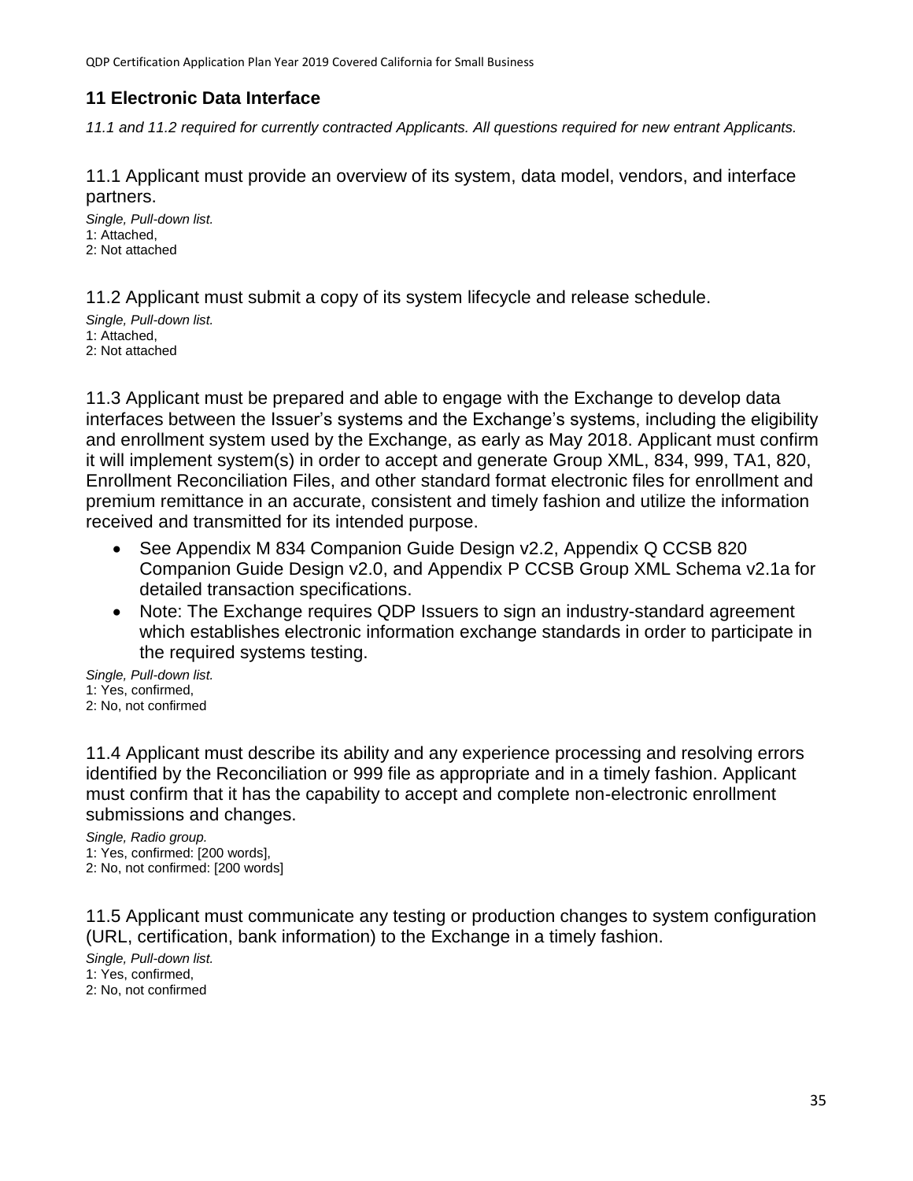## 11 Electronic Data Interface

*11.1 and 11.2 required for currently contracted Applicants. All questions required for new entrant Applicants.*

### 11.1 Applicant must provide an overview of its system, data model, vendors, and interface partners.

*Single, Pull-down list.*
1: Attached,
2: Not attached

### 11.2 Applicant must submit a copy of its system lifecycle and release schedule.

*Single, Pull-down list.*
1: Attached,
2: Not attached

### 11.3 Applicant must be prepared and able to engage with the Exchange to develop data interfaces between the Issuer's systems and the Exchange's systems, including the eligibility and enrollment system used by the Exchange, as early as May 2018. Applicant must confirm it will implement system(s) in order to accept and generate Group XML, 834, 999, TA1, 820, Enrollment Reconciliation Files, and other standard format electronic files for enrollment and premium remittance in an accurate, consistent and timely fashion and utilize the information received and transmitted for its intended purpose.

- See Appendix M 834 Companion Guide Design v2.2, Appendix Q CCSB 820 Companion Guide Design v2.0, and Appendix P CCSB Group XML Schema v2.1a for detailed transaction specifications.
- Note: The Exchange requires QDP Issuers to sign an industry-standard agreement which establishes electronic information exchange standards in order to participate in the required systems testing.

*Single, Pull-down list.*
1: Yes, confirmed,
2: No, not confirmed

### 11.4 Applicant must describe its ability and any experience processing and resolving errors identified by the Reconciliation or 999 file as appropriate and in a timely fashion. Applicant must confirm that it has the capability to accept and complete non-electronic enrollment submissions and changes.

*Single, Radio group.*
1: Yes, confirmed: [200 words],
2: No, not confirmed: [200 words]

### 11.5 Applicant must communicate any testing or production changes to system configuration (URL, certification, bank information) to the Exchange in a timely fashion.

*Single, Pull-down list.*
1: Yes, confirmed,
2: No, not confirmed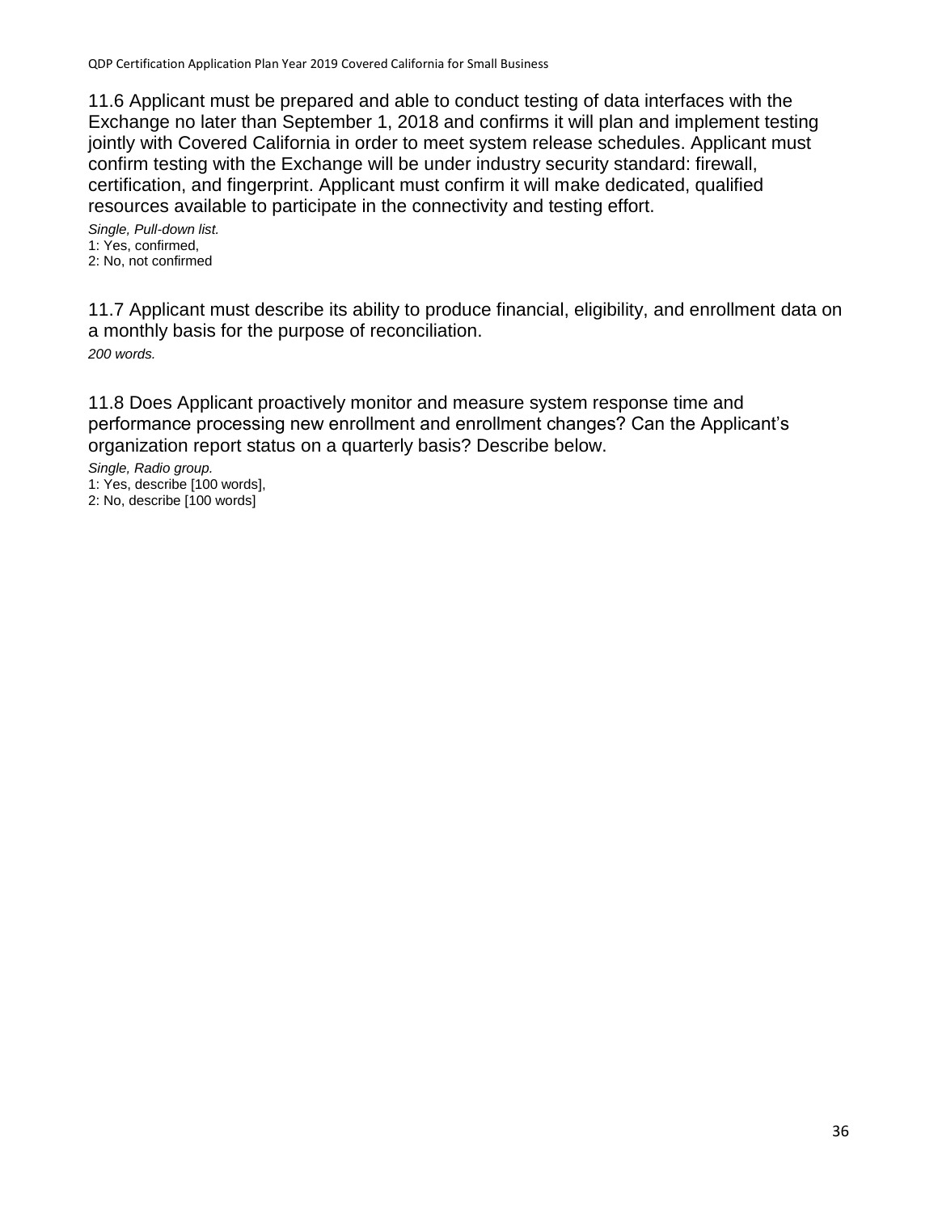11.6 Applicant must be prepared and able to conduct testing of data interfaces with the Exchange no later than September 1, 2018 and confirms it will plan and implement testing jointly with Covered California in order to meet system release schedules. Applicant must confirm testing with the Exchange will be under industry security standard: firewall, certification, and fingerprint. Applicant must confirm it will make dedicated, qualified resources available to participate in the connectivity and testing effort.

*Single, Pull-down list.*
1: Yes, confirmed,
2: No, not confirmed

11.7 Applicant must describe its ability to produce financial, eligibility, and enrollment data on a monthly basis for the purpose of reconciliation.

*200 words.*

11.8 Does Applicant proactively monitor and measure system response time and performance processing new enrollment and enrollment changes? Can the Applicant's organization report status on a quarterly basis? Describe below.

*Single, Radio group.*
1: Yes, describe [100 words],
2: No, describe [100 words]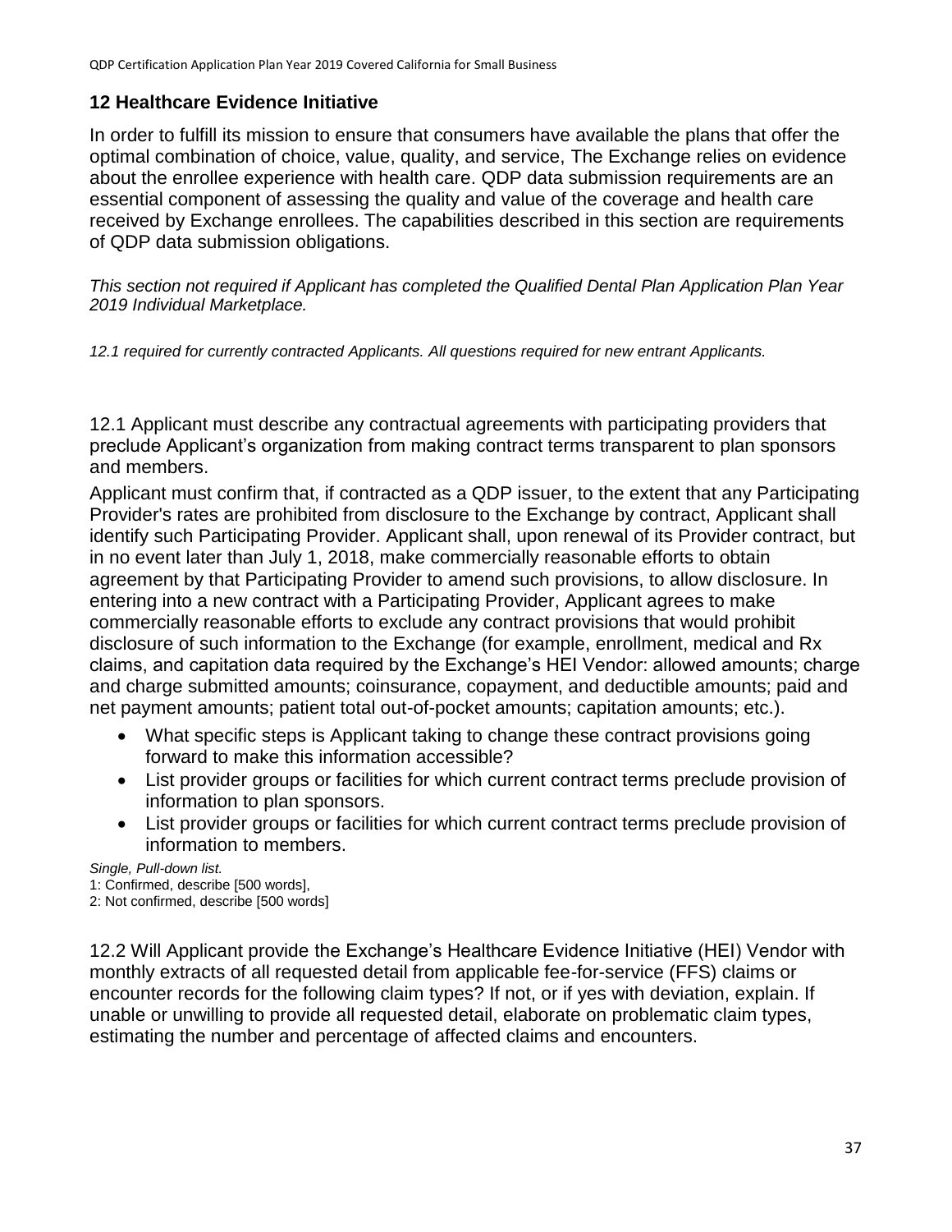## 12 Healthcare Evidence Initiative

In order to fulfill its mission to ensure that consumers have available the plans that offer the optimal combination of choice, value, quality, and service, The Exchange relies on evidence about the enrollee experience with health care. QDP data submission requirements are an essential component of assessing the quality and value of the coverage and health care received by Exchange enrollees. The capabilities described in this section are requirements of QDP data submission obligations.

*This section not required if Applicant has completed the Qualified Dental Plan Application Plan Year 2019 Individual Marketplace.*

*12.1 required for currently contracted Applicants. All questions required for new entrant Applicants.*

12.1 Applicant must describe any contractual agreements with participating providers that preclude Applicant's organization from making contract terms transparent to plan sponsors and members.

Applicant must confirm that, if contracted as a QDP issuer, to the extent that any Participating Provider's rates are prohibited from disclosure to the Exchange by contract, Applicant shall identify such Participating Provider. Applicant shall, upon renewal of its Provider contract, but in no event later than July 1, 2018, make commercially reasonable efforts to obtain agreement by that Participating Provider to amend such provisions, to allow disclosure. In entering into a new contract with a Participating Provider, Applicant agrees to make commercially reasonable efforts to exclude any contract provisions that would prohibit disclosure of such information to the Exchange (for example, enrollment, medical and Rx claims, and capitation data required by the Exchange's HEI Vendor: allowed amounts; charge and charge submitted amounts; coinsurance, copayment, and deductible amounts; paid and net payment amounts; patient total out-of-pocket amounts; capitation amounts; etc.).

- What specific steps is Applicant taking to change these contract provisions going forward to make this information accessible?
- List provider groups or facilities for which current contract terms preclude provision of information to plan sponsors.
- List provider groups or facilities for which current contract terms preclude provision of information to members.

*Single, Pull-down list.*
1: Confirmed, describe [500 words],
2: Not confirmed, describe [500 words]

12.2 Will Applicant provide the Exchange's Healthcare Evidence Initiative (HEI) Vendor with monthly extracts of all requested detail from applicable fee-for-service (FFS) claims or encounter records for the following claim types? If not, or if yes with deviation, explain. If unable or unwilling to provide all requested detail, elaborate on problematic claim types, estimating the number and percentage of affected claims and encounters.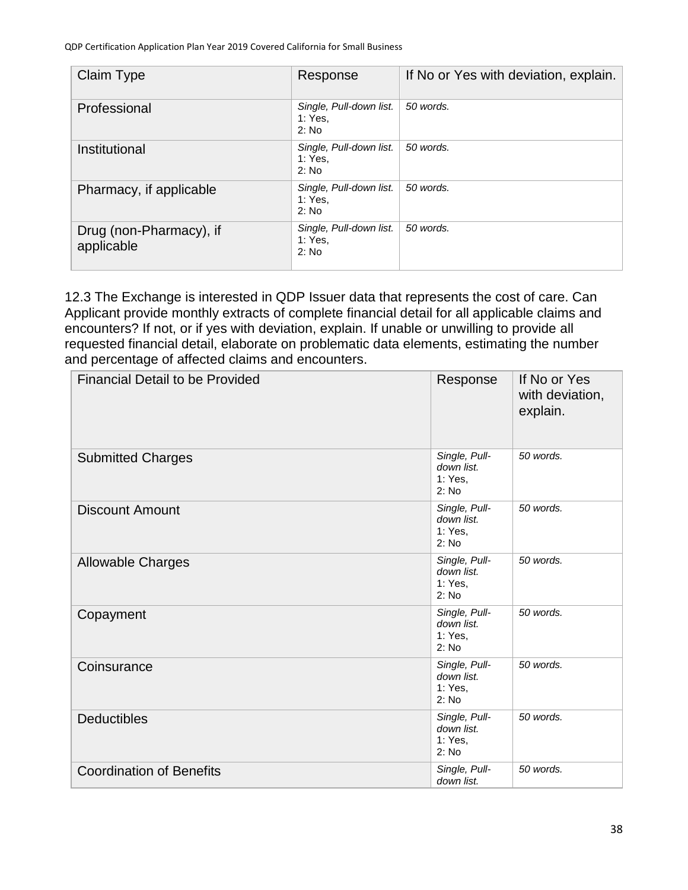| Claim Type | Response | If No or Yes with deviation, explain. |
|---|---|---|
| Professional | *Single, Pull-down list.* 1: Yes, 2: No | *50 words.* |
| Institutional | *Single, Pull-down list.* 1: Yes, 2: No | *50 words.* |
| Pharmacy, if applicable | *Single, Pull-down list.* 1: Yes, 2: No | *50 words.* |
| Drug (non-Pharmacy), if applicable | *Single, Pull-down list.* 1: Yes, 2: No | *50 words.* |

12.3 The Exchange is interested in QDP Issuer data that represents the cost of care. Can Applicant provide monthly extracts of complete financial detail for all applicable claims and encounters? If not, or if yes with deviation, explain. If unable or unwilling to provide all requested financial detail, elaborate on problematic data elements, estimating the number and percentage of affected claims and encounters.

| Financial Detail to be Provided | Response | If No or Yes with deviation, explain. |
|---|---|---|
| Submitted Charges | *Single, Pull-down list.* 1: Yes, 2: No | *50 words.* |
| Discount Amount | *Single, Pull-down list.* 1: Yes, 2: No | *50 words.* |
| Allowable Charges | *Single, Pull-down list.* 1: Yes, 2: No | *50 words.* |
| Copayment | *Single, Pull-down list.* 1: Yes, 2: No | *50 words.* |
| Coinsurance | *Single, Pull-down list.* 1: Yes, 2: No | *50 words.* |
| Deductibles | *Single, Pull-down list.* 1: Yes, 2: No | *50 words.* |
| Coordination of Benefits | *Single, Pull-down list.* | *50 words.* |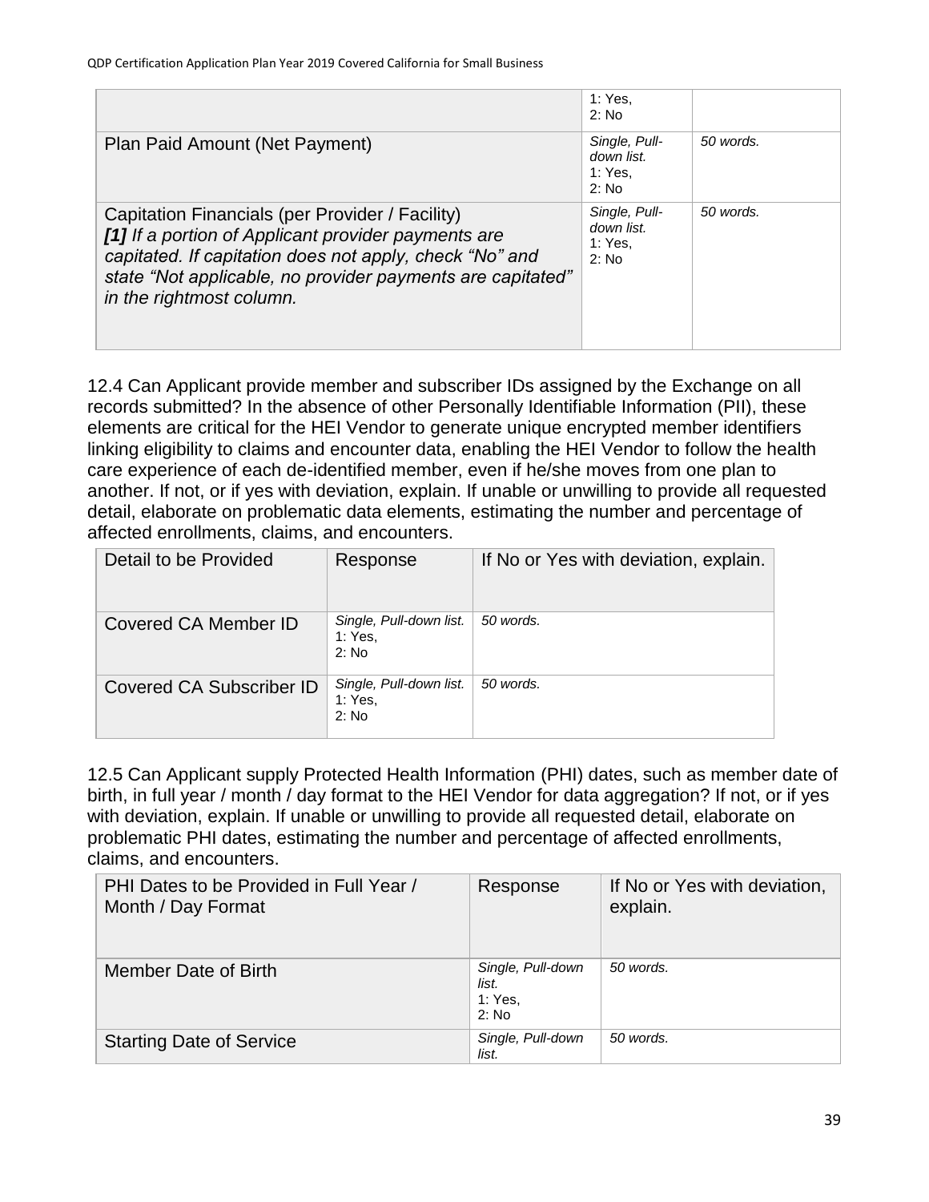|  | 1: Yes, 2: No |  |
|---|---|---|
| Plan Paid Amount (Net Payment) | *Single, Pull-down list.* 1: Yes, 2: No | *50 words.* |
| Capitation Financials (per Provider / Facility) ***[1]** If a portion of Applicant provider payments are capitated. If capitation does not apply, check "No" and state "Not applicable, no provider payments are capitated" in the rightmost column.* | *Single, Pull-down list.* 1: Yes, 2: No | *50 words.* |

12.4 Can Applicant provide member and subscriber IDs assigned by the Exchange on all records submitted? In the absence of other Personally Identifiable Information (PII), these elements are critical for the HEI Vendor to generate unique encrypted member identifiers linking eligibility to claims and encounter data, enabling the HEI Vendor to follow the health care experience of each de-identified member, even if he/she moves from one plan to another. If not, or if yes with deviation, explain. If unable or unwilling to provide all requested detail, elaborate on problematic data elements, estimating the number and percentage of affected enrollments, claims, and encounters.

| Detail to be Provided | Response | If No or Yes with deviation, explain. |
|---|---|---|
| Covered CA Member ID | *Single, Pull-down list.* 1: Yes, 2: No | *50 words.* |
| Covered CA Subscriber ID | *Single, Pull-down list.* 1: Yes, 2: No | *50 words.* |

12.5 Can Applicant supply Protected Health Information (PHI) dates, such as member date of birth, in full year / month / day format to the HEI Vendor for data aggregation? If not, or if yes with deviation, explain. If unable or unwilling to provide all requested detail, elaborate on problematic PHI dates, estimating the number and percentage of affected enrollments, claims, and encounters.

| PHI Dates to be Provided in Full Year / Month / Day Format | Response | If No or Yes with deviation, explain. |
|---|---|---|
| Member Date of Birth | *Single, Pull-down list.* 1: Yes, 2: No | *50 words.* |
| Starting Date of Service | *Single, Pull-down list.* | *50 words.* |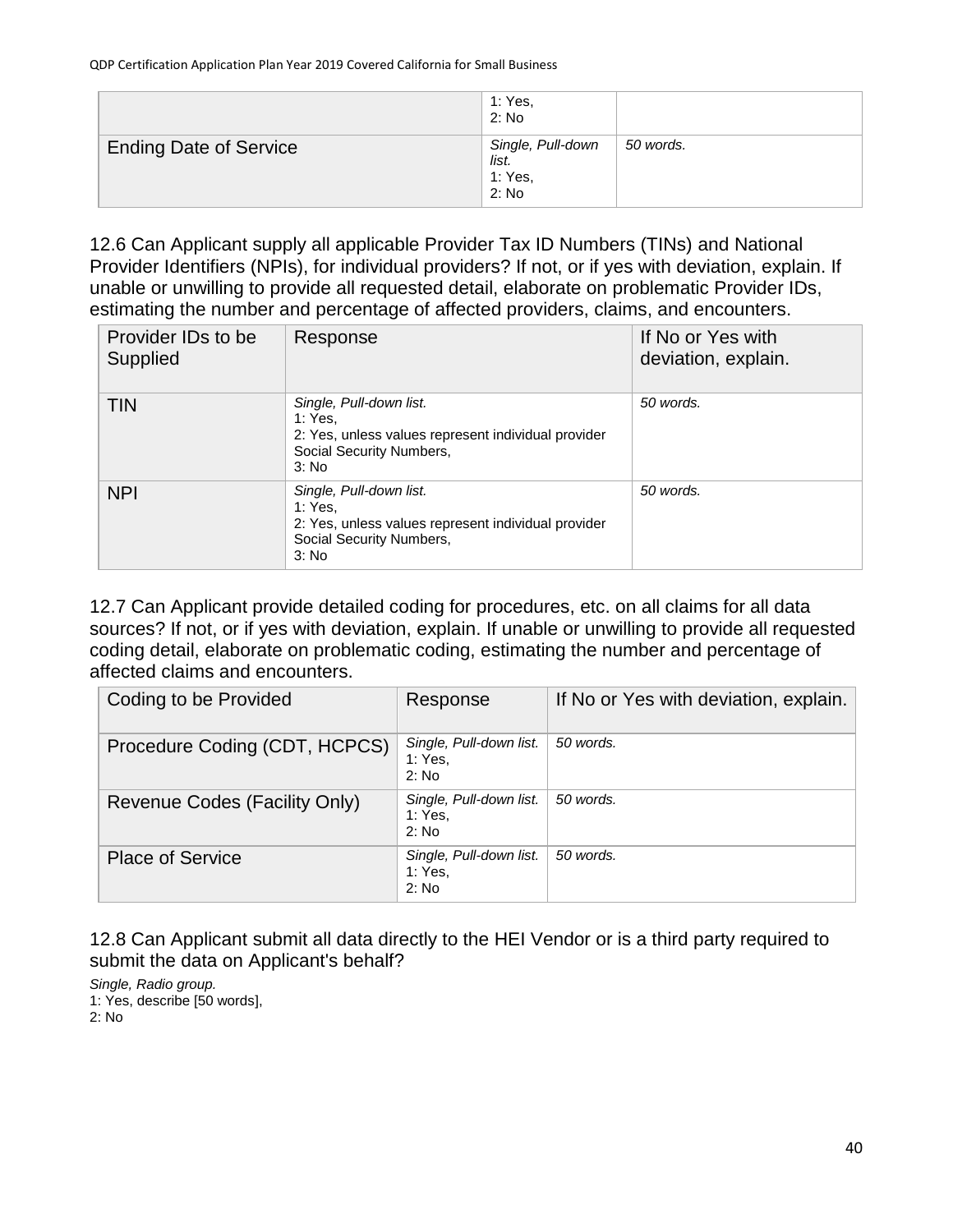| | 1: Yes,<br>2: No | |
|---|---|---|
| Ending Date of Service | *Single, Pull-down list.*<br>1: Yes,<br>2: No | *50 words.* |

12.6 Can Applicant supply all applicable Provider Tax ID Numbers (TINs) and National Provider Identifiers (NPIs), for individual providers? If not, or if yes with deviation, explain. If unable or unwilling to provide all requested detail, elaborate on problematic Provider IDs, estimating the number and percentage of affected providers, claims, and encounters.

| Provider IDs to be Supplied | Response | If No or Yes with deviation, explain. |
|---|---|---|
| TIN | *Single, Pull-down list.*<br>1: Yes,<br>2: Yes, unless values represent individual provider Social Security Numbers,<br>3: No | *50 words.* |
| NPI | *Single, Pull-down list.*<br>1: Yes,<br>2: Yes, unless values represent individual provider Social Security Numbers,<br>3: No | *50 words.* |

12.7 Can Applicant provide detailed coding for procedures, etc. on all claims for all data sources? If not, or if yes with deviation, explain. If unable or unwilling to provide all requested coding detail, elaborate on problematic coding, estimating the number and percentage of affected claims and encounters.

| Coding to be Provided | Response | If No or Yes with deviation, explain. |
|---|---|---|
| Procedure Coding (CDT, HCPCS) | *Single, Pull-down list.*<br>1: Yes,<br>2: No | *50 words.* |
| Revenue Codes (Facility Only) | *Single, Pull-down list.*<br>1: Yes,<br>2: No | *50 words.* |
| Place of Service | *Single, Pull-down list.*<br>1: Yes,<br>2: No | *50 words.* |

12.8 Can Applicant submit all data directly to the HEI Vendor or is a third party required to submit the data on Applicant's behalf?

*Single, Radio group.*
1: Yes, describe [50 words],
2: No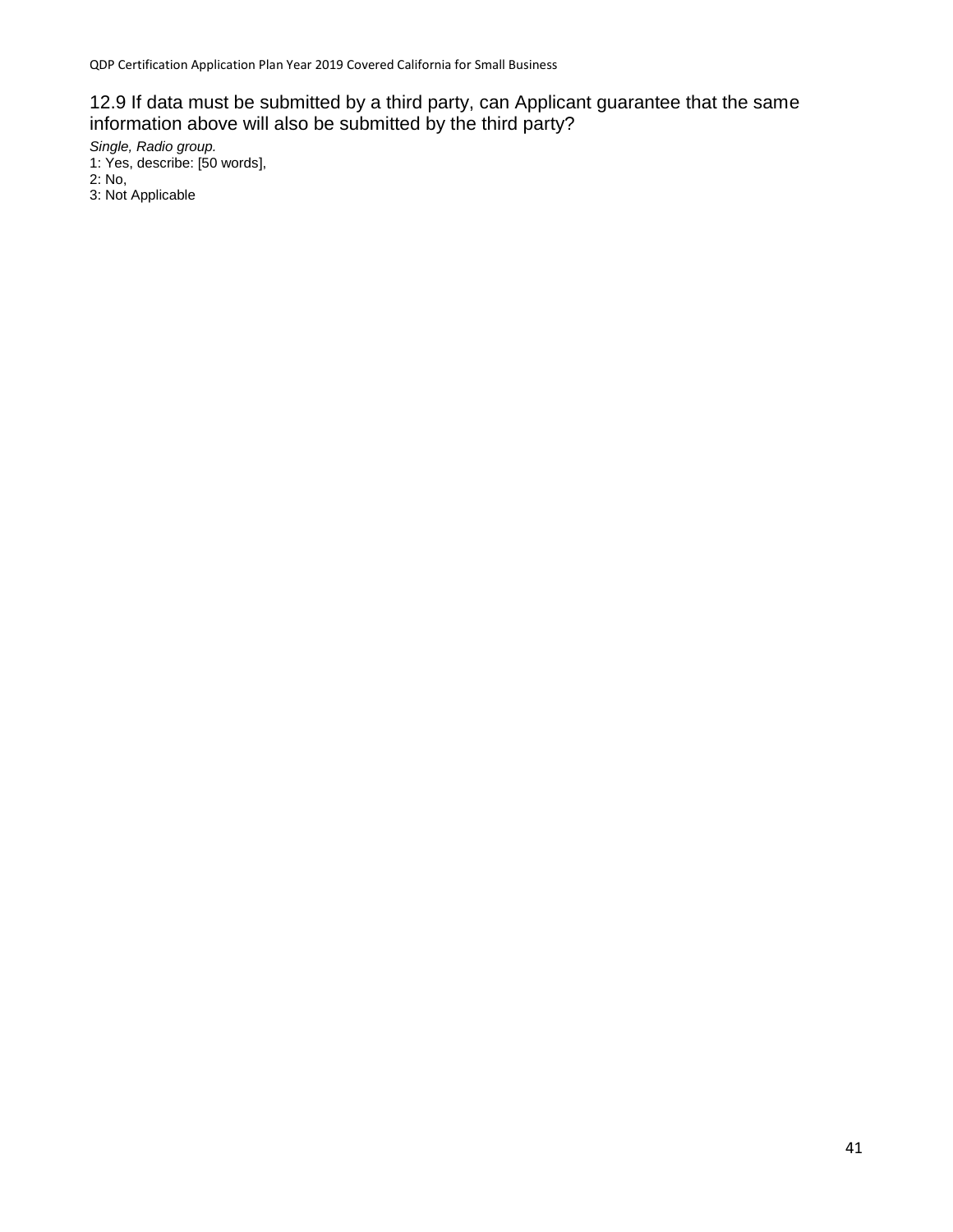### 12.9 If data must be submitted by a third party, can Applicant guarantee that the same information above will also be submitted by the third party?

*Single, Radio group.*
1: Yes, describe: [50 words],
2: No,
3: Not Applicable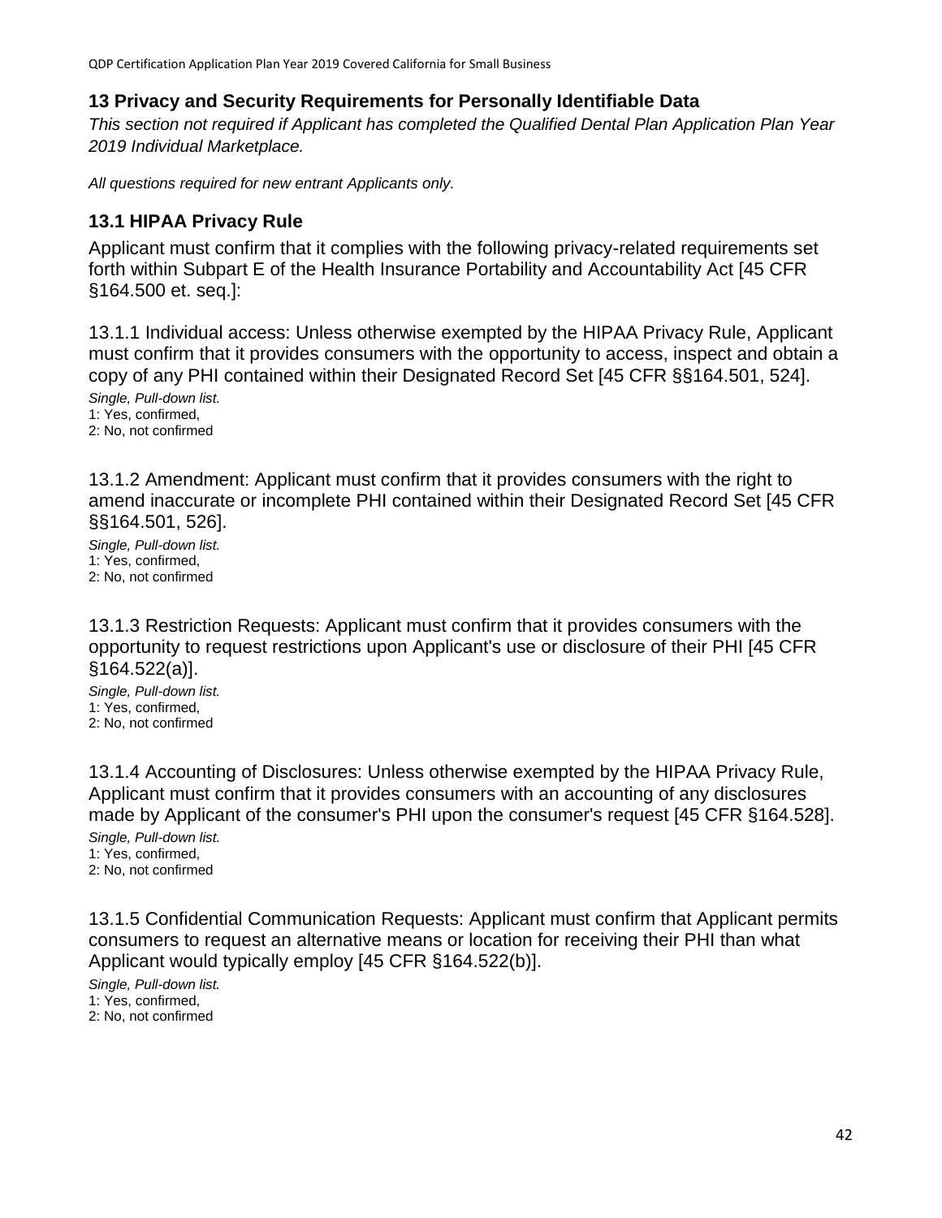## 13 Privacy and Security Requirements for Personally Identifiable Data

*This section not required if Applicant has completed the Qualified Dental Plan Application Plan Year 2019 Individual Marketplace.*

*All questions required for new entrant Applicants only.*

### 13.1 HIPAA Privacy Rule

Applicant must confirm that it complies with the following privacy-related requirements set forth within Subpart E of the Health Insurance Portability and Accountability Act [45 CFR §164.500 et. seq.]:

13.1.1 Individual access: Unless otherwise exempted by the HIPAA Privacy Rule, Applicant must confirm that it provides consumers with the opportunity to access, inspect and obtain a copy of any PHI contained within their Designated Record Set [45 CFR §§164.501, 524].

*Single, Pull-down list.*
1: Yes, confirmed,
2: No, not confirmed

13.1.2 Amendment: Applicant must confirm that it provides consumers with the right to amend inaccurate or incomplete PHI contained within their Designated Record Set [45 CFR §§164.501, 526].

*Single, Pull-down list.*
1: Yes, confirmed,
2: No, not confirmed

13.1.3 Restriction Requests: Applicant must confirm that it provides consumers with the opportunity to request restrictions upon Applicant's use or disclosure of their PHI [45 CFR §164.522(a)].

*Single, Pull-down list.*
1: Yes, confirmed,
2: No, not confirmed

13.1.4 Accounting of Disclosures: Unless otherwise exempted by the HIPAA Privacy Rule, Applicant must confirm that it provides consumers with an accounting of any disclosures made by Applicant of the consumer's PHI upon the consumer's request [45 CFR §164.528].

*Single, Pull-down list.*
1: Yes, confirmed,
2: No, not confirmed

13.1.5 Confidential Communication Requests: Applicant must confirm that Applicant permits consumers to request an alternative means or location for receiving their PHI than what Applicant would typically employ [45 CFR §164.522(b)].

*Single, Pull-down list.*
1: Yes, confirmed,
2: No, not confirmed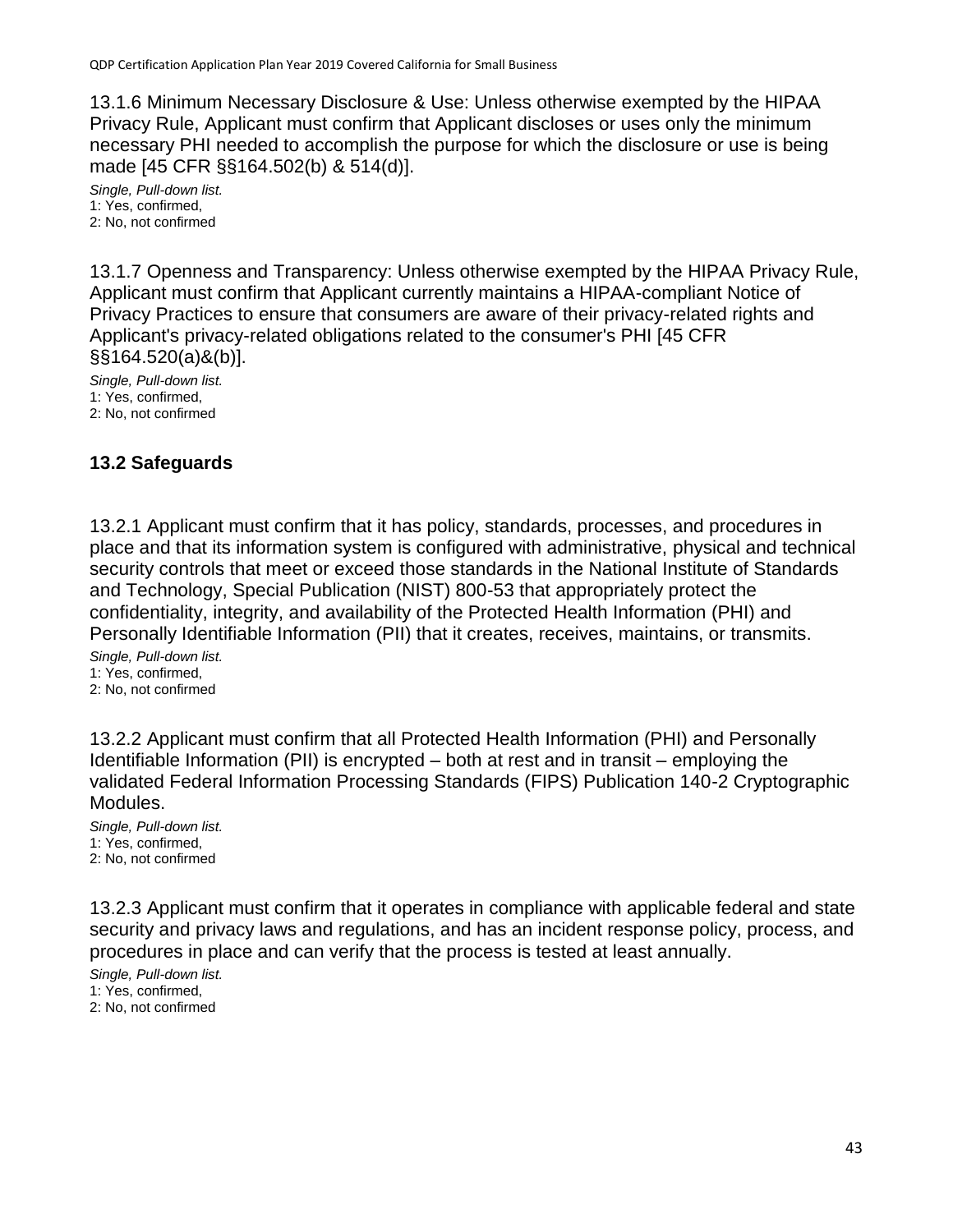13.1.6 Minimum Necessary Disclosure & Use: Unless otherwise exempted by the HIPAA Privacy Rule, Applicant must confirm that Applicant discloses or uses only the minimum necessary PHI needed to accomplish the purpose for which the disclosure or use is being made [45 CFR §§164.502(b) & 514(d)].

*Single, Pull-down list.*
1: Yes, confirmed,
2: No, not confirmed

13.1.7 Openness and Transparency: Unless otherwise exempted by the HIPAA Privacy Rule, Applicant must confirm that Applicant currently maintains a HIPAA-compliant Notice of Privacy Practices to ensure that consumers are aware of their privacy-related rights and Applicant's privacy-related obligations related to the consumer's PHI [45 CFR §§164.520(a)&(b)].

*Single, Pull-down list.*
1: Yes, confirmed,
2: No, not confirmed

### 13.2 Safeguards

13.2.1 Applicant must confirm that it has policy, standards, processes, and procedures in place and that its information system is configured with administrative, physical and technical security controls that meet or exceed those standards in the National Institute of Standards and Technology, Special Publication (NIST) 800-53 that appropriately protect the confidentiality, integrity, and availability of the Protected Health Information (PHI) and Personally Identifiable Information (PII) that it creates, receives, maintains, or transmits.

*Single, Pull-down list.*
1: Yes, confirmed,
2: No, not confirmed

13.2.2 Applicant must confirm that all Protected Health Information (PHI) and Personally Identifiable Information (PII) is encrypted – both at rest and in transit – employing the validated Federal Information Processing Standards (FIPS) Publication 140-2 Cryptographic Modules.

*Single, Pull-down list.*
1: Yes, confirmed,
2: No, not confirmed

13.2.3 Applicant must confirm that it operates in compliance with applicable federal and state security and privacy laws and regulations, and has an incident response policy, process, and procedures in place and can verify that the process is tested at least annually.

*Single, Pull-down list.*
1: Yes, confirmed,
2: No, not confirmed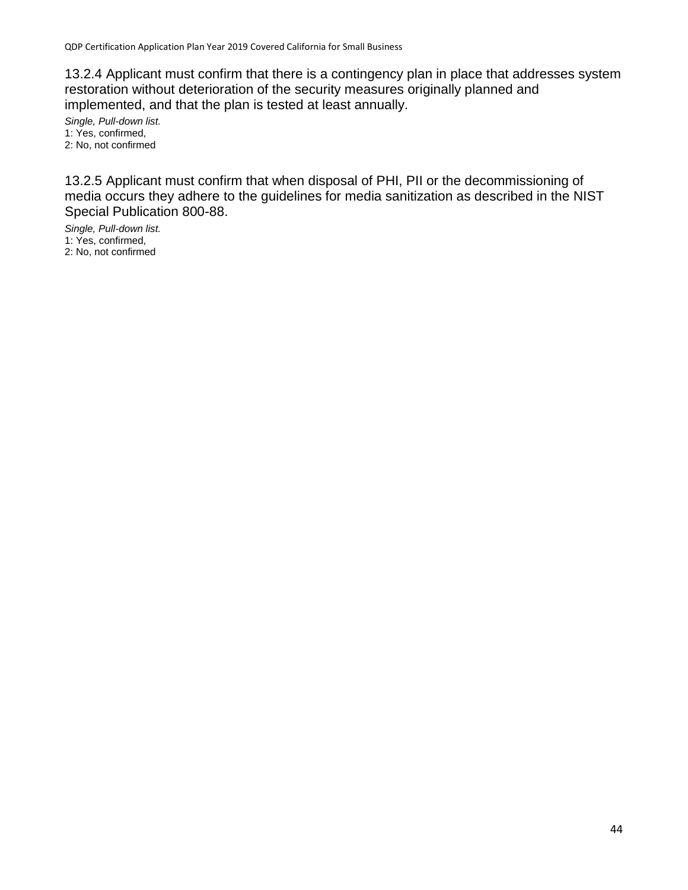13.2.4 Applicant must confirm that there is a contingency plan in place that addresses system restoration without deterioration of the security measures originally planned and implemented, and that the plan is tested at least annually.

*Single, Pull-down list.*
1: Yes, confirmed,
2: No, not confirmed

13.2.5 Applicant must confirm that when disposal of PHI, PII or the decommissioning of media occurs they adhere to the guidelines for media sanitization as described in the NIST Special Publication 800-88.

*Single, Pull-down list.*
1: Yes, confirmed,
2: No, not confirmed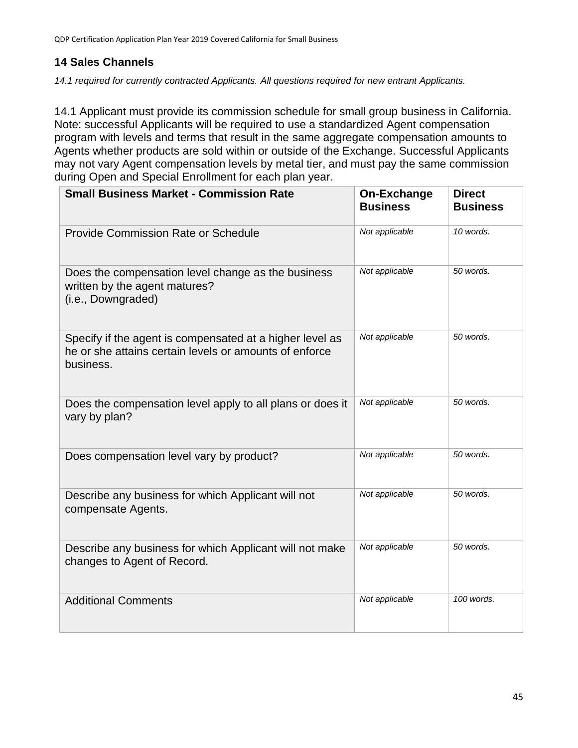## 14 Sales Channels

*14.1 required for currently contracted Applicants. All questions required for new entrant Applicants.*

14.1 Applicant must provide its commission schedule for small group business in California. Note: successful Applicants will be required to use a standardized Agent compensation program with levels and terms that result in the same aggregate compensation amounts to Agents whether products are sold within or outside of the Exchange. Successful Applicants may not vary Agent compensation levels by metal tier, and must pay the same commission during Open and Special Enrollment for each plan year.

| Small Business Market - Commission Rate | On-Exchange Business | Direct Business |
|---|---|---|
| Provide Commission Rate or Schedule | *Not applicable* | *10 words.* |
| Does the compensation level change as the business written by the agent matures? (i.e., Downgraded) | *Not applicable* | *50 words.* |
| Specify if the agent is compensated at a higher level as he or she attains certain levels or amounts of enforce business. | *Not applicable* | *50 words.* |
| Does the compensation level apply to all plans or does it vary by plan? | *Not applicable* | *50 words.* |
| Does compensation level vary by product? | *Not applicable* | *50 words.* |
| Describe any business for which Applicant will not compensate Agents. | *Not applicable* | *50 words.* |
| Describe any business for which Applicant will not make changes to Agent of Record. | *Not applicable* | *50 words.* |
| Additional Comments | *Not applicable* | *100 words.* |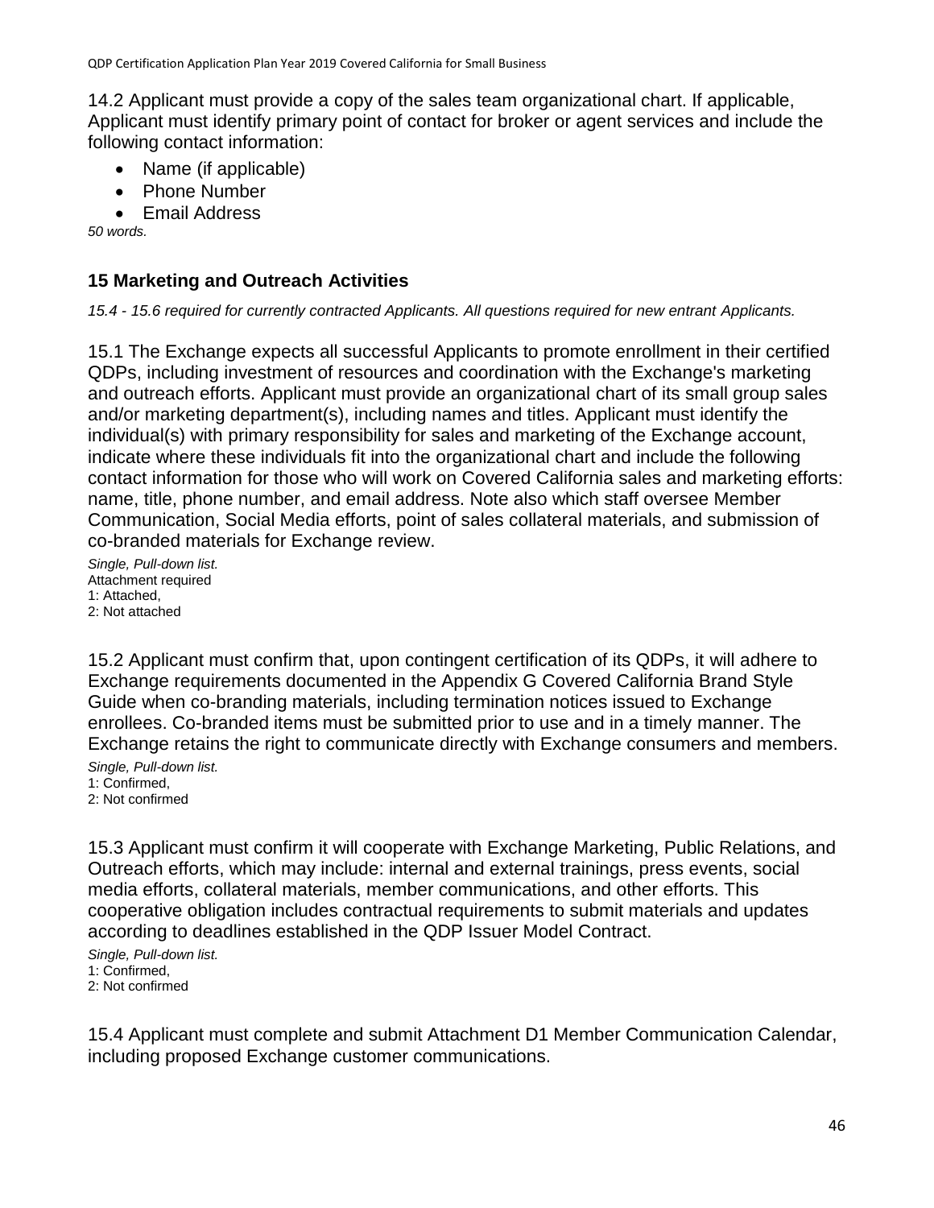14.2 Applicant must provide a copy of the sales team organizational chart. If applicable, Applicant must identify primary point of contact for broker or agent services and include the following contact information:

- Name (if applicable)
- Phone Number
- Email Address

*50 words.*

## 15 Marketing and Outreach Activities

*15.4 - 15.6 required for currently contracted Applicants. All questions required for new entrant Applicants.*

15.1 The Exchange expects all successful Applicants to promote enrollment in their certified QDPs, including investment of resources and coordination with the Exchange's marketing and outreach efforts. Applicant must provide an organizational chart of its small group sales and/or marketing department(s), including names and titles. Applicant must identify the individual(s) with primary responsibility for sales and marketing of the Exchange account, indicate where these individuals fit into the organizational chart and include the following contact information for those who will work on Covered California sales and marketing efforts: name, title, phone number, and email address. Note also which staff oversee Member Communication, Social Media efforts, point of sales collateral materials, and submission of co-branded materials for Exchange review.

*Single, Pull-down list.*
Attachment required
1: Attached,
2: Not attached

15.2 Applicant must confirm that, upon contingent certification of its QDPs, it will adhere to Exchange requirements documented in the Appendix G Covered California Brand Style Guide when co-branding materials, including termination notices issued to Exchange enrollees. Co-branded items must be submitted prior to use and in a timely manner. The Exchange retains the right to communicate directly with Exchange consumers and members.

*Single, Pull-down list.*
1: Confirmed,
2: Not confirmed

15.3 Applicant must confirm it will cooperate with Exchange Marketing, Public Relations, and Outreach efforts, which may include: internal and external trainings, press events, social media efforts, collateral materials, member communications, and other efforts. This cooperative obligation includes contractual requirements to submit materials and updates according to deadlines established in the QDP Issuer Model Contract.

*Single, Pull-down list.*
1: Confirmed,
2: Not confirmed

15.4 Applicant must complete and submit Attachment D1 Member Communication Calendar, including proposed Exchange customer communications.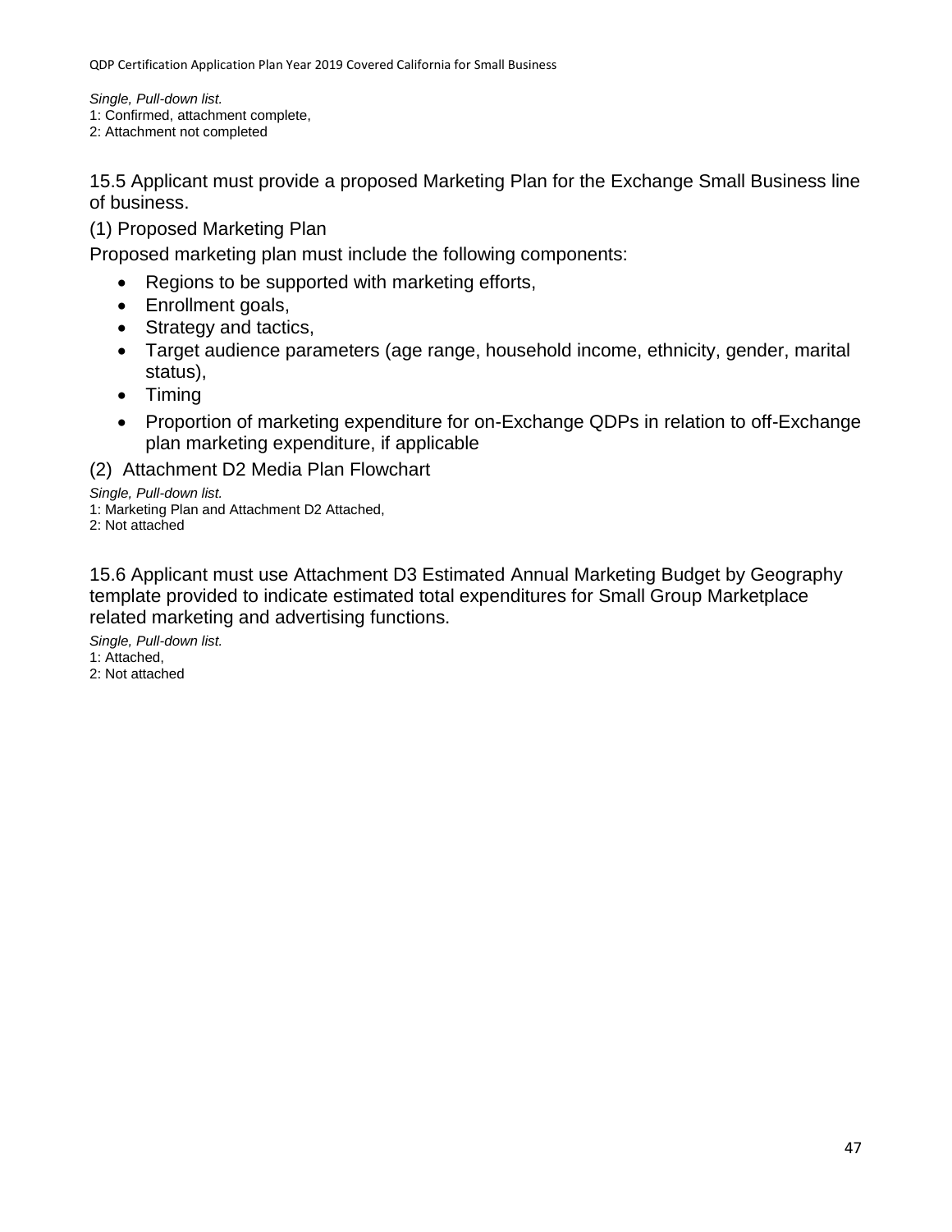*Single, Pull-down list.*
1: Confirmed, attachment complete,
2: Attachment not completed

15.5 Applicant must provide a proposed Marketing Plan for the Exchange Small Business line of business.

(1) Proposed Marketing Plan

Proposed marketing plan must include the following components:

- Regions to be supported with marketing efforts,
- Enrollment goals,
- Strategy and tactics,
- Target audience parameters (age range, household income, ethnicity, gender, marital status),
- Timing
- Proportion of marketing expenditure for on-Exchange QDPs in relation to off-Exchange plan marketing expenditure, if applicable

(2) Attachment D2 Media Plan Flowchart

*Single, Pull-down list.*
1: Marketing Plan and Attachment D2 Attached,
2: Not attached

15.6 Applicant must use Attachment D3 Estimated Annual Marketing Budget by Geography template provided to indicate estimated total expenditures for Small Group Marketplace related marketing and advertising functions.

*Single, Pull-down list.*
1: Attached,
2: Not attached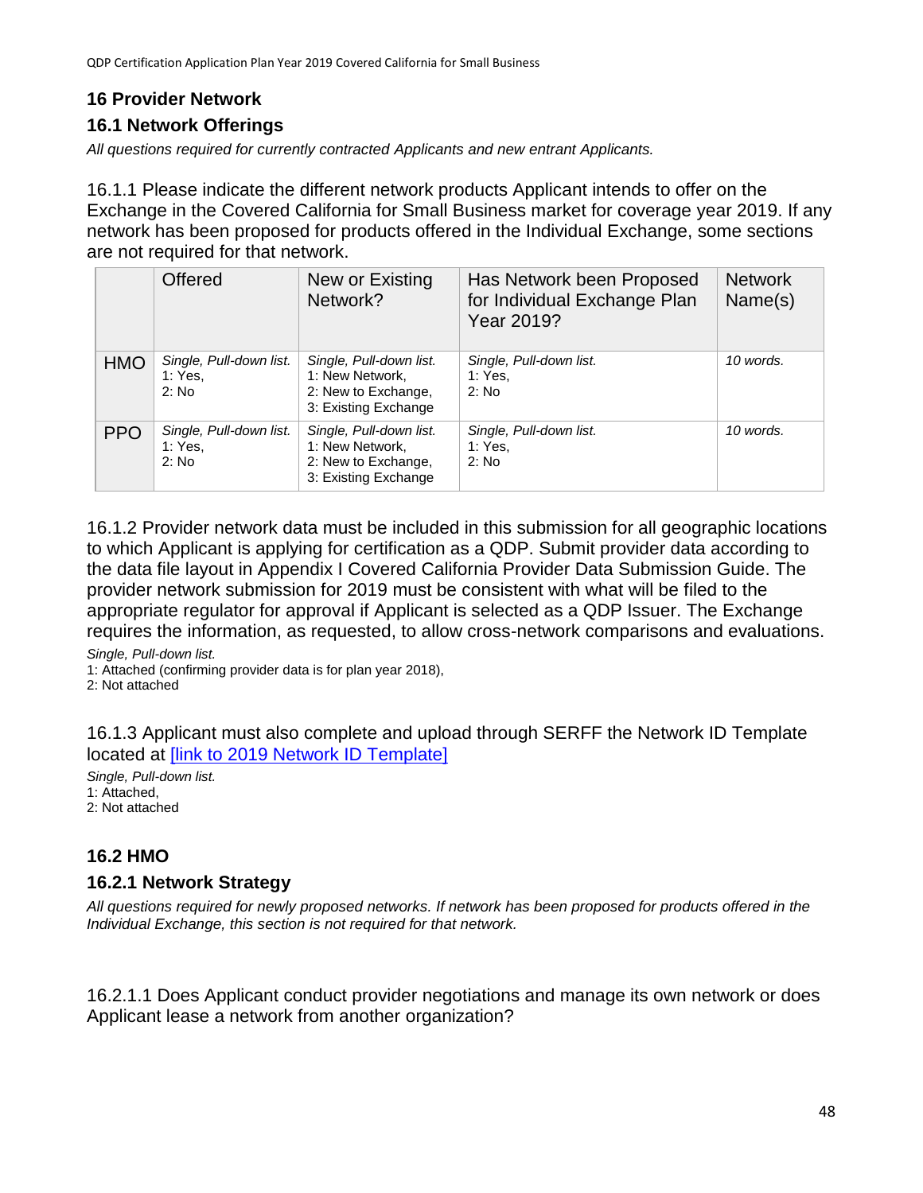## 16 Provider Network

### 16.1 Network Offerings

*All questions required for currently contracted Applicants and new entrant Applicants.*

16.1.1 Please indicate the different network products Applicant intends to offer on the Exchange in the Covered California for Small Business market for coverage year 2019. If any network has been proposed for products offered in the Individual Exchange, some sections are not required for that network.

| | Offered | New or Existing Network? | Has Network been Proposed for Individual Exchange Plan Year 2019? | Network Name(s) |
|---|---|---|---|---|
| HMO | *Single, Pull-down list.* 1: Yes, 2: No | *Single, Pull-down list.* 1: New Network, 2: New to Exchange, 3: Existing Exchange | *Single, Pull-down list.* 1: Yes, 2: No | *10 words.* |
| PPO | *Single, Pull-down list.* 1: Yes, 2: No | *Single, Pull-down list.* 1: New Network, 2: New to Exchange, 3: Existing Exchange | *Single, Pull-down list.* 1: Yes, 2: No | *10 words.* |

16.1.2 Provider network data must be included in this submission for all geographic locations to which Applicant is applying for certification as a QDP. Submit provider data according to the data file layout in Appendix I Covered California Provider Data Submission Guide. The provider network submission for 2019 must be consistent with what will be filed to the appropriate regulator for approval if Applicant is selected as a QDP Issuer. The Exchange requires the information, as requested, to allow cross-network comparisons and evaluations.

*Single, Pull-down list.*
1: Attached (confirming provider data is for plan year 2018),
2: Not attached

16.1.3 Applicant must also complete and upload through SERFF the Network ID Template located at [link to 2019 Network ID Template]

*Single, Pull-down list.*
1: Attached,
2: Not attached

## 16.2 HMO

### 16.2.1 Network Strategy

*All questions required for newly proposed networks. If network has been proposed for products offered in the Individual Exchange, this section is not required for that network.*

16.2.1.1 Does Applicant conduct provider negotiations and manage its own network or does Applicant lease a network from another organization?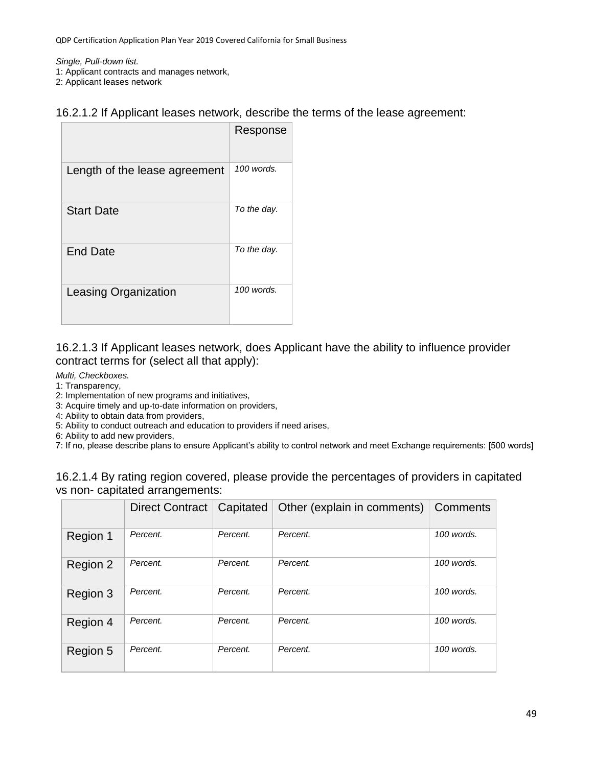*Single, Pull-down list.*
1: Applicant contracts and manages network,
2: Applicant leases network

### 16.2.1.2 If Applicant leases network, describe the terms of the lease agreement:

| | Response |
|---|---|
| Length of the lease agreement | *100 words.* |
| Start Date | *To the day.* |
| End Date | *To the day.* |
| Leasing Organization | *100 words.* |

### 16.2.1.3 If Applicant leases network, does Applicant have the ability to influence provider contract terms for (select all that apply):

*Multi, Checkboxes.*
1: Transparency,
2: Implementation of new programs and initiatives,
3: Acquire timely and up-to-date information on providers,
4: Ability to obtain data from providers,
5: Ability to conduct outreach and education to providers if need arises,
6: Ability to add new providers,
7: If no, please describe plans to ensure Applicant's ability to control network and meet Exchange requirements: [500 words]

### 16.2.1.4 By rating region covered, please provide the percentages of providers in capitated vs non- capitated arrangements:

| | Direct Contract | Capitated | Other (explain in comments) | Comments |
|---|---|---|---|---|
| Region 1 | *Percent.* | *Percent.* | *Percent.* | *100 words.* |
| Region 2 | *Percent.* | *Percent.* | *Percent.* | *100 words.* |
| Region 3 | *Percent.* | *Percent.* | *Percent.* | *100 words.* |
| Region 4 | *Percent.* | *Percent.* | *Percent.* | *100 words.* |
| Region 5 | *Percent.* | *Percent.* | *Percent.* | *100 words.* |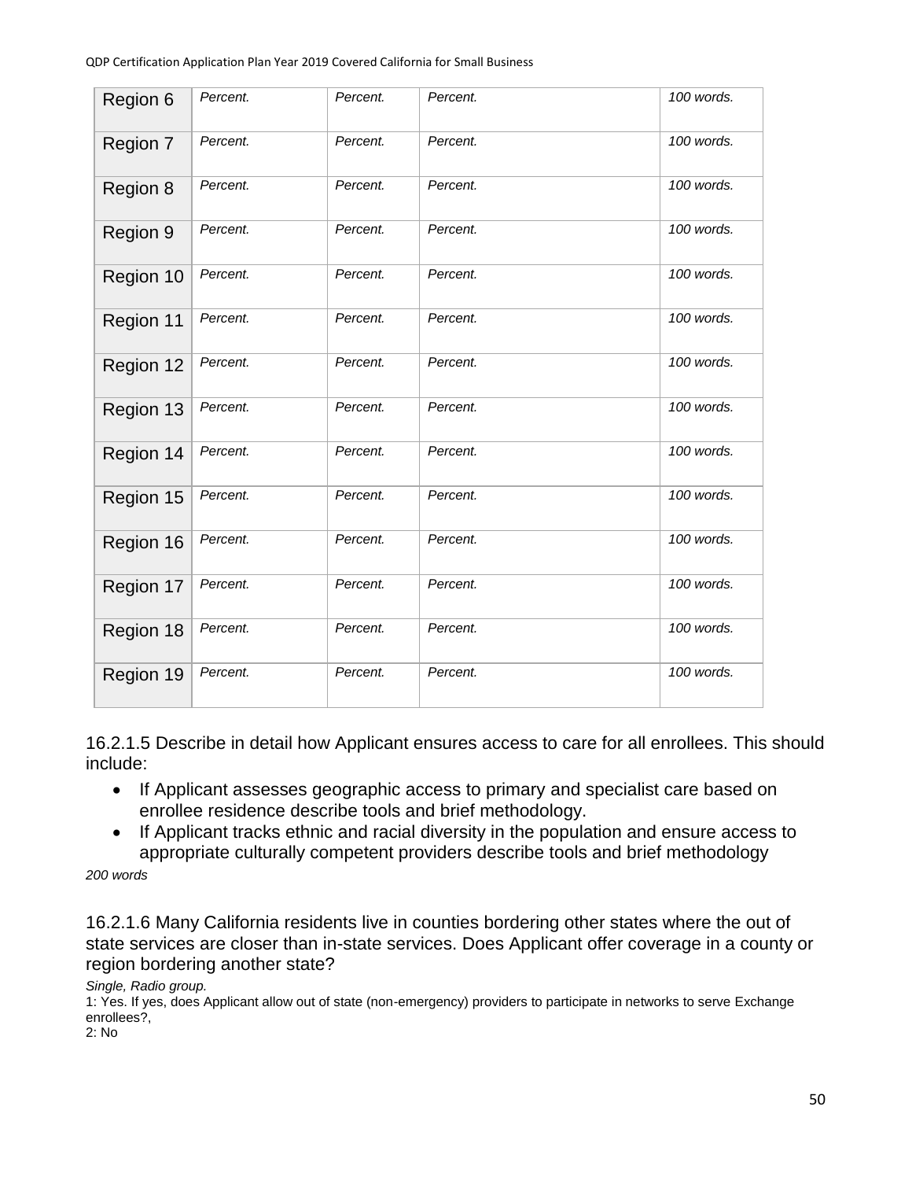| | | | | |
|---|---|---|---|---|
| Region 6 | *Percent.* | *Percent.* | *Percent.* | *100 words.* |
| Region 7 | *Percent.* | *Percent.* | *Percent.* | *100 words.* |
| Region 8 | *Percent.* | *Percent.* | *Percent.* | *100 words.* |
| Region 9 | *Percent.* | *Percent.* | *Percent.* | *100 words.* |
| Region 10 | *Percent.* | *Percent.* | *Percent.* | *100 words.* |
| Region 11 | *Percent.* | *Percent.* | *Percent.* | *100 words.* |
| Region 12 | *Percent.* | *Percent.* | *Percent.* | *100 words.* |
| Region 13 | *Percent.* | *Percent.* | *Percent.* | *100 words.* |
| Region 14 | *Percent.* | *Percent.* | *Percent.* | *100 words.* |
| Region 15 | *Percent.* | *Percent.* | *Percent.* | *100 words.* |
| Region 16 | *Percent.* | *Percent.* | *Percent.* | *100 words.* |
| Region 17 | *Percent.* | *Percent.* | *Percent.* | *100 words.* |
| Region 18 | *Percent.* | *Percent.* | *Percent.* | *100 words.* |
| Region 19 | *Percent.* | *Percent.* | *Percent.* | *100 words.* |

16.2.1.5 Describe in detail how Applicant ensures access to care for all enrollees. This should include:

- If Applicant assesses geographic access to primary and specialist care based on enrollee residence describe tools and brief methodology.
- If Applicant tracks ethnic and racial diversity in the population and ensure access to appropriate culturally competent providers describe tools and brief methodology

*200 words*

16.2.1.6 Many California residents live in counties bordering other states where the out of state services are closer than in-state services. Does Applicant offer coverage in a county or region bordering another state?

*Single, Radio group.*

1: Yes. If yes, does Applicant allow out of state (non-emergency) providers to participate in networks to serve Exchange enrollees?,

2: No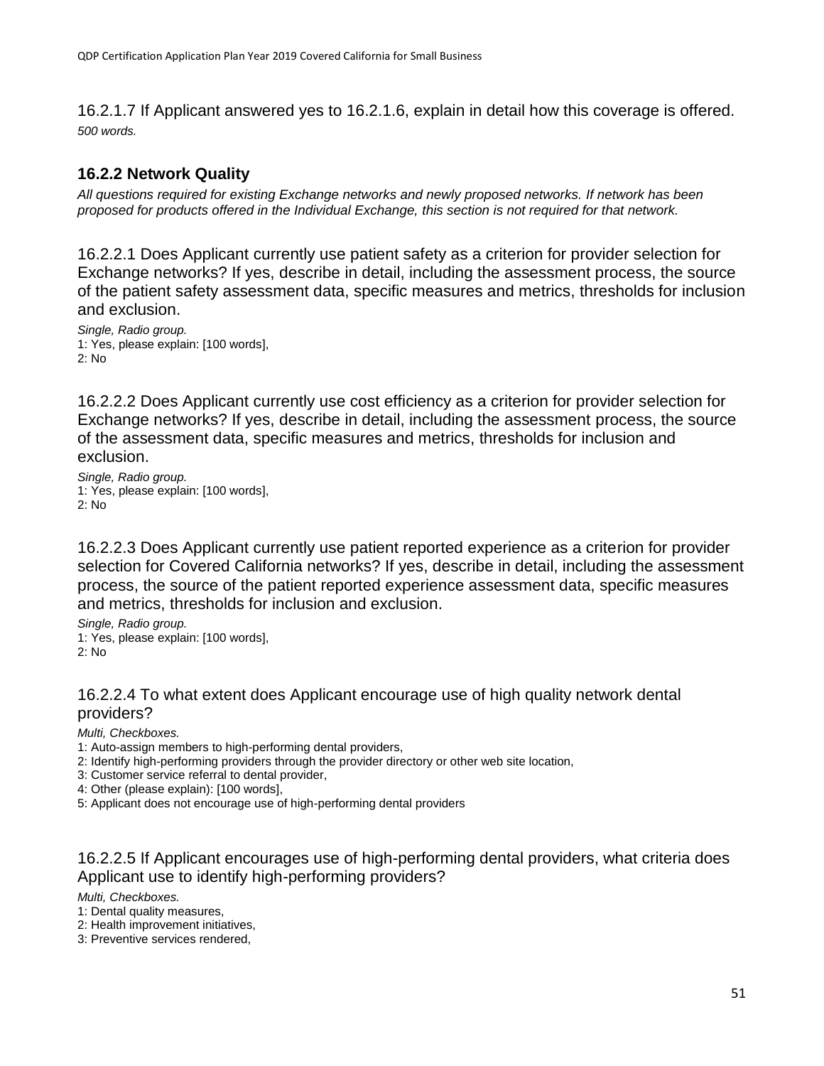16.2.1.7 If Applicant answered yes to 16.2.1.6, explain in detail how this coverage is offered.
*500 words.*

### 16.2.2 Network Quality

*All questions required for existing Exchange networks and newly proposed networks. If network has been proposed for products offered in the Individual Exchange, this section is not required for that network.*

16.2.2.1 Does Applicant currently use patient safety as a criterion for provider selection for Exchange networks? If yes, describe in detail, including the assessment process, the source of the patient safety assessment data, specific measures and metrics, thresholds for inclusion and exclusion.

*Single, Radio group.*
1: Yes, please explain: [100 words],
2: No

16.2.2.2 Does Applicant currently use cost efficiency as a criterion for provider selection for Exchange networks? If yes, describe in detail, including the assessment process, the source of the assessment data, specific measures and metrics, thresholds for inclusion and exclusion.

*Single, Radio group.*
1: Yes, please explain: [100 words],
2: No

16.2.2.3 Does Applicant currently use patient reported experience as a criterion for provider selection for Covered California networks? If yes, describe in detail, including the assessment process, the source of the patient reported experience assessment data, specific measures and metrics, thresholds for inclusion and exclusion.

*Single, Radio group.*
1: Yes, please explain: [100 words],
2: No

16.2.2.4 To what extent does Applicant encourage use of high quality network dental providers?

*Multi, Checkboxes.*
1: Auto-assign members to high-performing dental providers,
2: Identify high-performing providers through the provider directory or other web site location,
3: Customer service referral to dental provider,
4: Other (please explain): [100 words],
5: Applicant does not encourage use of high-performing dental providers

16.2.2.5 If Applicant encourages use of high-performing dental providers, what criteria does Applicant use to identify high-performing providers?

*Multi, Checkboxes.*
1: Dental quality measures,
2: Health improvement initiatives,
3: Preventive services rendered,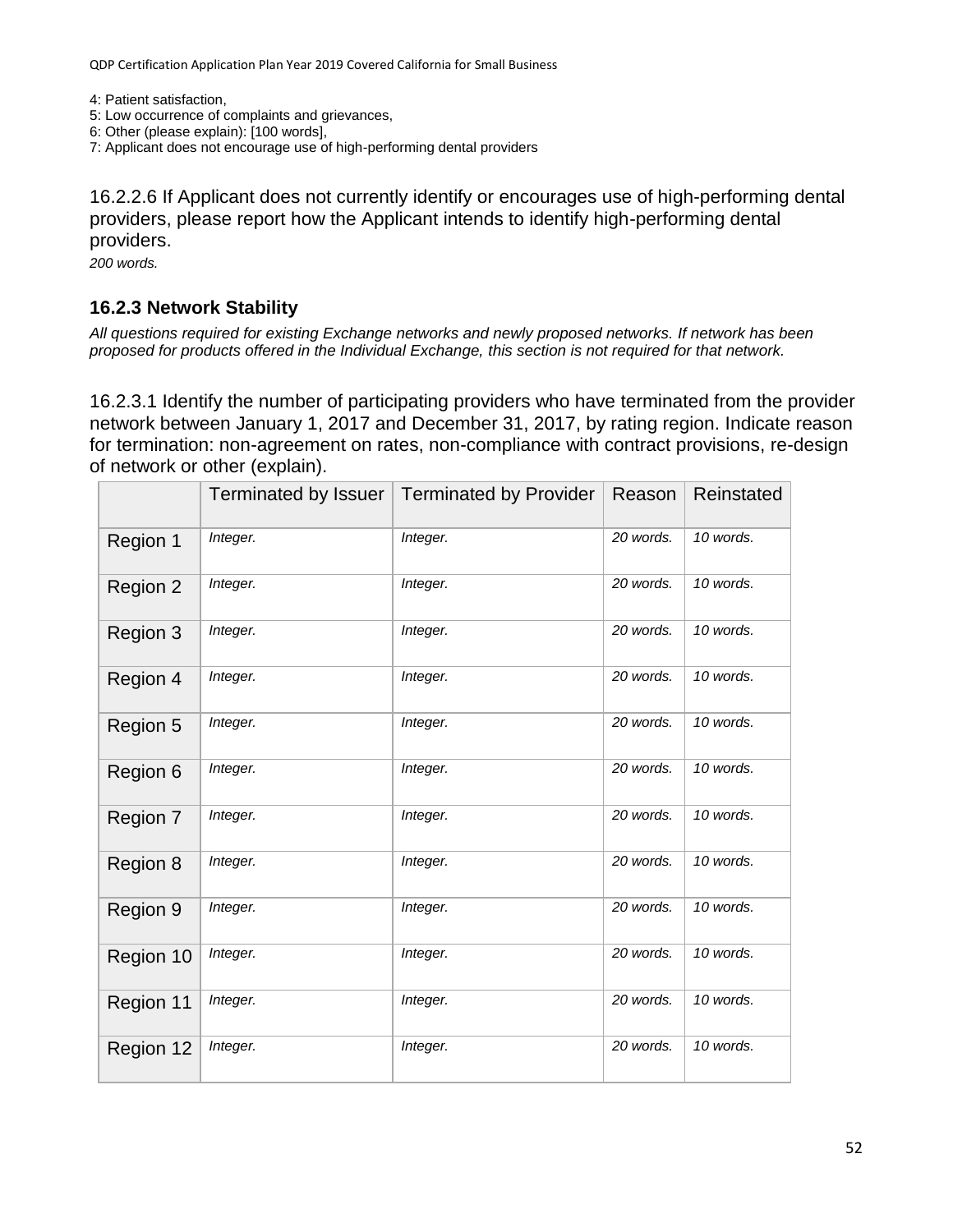4: Patient satisfaction,
5: Low occurrence of complaints and grievances,
6: Other (please explain): [100 words],
7: Applicant does not encourage use of high-performing dental providers

16.2.2.6 If Applicant does not currently identify or encourages use of high-performing dental providers, please report how the Applicant intends to identify high-performing dental providers.
*200 words.*

### 16.2.3 Network Stability

*All questions required for existing Exchange networks and newly proposed networks. If network has been proposed for products offered in the Individual Exchange, this section is not required for that network.*

16.2.3.1 Identify the number of participating providers who have terminated from the provider network between January 1, 2017 and December 31, 2017, by rating region. Indicate reason for termination: non-agreement on rates, non-compliance with contract provisions, re-design of network or other (explain).

| | Terminated by Issuer | Terminated by Provider | Reason | Reinstated |
|---|---|---|---|---|
| Region 1 | *Integer.* | *Integer.* | *20 words.* | *10 words.* |
| Region 2 | *Integer.* | *Integer.* | *20 words.* | *10 words.* |
| Region 3 | *Integer.* | *Integer.* | *20 words.* | *10 words.* |
| Region 4 | *Integer.* | *Integer.* | *20 words.* | *10 words.* |
| Region 5 | *Integer.* | *Integer.* | *20 words.* | *10 words.* |
| Region 6 | *Integer.* | *Integer.* | *20 words.* | *10 words.* |
| Region 7 | *Integer.* | *Integer.* | *20 words.* | *10 words.* |
| Region 8 | *Integer.* | *Integer.* | *20 words.* | *10 words.* |
| Region 9 | *Integer.* | *Integer.* | *20 words.* | *10 words.* |
| Region 10 | *Integer.* | *Integer.* | *20 words.* | *10 words.* |
| Region 11 | *Integer.* | *Integer.* | *20 words.* | *10 words.* |
| Region 12 | *Integer.* | *Integer.* | *20 words.* | *10 words.* |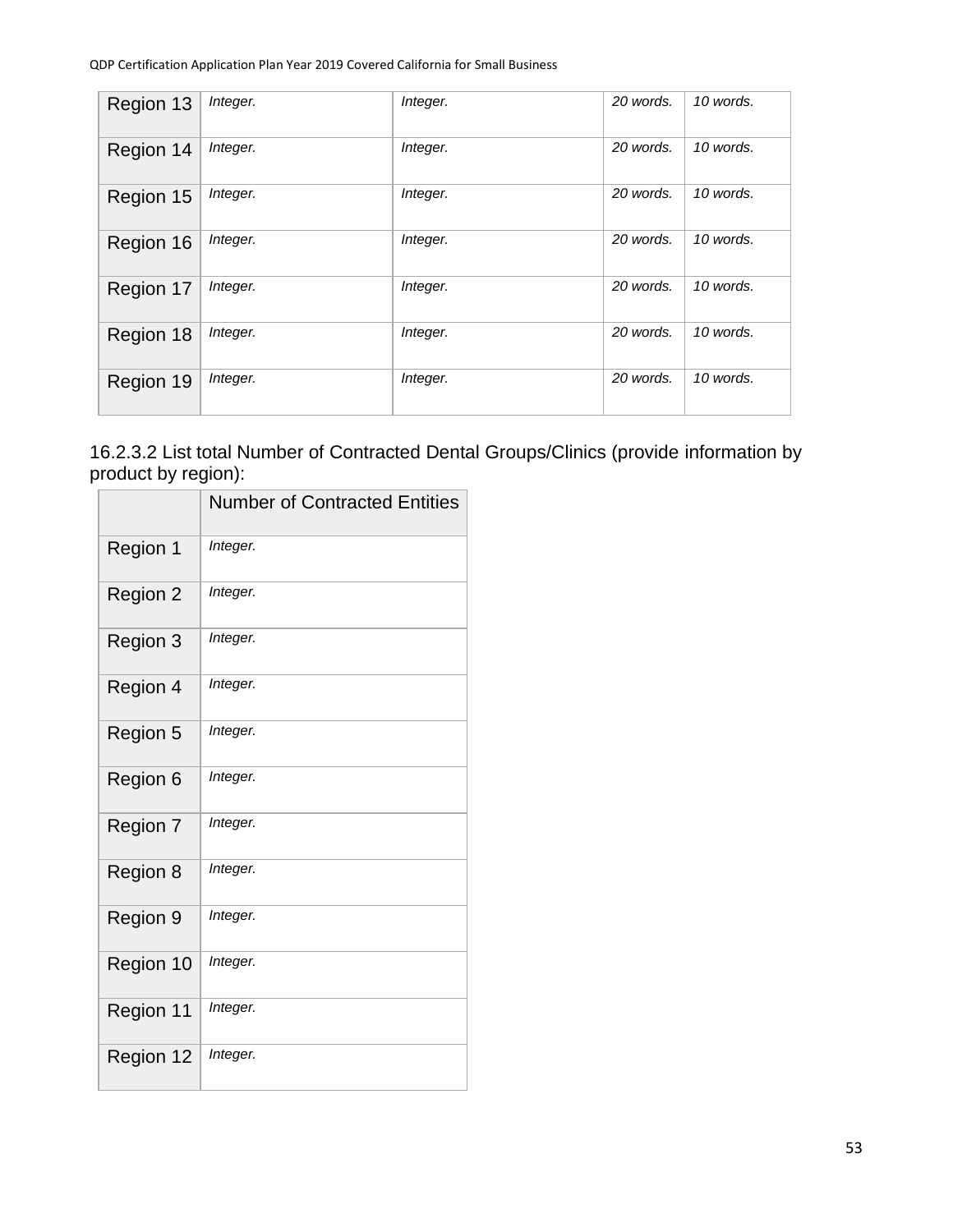| | | | | |
|---|---|---|---|---|
| Region 13 | *Integer.* | *Integer.* | *20 words.* | *10 words.* |
| Region 14 | *Integer.* | *Integer.* | *20 words.* | *10 words.* |
| Region 15 | *Integer.* | *Integer.* | *20 words.* | *10 words.* |
| Region 16 | *Integer.* | *Integer.* | *20 words.* | *10 words.* |
| Region 17 | *Integer.* | *Integer.* | *20 words.* | *10 words.* |
| Region 18 | *Integer.* | *Integer.* | *20 words.* | *10 words.* |
| Region 19 | *Integer.* | *Integer.* | *20 words.* | *10 words.* |

16.2.3.2 List total Number of Contracted Dental Groups/Clinics (provide information by product by region):

| | Number of Contracted Entities |
|---|---|
| Region 1 | *Integer.* |
| Region 2 | *Integer.* |
| Region 3 | *Integer.* |
| Region 4 | *Integer.* |
| Region 5 | *Integer.* |
| Region 6 | *Integer.* |
| Region 7 | *Integer.* |
| Region 8 | *Integer.* |
| Region 9 | *Integer.* |
| Region 10 | *Integer.* |
| Region 11 | *Integer.* |
| Region 12 | *Integer.* |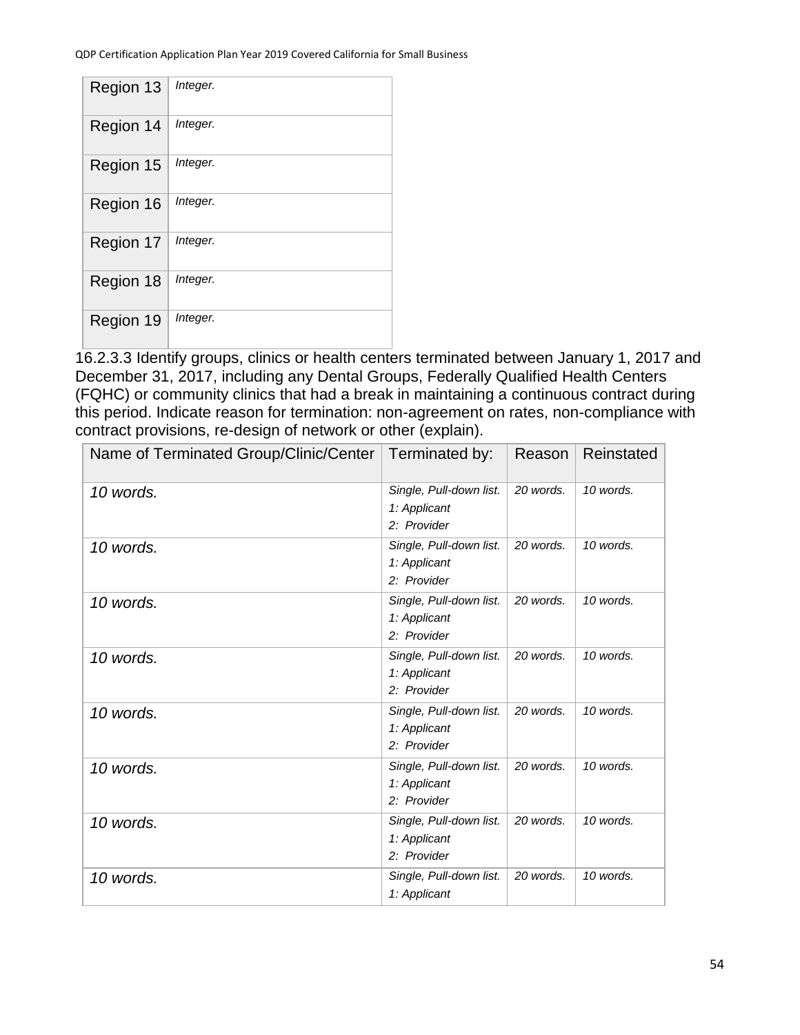| Region 13 | *Integer.* |
|---|---|
| Region 14 | *Integer.* |
| Region 15 | *Integer.* |
| Region 16 | *Integer.* |
| Region 17 | *Integer.* |
| Region 18 | *Integer.* |
| Region 19 | *Integer.* |

16.2.3.3 Identify groups, clinics or health centers terminated between January 1, 2017 and December 31, 2017, including any Dental Groups, Federally Qualified Health Centers (FQHC) or community clinics that had a break in maintaining a continuous contract during this period. Indicate reason for termination: non-agreement on rates, non-compliance with contract provisions, re-design of network or other (explain).

| Name of Terminated Group/Clinic/Center | Terminated by: | Reason | Reinstated |
|---|---|---|---|
| *10 words.* | *Single, Pull-down list.*<br>*1: Applicant*<br>*2: Provider* | *20 words.* | *10 words.* |
| *10 words.* | *Single, Pull-down list.*<br>*1: Applicant*<br>*2: Provider* | *20 words.* | *10 words.* |
| *10 words.* | *Single, Pull-down list.*<br>*1: Applicant*<br>*2: Provider* | *20 words.* | *10 words.* |
| *10 words.* | *Single, Pull-down list.*<br>*1: Applicant*<br>*2: Provider* | *20 words.* | *10 words.* |
| *10 words.* | *Single, Pull-down list.*<br>*1: Applicant*<br>*2: Provider* | *20 words.* | *10 words.* |
| *10 words.* | *Single, Pull-down list.*<br>*1: Applicant*<br>*2: Provider* | *20 words.* | *10 words.* |
| *10 words.* | *Single, Pull-down list.*<br>*1: Applicant*<br>*2: Provider* | *20 words.* | *10 words.* |
| *10 words.* | *Single, Pull-down list.*<br>*1: Applicant* | *20 words.* | *10 words.* |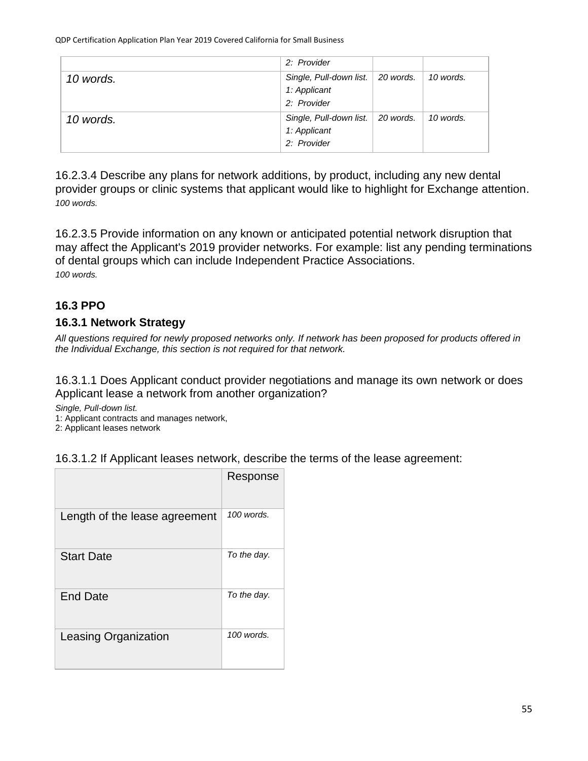| | 2: Provider | | |
|---|---|---|---|
| *10 words.* | *Single, Pull-down list.*<br>*1: Applicant*<br>*2: Provider* | *20 words.* | *10 words.* |
| *10 words.* | *Single, Pull-down list.*<br>*1: Applicant*<br>*2: Provider* | *20 words.* | *10 words.* |

16.2.3.4 Describe any plans for network additions, by product, including any new dental provider groups or clinic systems that applicant would like to highlight for Exchange attention.
*100 words.*

16.2.3.5 Provide information on any known or anticipated potential network disruption that may affect the Applicant's 2019 provider networks. For example: list any pending terminations of dental groups which can include Independent Practice Associations.
*100 words.*

## 16.3 PPO

### 16.3.1 Network Strategy

*All questions required for newly proposed networks only. If network has been proposed for products offered in the Individual Exchange, this section is not required for that network.*

16.3.1.1 Does Applicant conduct provider negotiations and manage its own network or does Applicant lease a network from another organization?

*Single, Pull-down list.*
1: Applicant contracts and manages network,
2: Applicant leases network

16.3.1.2 If Applicant leases network, describe the terms of the lease agreement:

| | Response |
|---|---|
| Length of the lease agreement | *100 words.* |
| Start Date | *To the day.* |
| End Date | *To the day.* |
| Leasing Organization | *100 words.* |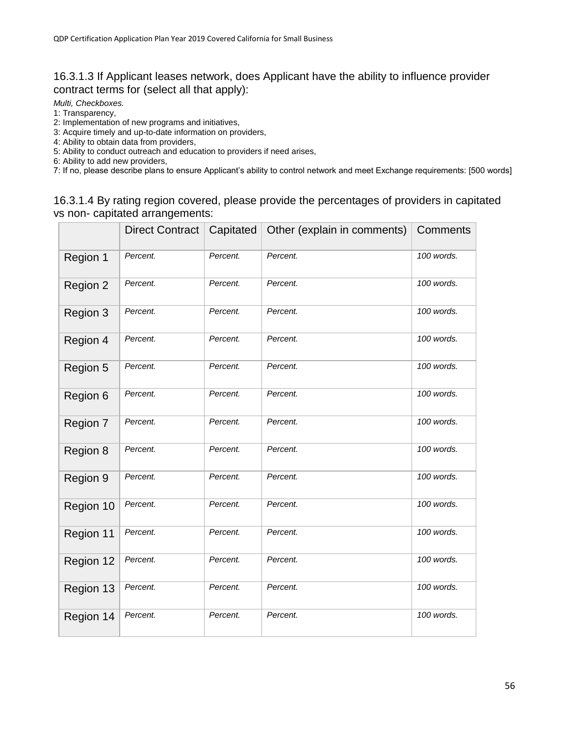### 16.3.1.3 If Applicant leases network, does Applicant have the ability to influence provider contract terms for (select all that apply):

*Multi, Checkboxes.*

1: Transparency,
2: Implementation of new programs and initiatives,
3: Acquire timely and up-to-date information on providers,
4: Ability to obtain data from providers,
5: Ability to conduct outreach and education to providers if need arises,
6: Ability to add new providers,
7: If no, please describe plans to ensure Applicant's ability to control network and meet Exchange requirements: [500 words]

### 16.3.1.4 By rating region covered, please provide the percentages of providers in capitated vs non- capitated arrangements:

| | Direct Contract | Capitated | Other (explain in comments) | Comments |
|---|---|---|---|---|
| Region 1 | *Percent.* | *Percent.* | *Percent.* | *100 words.* |
| Region 2 | *Percent.* | *Percent.* | *Percent.* | *100 words.* |
| Region 3 | *Percent.* | *Percent.* | *Percent.* | *100 words.* |
| Region 4 | *Percent.* | *Percent.* | *Percent.* | *100 words.* |
| Region 5 | *Percent.* | *Percent.* | *Percent.* | *100 words.* |
| Region 6 | *Percent.* | *Percent.* | *Percent.* | *100 words.* |
| Region 7 | *Percent.* | *Percent.* | *Percent.* | *100 words.* |
| Region 8 | *Percent.* | *Percent.* | *Percent.* | *100 words.* |
| Region 9 | *Percent.* | *Percent.* | *Percent.* | *100 words.* |
| Region 10 | *Percent.* | *Percent.* | *Percent.* | *100 words.* |
| Region 11 | *Percent.* | *Percent.* | *Percent.* | *100 words.* |
| Region 12 | *Percent.* | *Percent.* | *Percent.* | *100 words.* |
| Region 13 | *Percent.* | *Percent.* | *Percent.* | *100 words.* |
| Region 14 | *Percent.* | *Percent.* | *Percent.* | *100 words.* |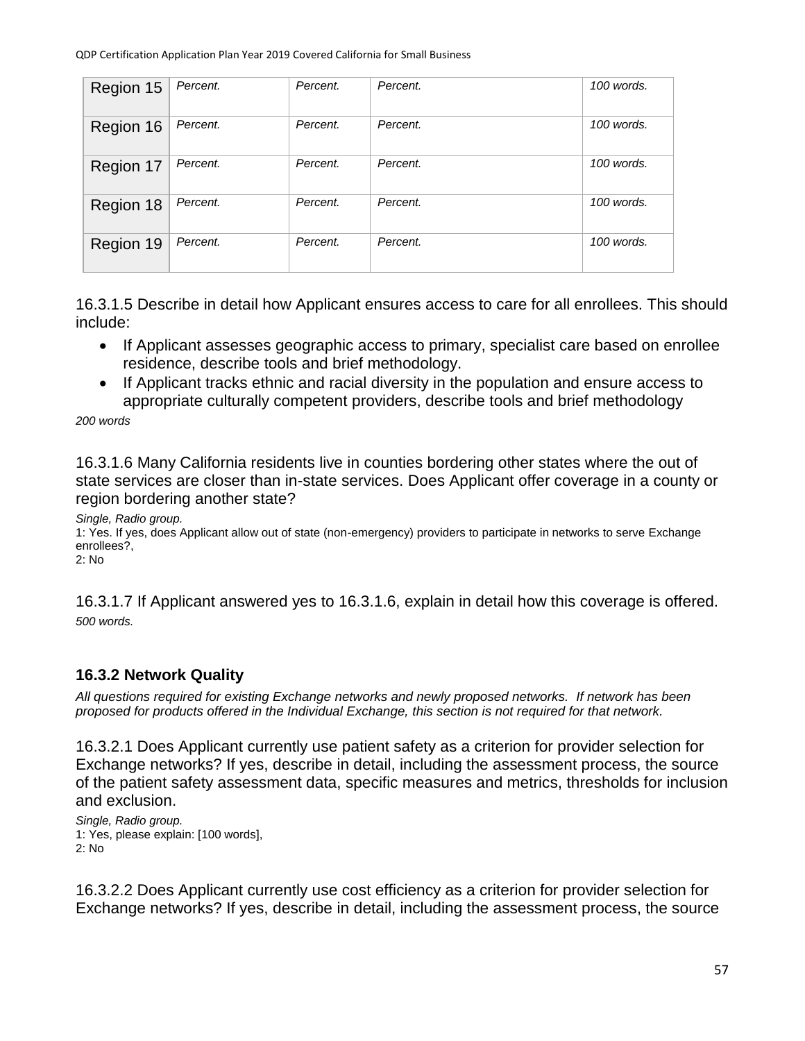| Region 15 | *Percent.* | *Percent.* | *Percent.* | *100 words.* |
|---|---|---|---|---|
| Region 16 | *Percent.* | *Percent.* | *Percent.* | *100 words.* |
| Region 17 | *Percent.* | *Percent.* | *Percent.* | *100 words.* |
| Region 18 | *Percent.* | *Percent.* | *Percent.* | *100 words.* |
| Region 19 | *Percent.* | *Percent.* | *Percent.* | *100 words.* |

16.3.1.5 Describe in detail how Applicant ensures access to care for all enrollees. This should include:

- If Applicant assesses geographic access to primary, specialist care based on enrollee residence, describe tools and brief methodology.
- If Applicant tracks ethnic and racial diversity in the population and ensure access to appropriate culturally competent providers, describe tools and brief methodology

*200 words*

16.3.1.6 Many California residents live in counties bordering other states where the out of state services are closer than in-state services. Does Applicant offer coverage in a county or region bordering another state?

*Single, Radio group.*
1: Yes. If yes, does Applicant allow out of state (non-emergency) providers to participate in networks to serve Exchange enrollees?,
2: No

16.3.1.7 If Applicant answered yes to 16.3.1.6, explain in detail how this coverage is offered.
*500 words.*

### 16.3.2 Network Quality

*All questions required for existing Exchange networks and newly proposed networks. If network has been proposed for products offered in the Individual Exchange, this section is not required for that network.*

16.3.2.1 Does Applicant currently use patient safety as a criterion for provider selection for Exchange networks? If yes, describe in detail, including the assessment process, the source of the patient safety assessment data, specific measures and metrics, thresholds for inclusion and exclusion.

*Single, Radio group.*
1: Yes, please explain: [100 words],
2: No

16.3.2.2 Does Applicant currently use cost efficiency as a criterion for provider selection for Exchange networks? If yes, describe in detail, including the assessment process, the source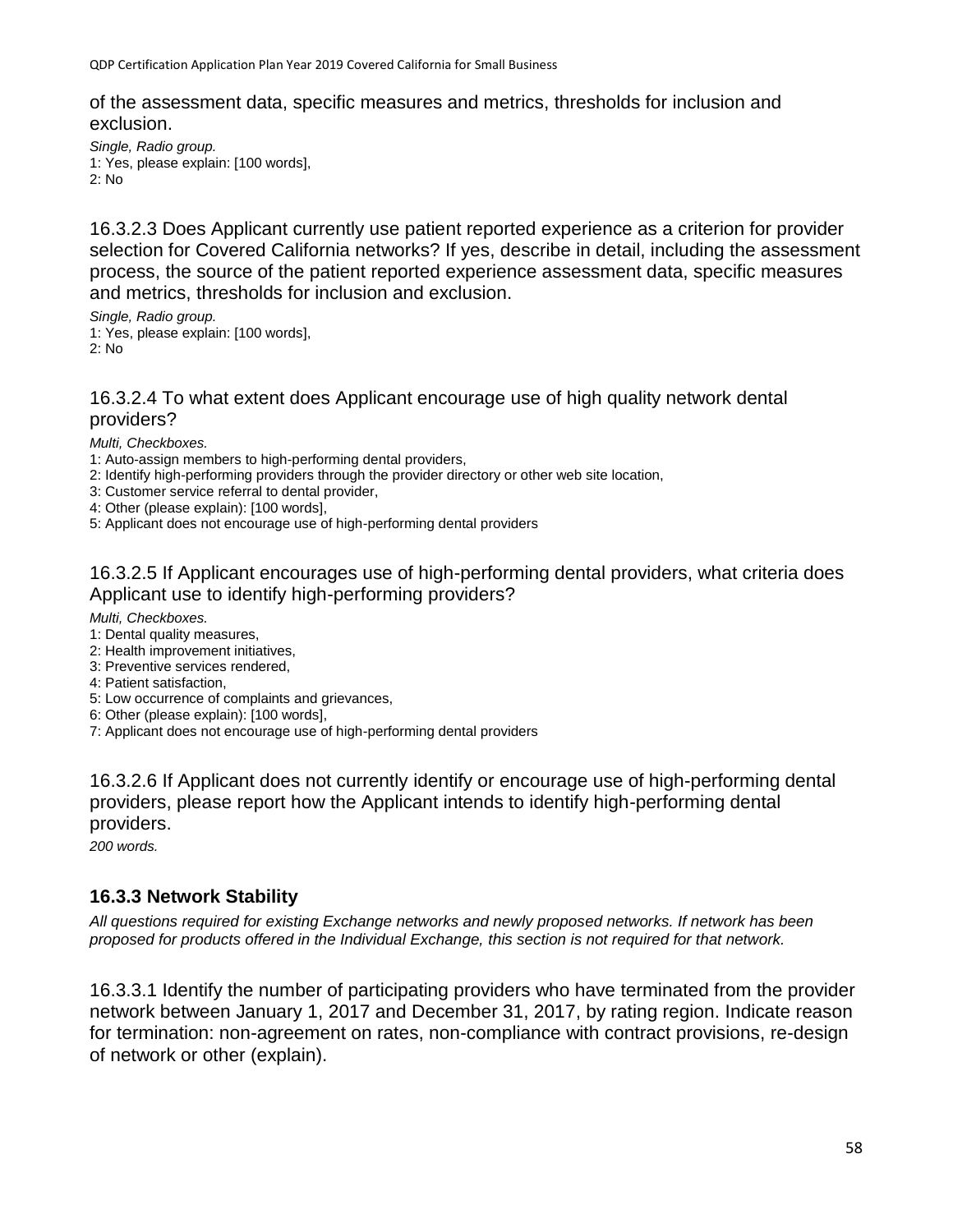of the assessment data, specific measures and metrics, thresholds for inclusion and exclusion.

*Single, Radio group.*
1: Yes, please explain: [100 words],
2: No

16.3.2.3 Does Applicant currently use patient reported experience as a criterion for provider selection for Covered California networks? If yes, describe in detail, including the assessment process, the source of the patient reported experience assessment data, specific measures and metrics, thresholds for inclusion and exclusion.

*Single, Radio group.*
1: Yes, please explain: [100 words],
2: No

16.3.2.4 To what extent does Applicant encourage use of high quality network dental providers?

*Multi, Checkboxes.*
1: Auto-assign members to high-performing dental providers,
2: Identify high-performing providers through the provider directory or other web site location,
3: Customer service referral to dental provider,
4: Other (please explain): [100 words],
5: Applicant does not encourage use of high-performing dental providers

16.3.2.5 If Applicant encourages use of high-performing dental providers, what criteria does Applicant use to identify high-performing providers?

*Multi, Checkboxes.*
1: Dental quality measures,
2: Health improvement initiatives,
3: Preventive services rendered,
4: Patient satisfaction,
5: Low occurrence of complaints and grievances,
6: Other (please explain): [100 words],
7: Applicant does not encourage use of high-performing dental providers

16.3.2.6 If Applicant does not currently identify or encourage use of high-performing dental providers, please report how the Applicant intends to identify high-performing dental providers.

*200 words.*

### 16.3.3 Network Stability

*All questions required for existing Exchange networks and newly proposed networks. If network has been proposed for products offered in the Individual Exchange, this section is not required for that network.*

16.3.3.1 Identify the number of participating providers who have terminated from the provider network between January 1, 2017 and December 31, 2017, by rating region. Indicate reason for termination: non-agreement on rates, non-compliance with contract provisions, re-design of network or other (explain).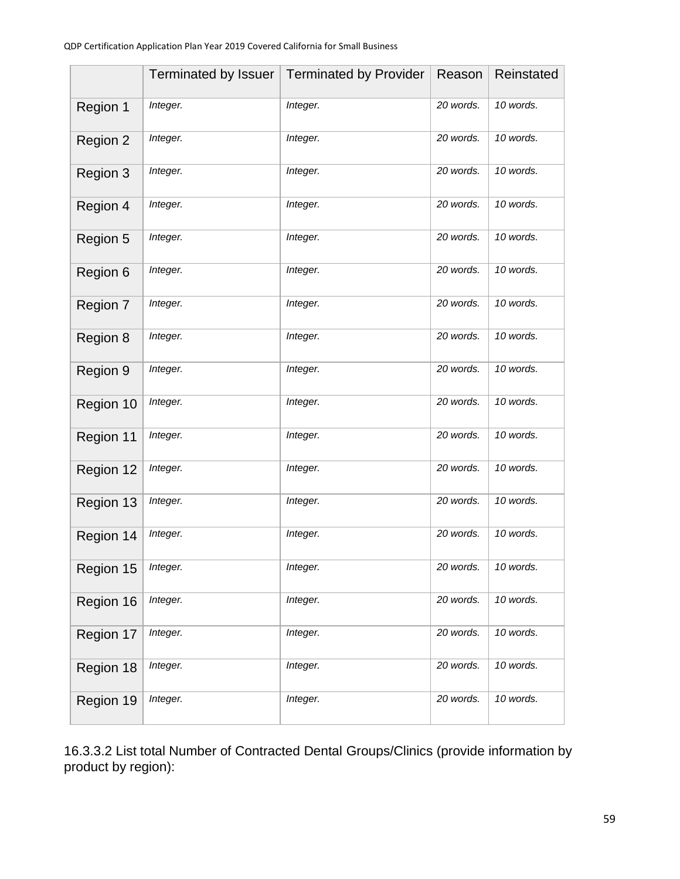| | Terminated by Issuer | Terminated by Provider | Reason | Reinstated |
|---|---|---|---|---|
| Region 1 | *Integer.* | *Integer.* | *20 words.* | *10 words.* |
| Region 2 | *Integer.* | *Integer.* | *20 words.* | *10 words.* |
| Region 3 | *Integer.* | *Integer.* | *20 words.* | *10 words.* |
| Region 4 | *Integer.* | *Integer.* | *20 words.* | *10 words.* |
| Region 5 | *Integer.* | *Integer.* | *20 words.* | *10 words.* |
| Region 6 | *Integer.* | *Integer.* | *20 words.* | *10 words.* |
| Region 7 | *Integer.* | *Integer.* | *20 words.* | *10 words.* |
| Region 8 | *Integer.* | *Integer.* | *20 words.* | *10 words.* |
| Region 9 | *Integer.* | *Integer.* | *20 words.* | *10 words.* |
| Region 10 | *Integer.* | *Integer.* | *20 words.* | *10 words.* |
| Region 11 | *Integer.* | *Integer.* | *20 words.* | *10 words.* |
| Region 12 | *Integer.* | *Integer.* | *20 words.* | *10 words.* |
| Region 13 | *Integer.* | *Integer.* | *20 words.* | *10 words.* |
| Region 14 | *Integer.* | *Integer.* | *20 words.* | *10 words.* |
| Region 15 | *Integer.* | *Integer.* | *20 words.* | *10 words.* |
| Region 16 | *Integer.* | *Integer.* | *20 words.* | *10 words.* |
| Region 17 | *Integer.* | *Integer.* | *20 words.* | *10 words.* |
| Region 18 | *Integer.* | *Integer.* | *20 words.* | *10 words.* |
| Region 19 | *Integer.* | *Integer.* | *20 words.* | *10 words.* |

16.3.3.2 List total Number of Contracted Dental Groups/Clinics (provide information by product by region):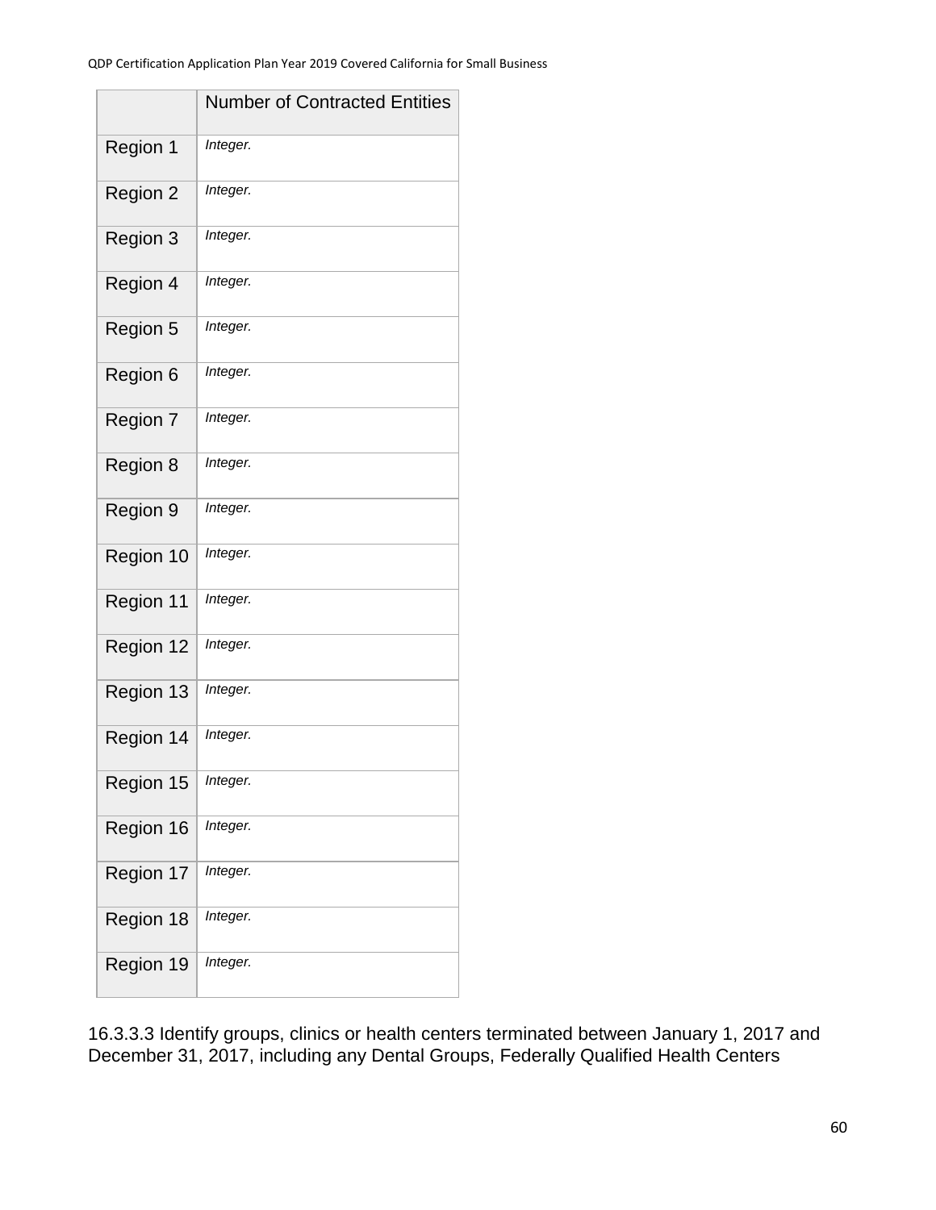| | Number of Contracted Entities |
|---|---|
| Region 1 | *Integer.* |
| Region 2 | *Integer.* |
| Region 3 | *Integer.* |
| Region 4 | *Integer.* |
| Region 5 | *Integer.* |
| Region 6 | *Integer.* |
| Region 7 | *Integer.* |
| Region 8 | *Integer.* |
| Region 9 | *Integer.* |
| Region 10 | *Integer.* |
| Region 11 | *Integer.* |
| Region 12 | *Integer.* |
| Region 13 | *Integer.* |
| Region 14 | *Integer.* |
| Region 15 | *Integer.* |
| Region 16 | *Integer.* |
| Region 17 | *Integer.* |
| Region 18 | *Integer.* |
| Region 19 | *Integer.* |

16.3.3.3 Identify groups, clinics or health centers terminated between January 1, 2017 and December 31, 2017, including any Dental Groups, Federally Qualified Health Centers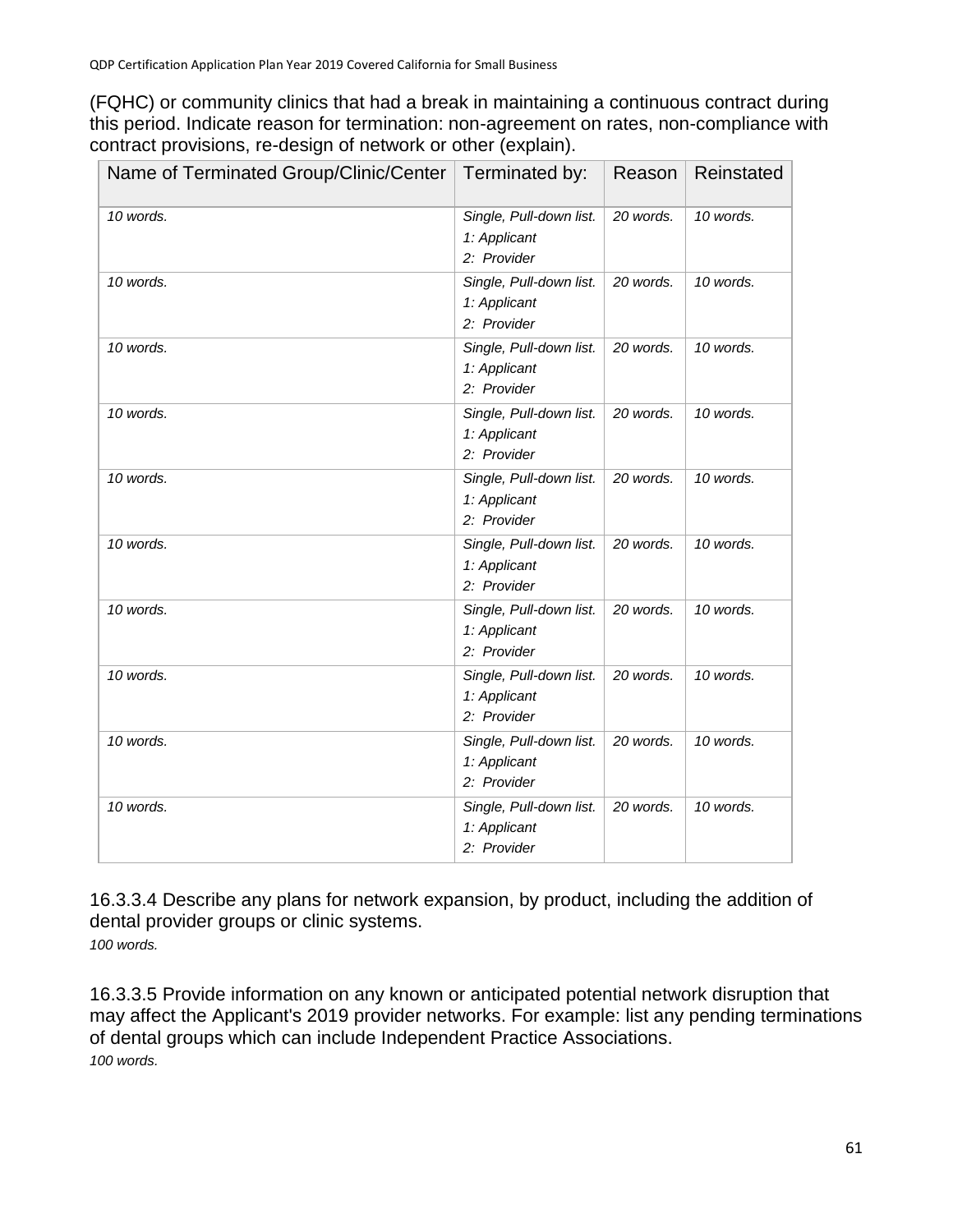(FQHC) or community clinics that had a break in maintaining a continuous contract during this period. Indicate reason for termination: non-agreement on rates, non-compliance with contract provisions, re-design of network or other (explain).

| Name of Terminated Group/Clinic/Center | Terminated by: | Reason | Reinstated |
|---|---|---|---|
| *10 words.* | *Single, Pull-down list.*<br>*1: Applicant*<br>*2: Provider* | *20 words.* | *10 words.* |
| *10 words.* | *Single, Pull-down list.*<br>*1: Applicant*<br>*2: Provider* | *20 words.* | *10 words.* |
| *10 words.* | *Single, Pull-down list.*<br>*1: Applicant*<br>*2: Provider* | *20 words.* | *10 words.* |
| *10 words.* | *Single, Pull-down list.*<br>*1: Applicant*<br>*2: Provider* | *20 words.* | *10 words.* |
| *10 words.* | *Single, Pull-down list.*<br>*1: Applicant*<br>*2: Provider* | *20 words.* | *10 words.* |
| *10 words.* | *Single, Pull-down list.*<br>*1: Applicant*<br>*2: Provider* | *20 words.* | *10 words.* |
| *10 words.* | *Single, Pull-down list.*<br>*1: Applicant*<br>*2: Provider* | *20 words.* | *10 words.* |
| *10 words.* | *Single, Pull-down list.*<br>*1: Applicant*<br>*2: Provider* | *20 words.* | *10 words.* |
| *10 words.* | *Single, Pull-down list.*<br>*1: Applicant*<br>*2: Provider* | *20 words.* | *10 words.* |
| *10 words.* | *Single, Pull-down list.*<br>*1: Applicant*<br>*2: Provider* | *20 words.* | *10 words.* |

16.3.3.4 Describe any plans for network expansion, by product, including the addition of dental provider groups or clinic systems.
*100 words.*

16.3.3.5 Provide information on any known or anticipated potential network disruption that may affect the Applicant's 2019 provider networks. For example: list any pending terminations of dental groups which can include Independent Practice Associations.
*100 words.*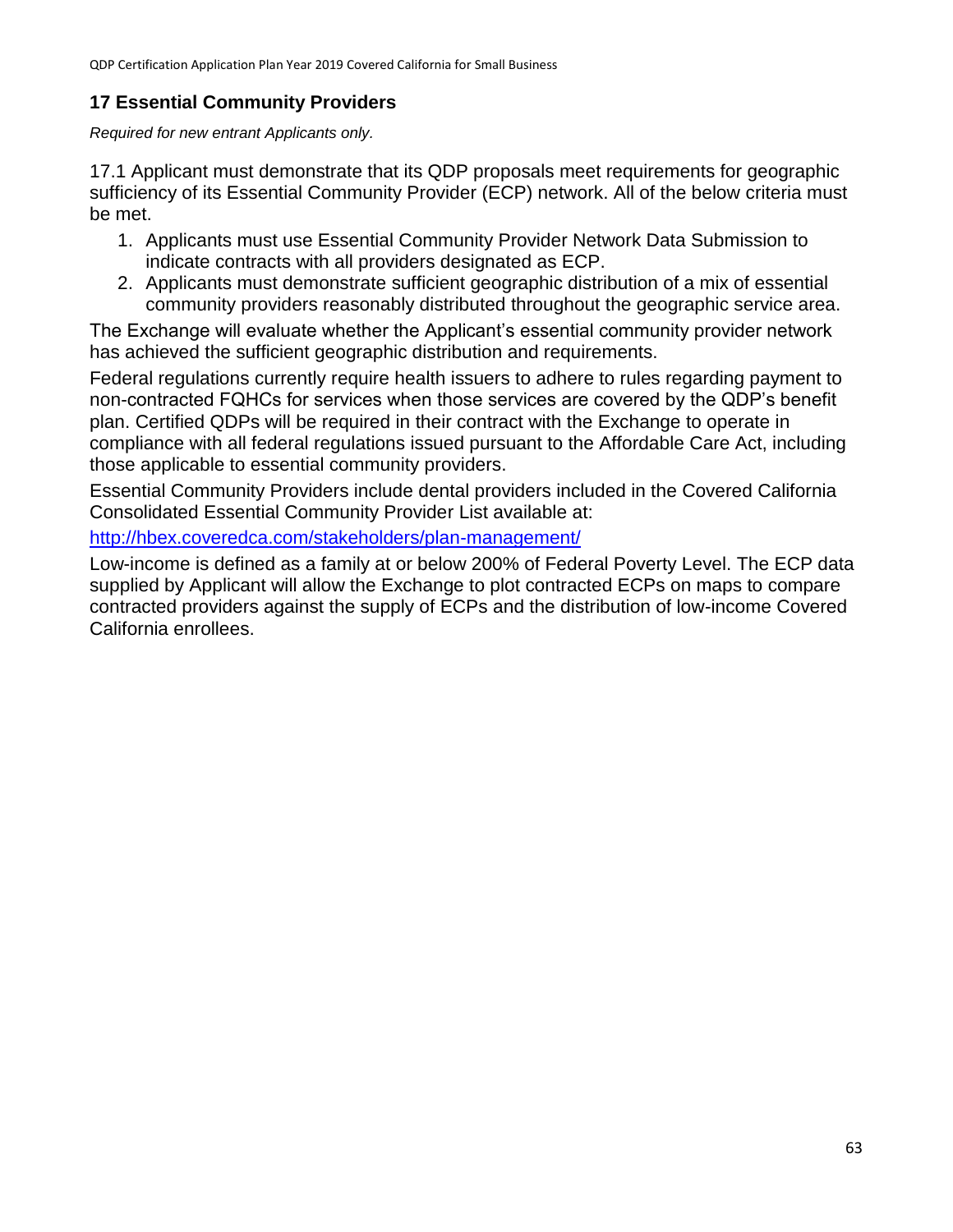## 17 Essential Community Providers

*Required for new entrant Applicants only.*

17.1 Applicant must demonstrate that its QDP proposals meet requirements for geographic sufficiency of its Essential Community Provider (ECP) network. All of the below criteria must be met.

1. Applicants must use Essential Community Provider Network Data Submission to indicate contracts with all providers designated as ECP.
2. Applicants must demonstrate sufficient geographic distribution of a mix of essential community providers reasonably distributed throughout the geographic service area.

The Exchange will evaluate whether the Applicant's essential community provider network has achieved the sufficient geographic distribution and requirements.

Federal regulations currently require health issuers to adhere to rules regarding payment to non-contracted FQHCs for services when those services are covered by the QDP's benefit plan. Certified QDPs will be required in their contract with the Exchange to operate in compliance with all federal regulations issued pursuant to the Affordable Care Act, including those applicable to essential community providers.

Essential Community Providers include dental providers included in the Covered California Consolidated Essential Community Provider List available at:

http://hbex.coveredca.com/stakeholders/plan-management/

Low-income is defined as a family at or below 200% of Federal Poverty Level. The ECP data supplied by Applicant will allow the Exchange to plot contracted ECPs on maps to compare contracted providers against the supply of ECPs and the distribution of low-income Covered California enrollees.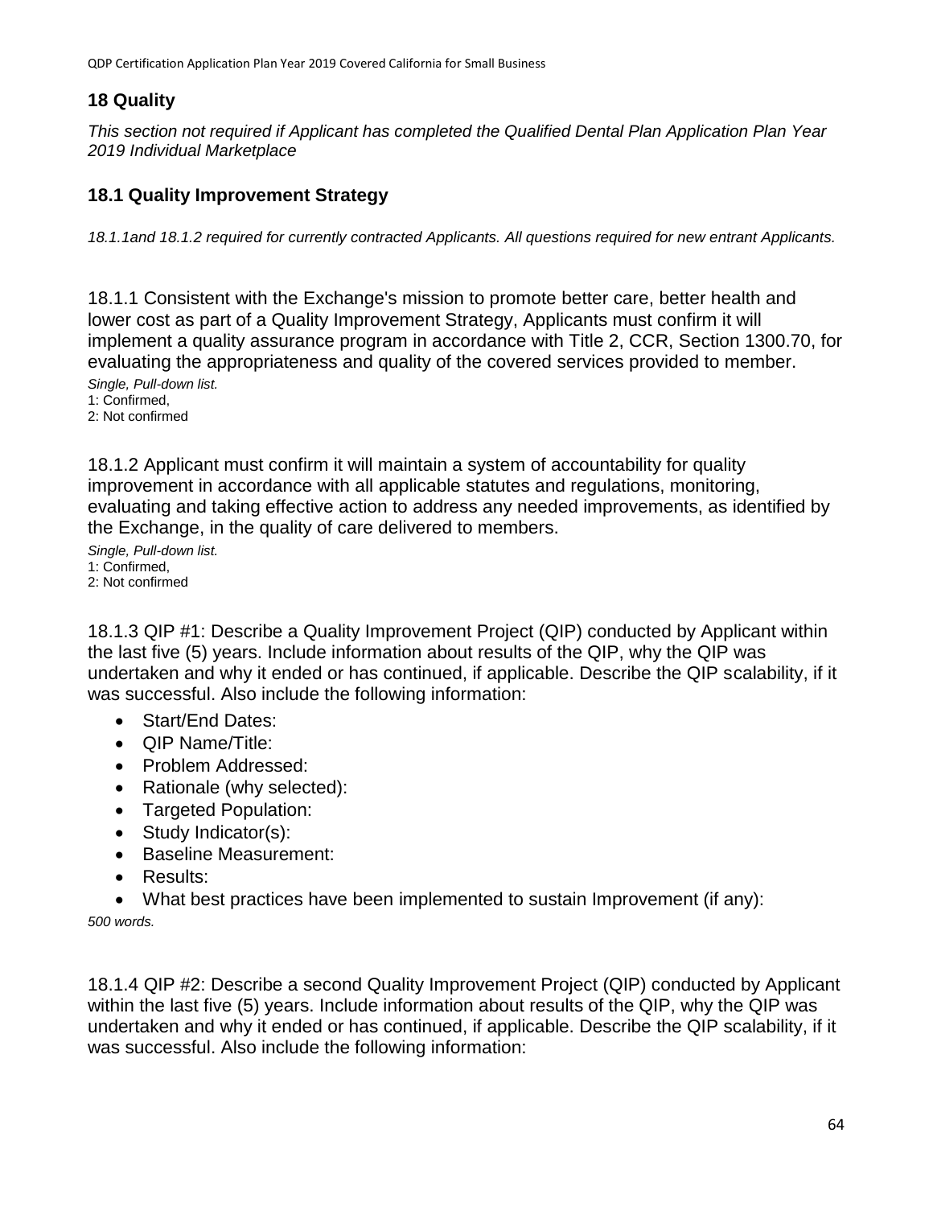## 18 Quality

*This section not required if Applicant has completed the Qualified Dental Plan Application Plan Year 2019 Individual Marketplace*

### 18.1 Quality Improvement Strategy

*18.1.1and 18.1.2 required for currently contracted Applicants. All questions required for new entrant Applicants.*

18.1.1 Consistent with the Exchange's mission to promote better care, better health and lower cost as part of a Quality Improvement Strategy, Applicants must confirm it will implement a quality assurance program in accordance with Title 2, CCR, Section 1300.70, for evaluating the appropriateness and quality of the covered services provided to member.

*Single, Pull-down list.*
1: Confirmed,
2: Not confirmed

18.1.2 Applicant must confirm it will maintain a system of accountability for quality improvement in accordance with all applicable statutes and regulations, monitoring, evaluating and taking effective action to address any needed improvements, as identified by the Exchange, in the quality of care delivered to members.

*Single, Pull-down list.*
1: Confirmed,
2: Not confirmed

18.1.3 QIP #1: Describe a Quality Improvement Project (QIP) conducted by Applicant within the last five (5) years. Include information about results of the QIP, why the QIP was undertaken and why it ended or has continued, if applicable. Describe the QIP scalability, if it was successful. Also include the following information:

- Start/End Dates:
- QIP Name/Title:
- Problem Addressed:
- Rationale (why selected):
- Targeted Population:
- Study Indicator(s):
- Baseline Measurement:
- Results:
- What best practices have been implemented to sustain Improvement (if any):

*500 words.*

18.1.4 QIP #2: Describe a second Quality Improvement Project (QIP) conducted by Applicant within the last five (5) years. Include information about results of the QIP, why the QIP was undertaken and why it ended or has continued, if applicable. Describe the QIP scalability, if it was successful. Also include the following information: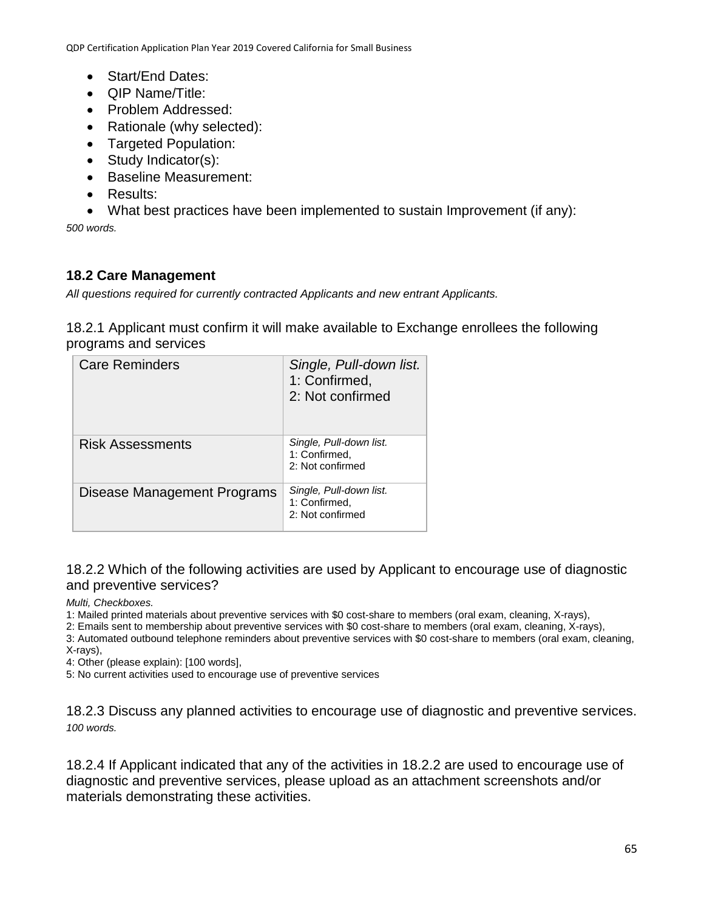- Start/End Dates:
- QIP Name/Title:
- Problem Addressed:
- Rationale (why selected):
- Targeted Population:
- Study Indicator(s):
- Baseline Measurement:
- Results:
- What best practices have been implemented to sustain Improvement (if any):

*500 words.*

### 18.2 Care Management

*All questions required for currently contracted Applicants and new entrant Applicants.*

18.2.1 Applicant must confirm it will make available to Exchange enrollees the following programs and services

| Care Reminders | *Single, Pull-down list.* 1: Confirmed, 2: Not confirmed |
|---|---|
| Risk Assessments | *Single, Pull-down list.* 1: Confirmed, 2: Not confirmed |
| Disease Management Programs | *Single, Pull-down list.* 1: Confirmed, 2: Not confirmed |

18.2.2 Which of the following activities are used by Applicant to encourage use of diagnostic and preventive services?

*Multi, Checkboxes.*

1: Mailed printed materials about preventive services with $0 cost-share to members (oral exam, cleaning, X-rays),
2: Emails sent to membership about preventive services with $0 cost-share to members (oral exam, cleaning, X-rays),
3: Automated outbound telephone reminders about preventive services with $0 cost-share to members (oral exam, cleaning, X-rays),
4: Other (please explain): [100 words],
5: No current activities used to encourage use of preventive services

18.2.3 Discuss any planned activities to encourage use of diagnostic and preventive services.
*100 words.*

18.2.4 If Applicant indicated that any of the activities in 18.2.2 are used to encourage use of diagnostic and preventive services, please upload as an attachment screenshots and/or materials demonstrating these activities.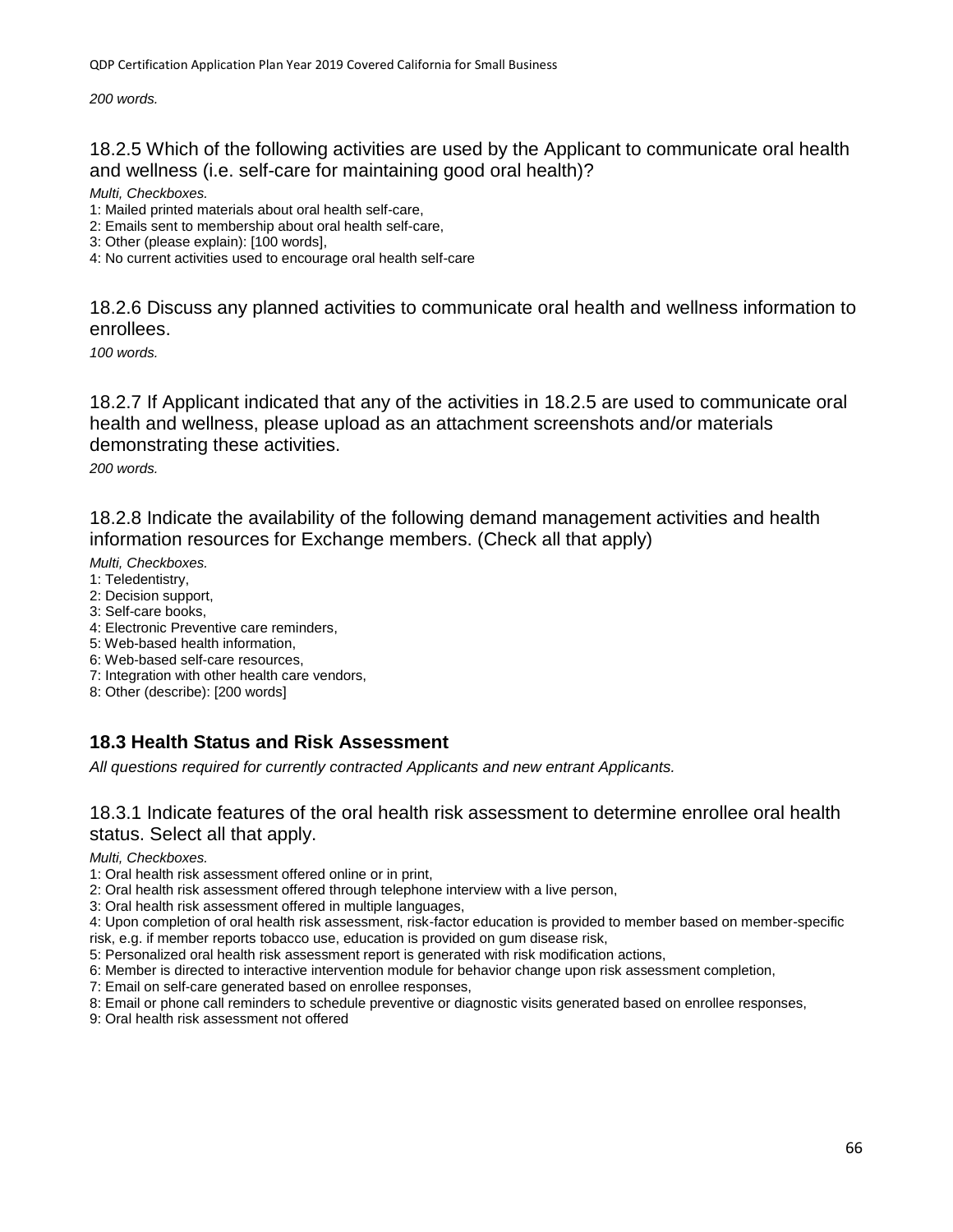*200 words.*

### 18.2.5 Which of the following activities are used by the Applicant to communicate oral health and wellness (i.e. self-care for maintaining good oral health)?

*Multi, Checkboxes.*

1: Mailed printed materials about oral health self-care,
2: Emails sent to membership about oral health self-care,
3: Other (please explain): [100 words],
4: No current activities used to encourage oral health self-care

### 18.2.6 Discuss any planned activities to communicate oral health and wellness information to enrollees.

*100 words.*

### 18.2.7 If Applicant indicated that any of the activities in 18.2.5 are used to communicate oral health and wellness, please upload as an attachment screenshots and/or materials demonstrating these activities.

*200 words.*

### 18.2.8 Indicate the availability of the following demand management activities and health information resources for Exchange members. (Check all that apply)

*Multi, Checkboxes.*

1: Teledentistry,
2: Decision support,
3: Self-care books,
4: Electronic Preventive care reminders,
5: Web-based health information,
6: Web-based self-care resources,
7: Integration with other health care vendors,
8: Other (describe): [200 words]

## 18.3 Health Status and Risk Assessment

*All questions required for currently contracted Applicants and new entrant Applicants.*

### 18.3.1 Indicate features of the oral health risk assessment to determine enrollee oral health status. Select all that apply.

*Multi, Checkboxes.*

1: Oral health risk assessment offered online or in print,
2: Oral health risk assessment offered through telephone interview with a live person,
3: Oral health risk assessment offered in multiple languages,
4: Upon completion of oral health risk assessment, risk-factor education is provided to member based on member-specific risk, e.g. if member reports tobacco use, education is provided on gum disease risk,
5: Personalized oral health risk assessment report is generated with risk modification actions,
6: Member is directed to interactive intervention module for behavior change upon risk assessment completion,
7: Email on self-care generated based on enrollee responses,
8: Email or phone call reminders to schedule preventive or diagnostic visits generated based on enrollee responses,
9: Oral health risk assessment not offered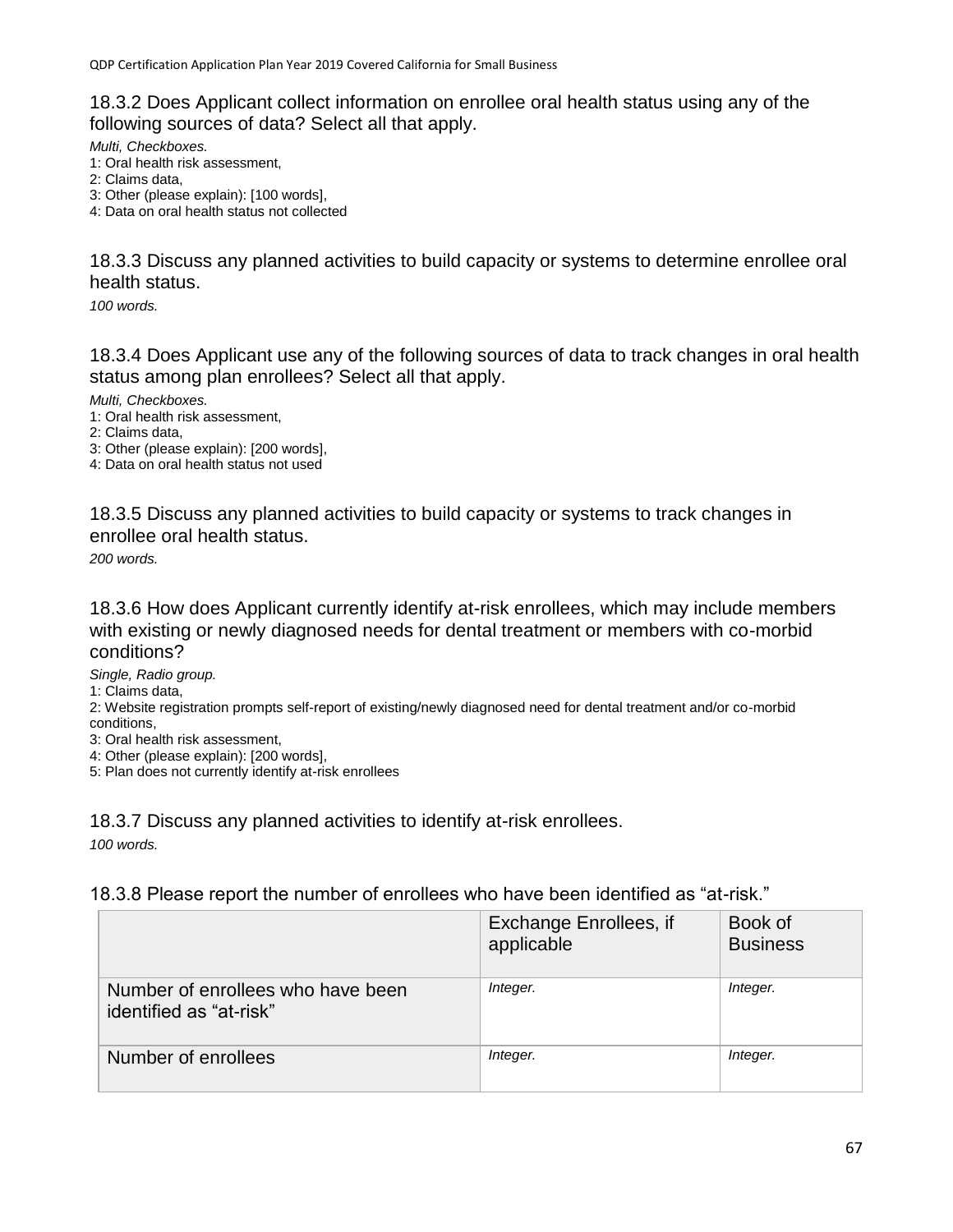### 18.3.2 Does Applicant collect information on enrollee oral health status using any of the following sources of data? Select all that apply.

*Multi, Checkboxes.*

1: Oral health risk assessment,
2: Claims data,
3: Other (please explain): [100 words],
4: Data on oral health status not collected

### 18.3.3 Discuss any planned activities to build capacity or systems to determine enrollee oral health status.

*100 words.*

### 18.3.4 Does Applicant use any of the following sources of data to track changes in oral health status among plan enrollees? Select all that apply.

*Multi, Checkboxes.*

1: Oral health risk assessment,
2: Claims data,
3: Other (please explain): [200 words],
4: Data on oral health status not used

### 18.3.5 Discuss any planned activities to build capacity or systems to track changes in enrollee oral health status.

*200 words.*

### 18.3.6 How does Applicant currently identify at-risk enrollees, which may include members with existing or newly diagnosed needs for dental treatment or members with co-morbid conditions?

*Single, Radio group.*

1: Claims data,
2: Website registration prompts self-report of existing/newly diagnosed need for dental treatment and/or co-morbid conditions,
3: Oral health risk assessment,
4: Other (please explain): [200 words],
5: Plan does not currently identify at-risk enrollees

### 18.3.7 Discuss any planned activities to identify at-risk enrollees.

*100 words.*

### 18.3.8 Please report the number of enrollees who have been identified as "at-risk."

| | Exchange Enrollees, if applicable | Book of Business |
|---|---|---|
| Number of enrollees who have been identified as "at-risk" | *Integer.* | *Integer.* |
| Number of enrollees | *Integer.* | *Integer.* |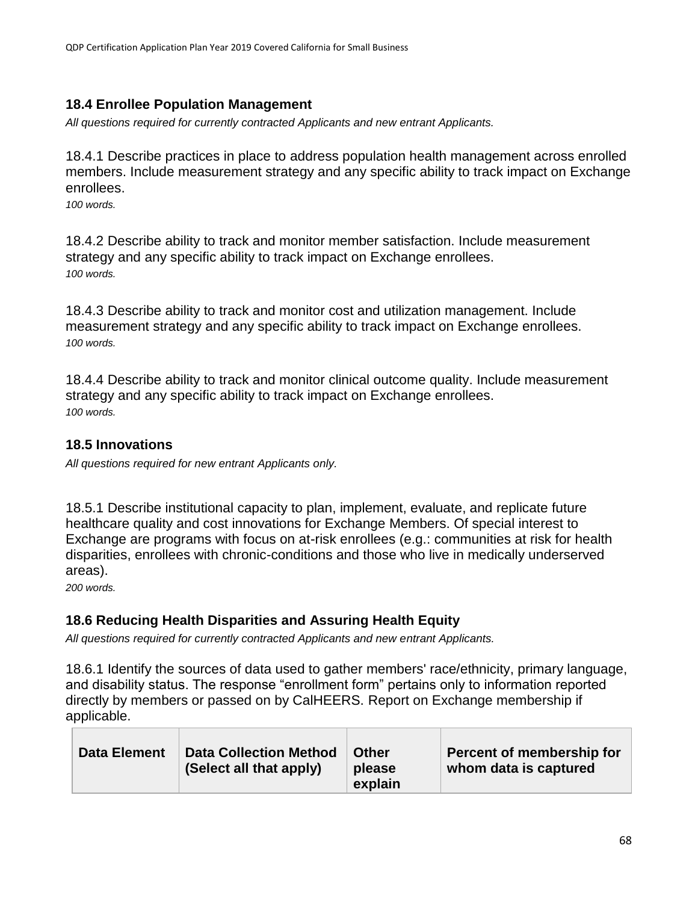### 18.4 Enrollee Population Management

*All questions required for currently contracted Applicants and new entrant Applicants.*

18.4.1 Describe practices in place to address population health management across enrolled members. Include measurement strategy and any specific ability to track impact on Exchange enrollees.
*100 words.*

18.4.2 Describe ability to track and monitor member satisfaction. Include measurement strategy and any specific ability to track impact on Exchange enrollees.
*100 words.*

18.4.3 Describe ability to track and monitor cost and utilization management. Include measurement strategy and any specific ability to track impact on Exchange enrollees.
*100 words.*

18.4.4 Describe ability to track and monitor clinical outcome quality. Include measurement strategy and any specific ability to track impact on Exchange enrollees.
*100 words.*

### 18.5 Innovations

*All questions required for new entrant Applicants only.*

18.5.1 Describe institutional capacity to plan, implement, evaluate, and replicate future healthcare quality and cost innovations for Exchange Members. Of special interest to Exchange are programs with focus on at-risk enrollees (e.g.: communities at risk for health disparities, enrollees with chronic-conditions and those who live in medically underserved areas).
*200 words.*

### 18.6 Reducing Health Disparities and Assuring Health Equity

*All questions required for currently contracted Applicants and new entrant Applicants.*

18.6.1 Identify the sources of data used to gather members' race/ethnicity, primary language, and disability status. The response "enrollment form" pertains only to information reported directly by members or passed on by CalHEERS. Report on Exchange membership if applicable.

| Data Element | Data Collection Method (Select all that apply) | Other please explain | Percent of membership for whom data is captured |
|---|---|---|---|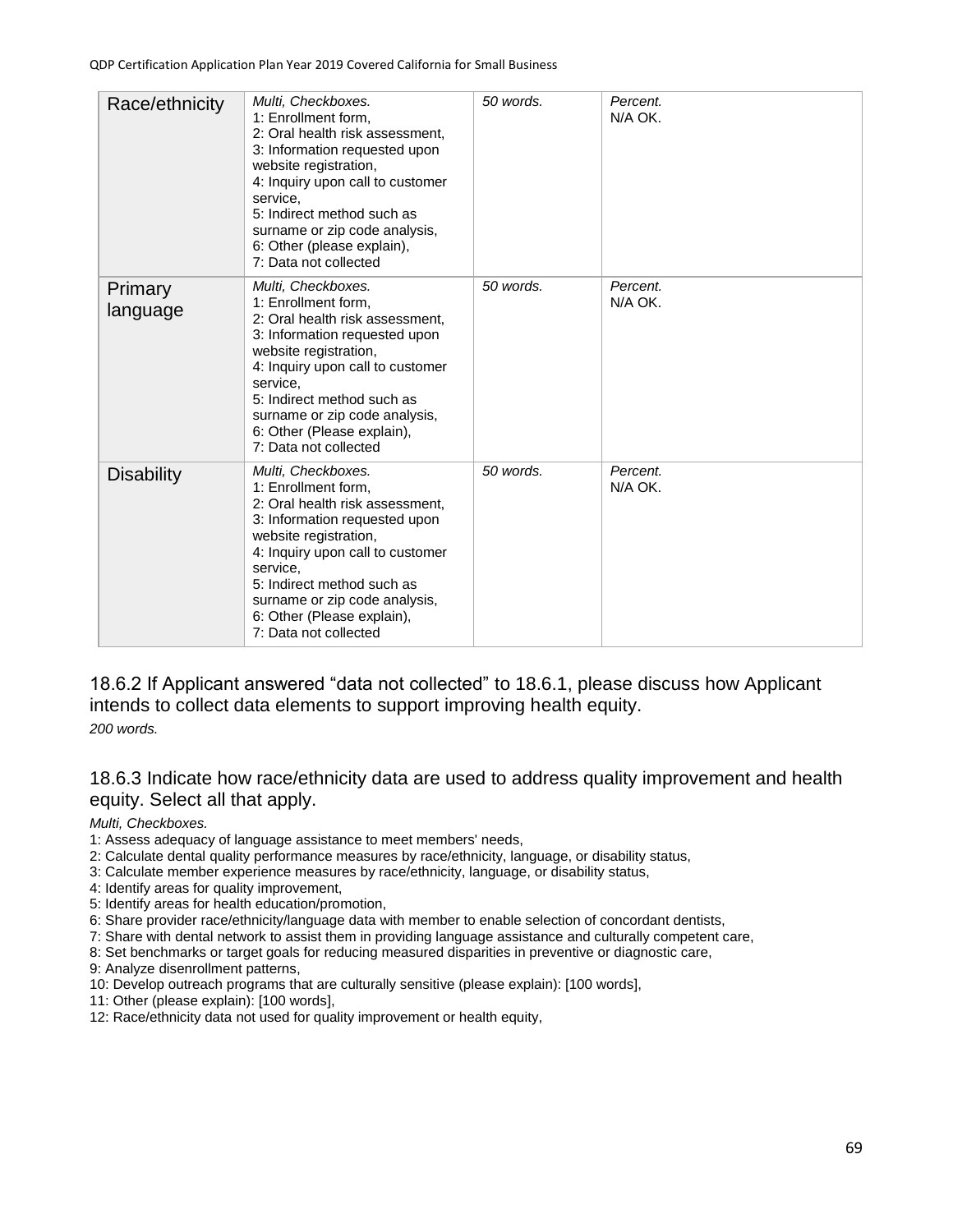| Race/ethnicity | *Multi, Checkboxes.* 1: Enrollment form, 2: Oral health risk assessment, 3: Information requested upon website registration, 4: Inquiry upon call to customer service, 5: Indirect method such as surname or zip code analysis, 6: Other (please explain), 7: Data not collected | *50 words.* | *Percent. N/A OK.* |
|---|---|---|---|
| Primary language | *Multi, Checkboxes.* 1: Enrollment form, 2: Oral health risk assessment, 3: Information requested upon website registration, 4: Inquiry upon call to customer service, 5: Indirect method such as surname or zip code analysis, 6: Other (Please explain), 7: Data not collected | *50 words.* | *Percent. N/A OK.* |
| Disability | *Multi, Checkboxes.* 1: Enrollment form, 2: Oral health risk assessment, 3: Information requested upon website registration, 4: Inquiry upon call to customer service, 5: Indirect method such as surname or zip code analysis, 6: Other (Please explain), 7: Data not collected | *50 words.* | *Percent. N/A OK.* |

### 18.6.2 If Applicant answered "data not collected" to 18.6.1, please discuss how Applicant intends to collect data elements to support improving health equity.

*200 words.*

### 18.6.3 Indicate how race/ethnicity data are used to address quality improvement and health equity. Select all that apply.

*Multi, Checkboxes.*

1: Assess adequacy of language assistance to meet members' needs,
2: Calculate dental quality performance measures by race/ethnicity, language, or disability status,
3: Calculate member experience measures by race/ethnicity, language, or disability status,
4: Identify areas for quality improvement,
5: Identify areas for health education/promotion,
6: Share provider race/ethnicity/language data with member to enable selection of concordant dentists,
7: Share with dental network to assist them in providing language assistance and culturally competent care,
8: Set benchmarks or target goals for reducing measured disparities in preventive or diagnostic care,
9: Analyze disenrollment patterns,
10: Develop outreach programs that are culturally sensitive (please explain): [100 words],
11: Other (please explain): [100 words],
12: Race/ethnicity data not used for quality improvement or health equity,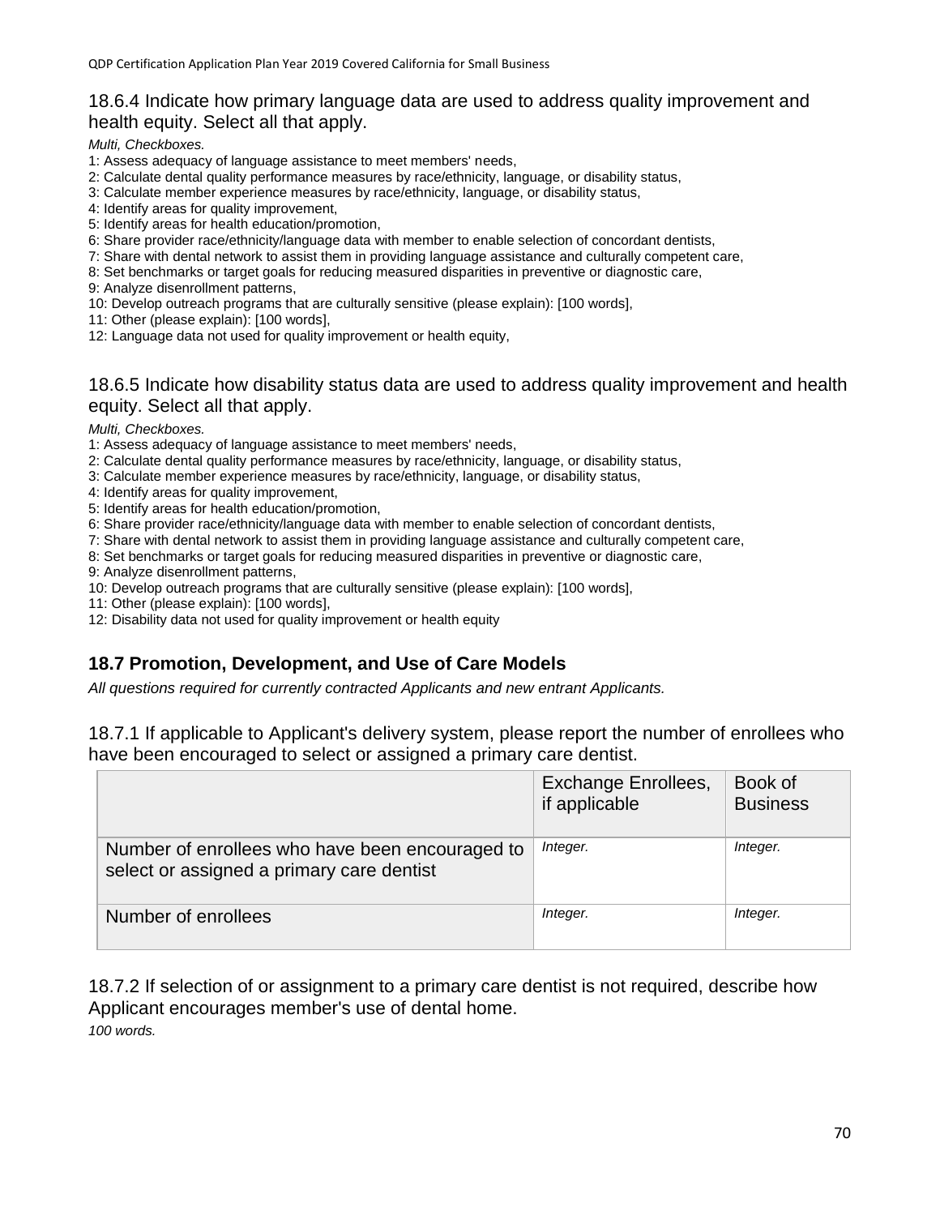### 18.6.4 Indicate how primary language data are used to address quality improvement and health equity. Select all that apply.

*Multi, Checkboxes.*

1: Assess adequacy of language assistance to meet members' needs,
2: Calculate dental quality performance measures by race/ethnicity, language, or disability status,
3: Calculate member experience measures by race/ethnicity, language, or disability status,
4: Identify areas for quality improvement,
5: Identify areas for health education/promotion,
6: Share provider race/ethnicity/language data with member to enable selection of concordant dentists,
7: Share with dental network to assist them in providing language assistance and culturally competent care,
8: Set benchmarks or target goals for reducing measured disparities in preventive or diagnostic care,
9: Analyze disenrollment patterns,
10: Develop outreach programs that are culturally sensitive (please explain): [100 words],
11: Other (please explain): [100 words],
12: Language data not used for quality improvement or health equity,

### 18.6.5 Indicate how disability status data are used to address quality improvement and health equity. Select all that apply.

*Multi, Checkboxes.*

1: Assess adequacy of language assistance to meet members' needs,
2: Calculate dental quality performance measures by race/ethnicity, language, or disability status,
3: Calculate member experience measures by race/ethnicity, language, or disability status,
4: Identify areas for quality improvement,
5: Identify areas for health education/promotion,
6: Share provider race/ethnicity/language data with member to enable selection of concordant dentists,
7: Share with dental network to assist them in providing language assistance and culturally competent care,
8: Set benchmarks or target goals for reducing measured disparities in preventive or diagnostic care,
9: Analyze disenrollment patterns,
10: Develop outreach programs that are culturally sensitive (please explain): [100 words],
11: Other (please explain): [100 words],
12: Disability data not used for quality improvement or health equity

## 18.7 Promotion, Development, and Use of Care Models

*All questions required for currently contracted Applicants and new entrant Applicants.*

### 18.7.1 If applicable to Applicant's delivery system, please report the number of enrollees who have been encouraged to select or assigned a primary care dentist.

| | Exchange Enrollees, if applicable | Book of Business |
|---|---|---|
| Number of enrollees who have been encouraged to select or assigned a primary care dentist | *Integer.* | *Integer.* |
| Number of enrollees | *Integer.* | *Integer.* |

### 18.7.2 If selection of or assignment to a primary care dentist is not required, describe how Applicant encourages member's use of dental home.

*100 words.*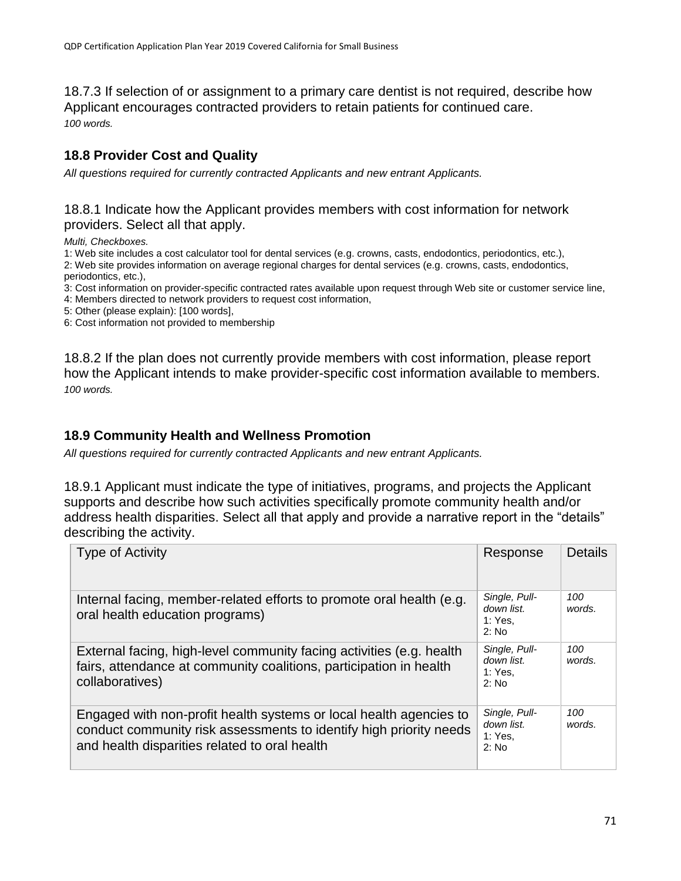18.7.3 If selection of or assignment to a primary care dentist is not required, describe how Applicant encourages contracted providers to retain patients for continued care.
*100 words.*

### 18.8 Provider Cost and Quality

*All questions required for currently contracted Applicants and new entrant Applicants.*

18.8.1 Indicate how the Applicant provides members with cost information for network providers. Select all that apply.

*Multi, Checkboxes.*
1: Web site includes a cost calculator tool for dental services (e.g. crowns, casts, endodontics, periodontics, etc.),
2: Web site provides information on average regional charges for dental services (e.g. crowns, casts, endodontics, periodontics, etc.),
3: Cost information on provider-specific contracted rates available upon request through Web site or customer service line,
4: Members directed to network providers to request cost information,
5: Other (please explain): [100 words],
6: Cost information not provided to membership

18.8.2 If the plan does not currently provide members with cost information, please report how the Applicant intends to make provider-specific cost information available to members.
*100 words.*

### 18.9 Community Health and Wellness Promotion

*All questions required for currently contracted Applicants and new entrant Applicants.*

18.9.1 Applicant must indicate the type of initiatives, programs, and projects the Applicant supports and describe how such activities specifically promote community health and/or address health disparities. Select all that apply and provide a narrative report in the "details" describing the activity.

| Type of Activity | Response | Details |
|---|---|---|
| Internal facing, member-related efforts to promote oral health (e.g. oral health education programs) | *Single, Pull-down list.* 1: Yes, 2: No | *100 words.* |
| External facing, high-level community facing activities (e.g. health fairs, attendance at community coalitions, participation in health collaboratives) | *Single, Pull-down list.* 1: Yes, 2: No | *100 words.* |
| Engaged with non-profit health systems or local health agencies to conduct community risk assessments to identify high priority needs and health disparities related to oral health | *Single, Pull-down list.* 1: Yes, 2: No | *100 words.* |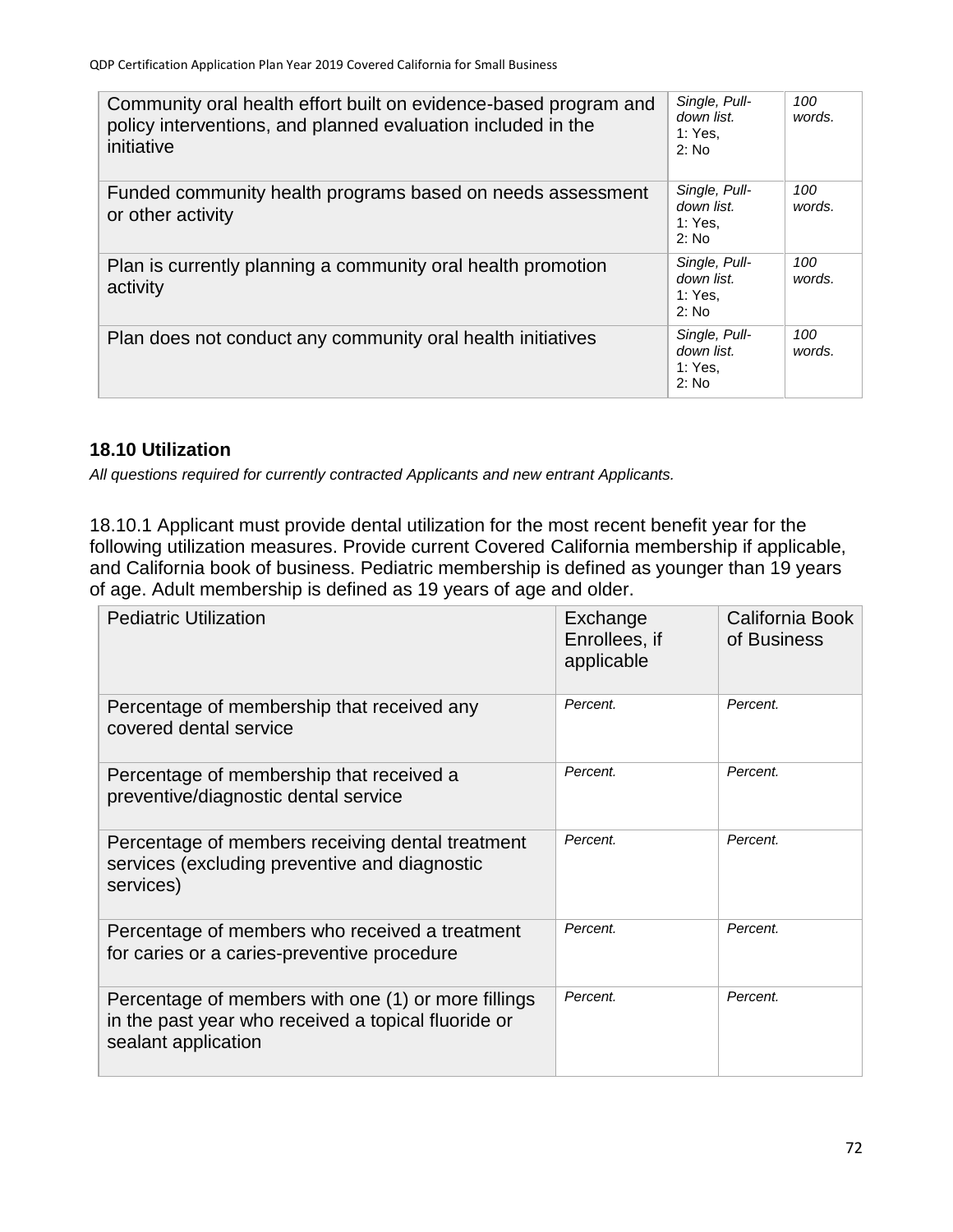| | | |
|---|---|---|
| Community oral health effort built on evidence-based program and policy interventions, and planned evaluation included in the initiative | *Single, Pull-down list. 1: Yes, 2: No* | *100 words.* |
| Funded community health programs based on needs assessment or other activity | *Single, Pull-down list. 1: Yes, 2: No* | *100 words.* |
| Plan is currently planning a community oral health promotion activity | *Single, Pull-down list. 1: Yes, 2: No* | *100 words.* |
| Plan does not conduct any community oral health initiatives | *Single, Pull-down list. 1: Yes, 2: No* | *100 words.* |

### 18.10 Utilization

*All questions required for currently contracted Applicants and new entrant Applicants.*

18.10.1 Applicant must provide dental utilization for the most recent benefit year for the following utilization measures. Provide current Covered California membership if applicable, and California book of business. Pediatric membership is defined as younger than 19 years of age. Adult membership is defined as 19 years of age and older.

| Pediatric Utilization | Exchange Enrollees, if applicable | California Book of Business |
|---|---|---|
| Percentage of membership that received any covered dental service | *Percent.* | *Percent.* |
| Percentage of membership that received a preventive/diagnostic dental service | *Percent.* | *Percent.* |
| Percentage of members receiving dental treatment services (excluding preventive and diagnostic services) | *Percent.* | *Percent.* |
| Percentage of members who received a treatment for caries or a caries-preventive procedure | *Percent.* | *Percent.* |
| Percentage of members with one (1) or more fillings in the past year who received a topical fluoride or sealant application | *Percent.* | *Percent.* |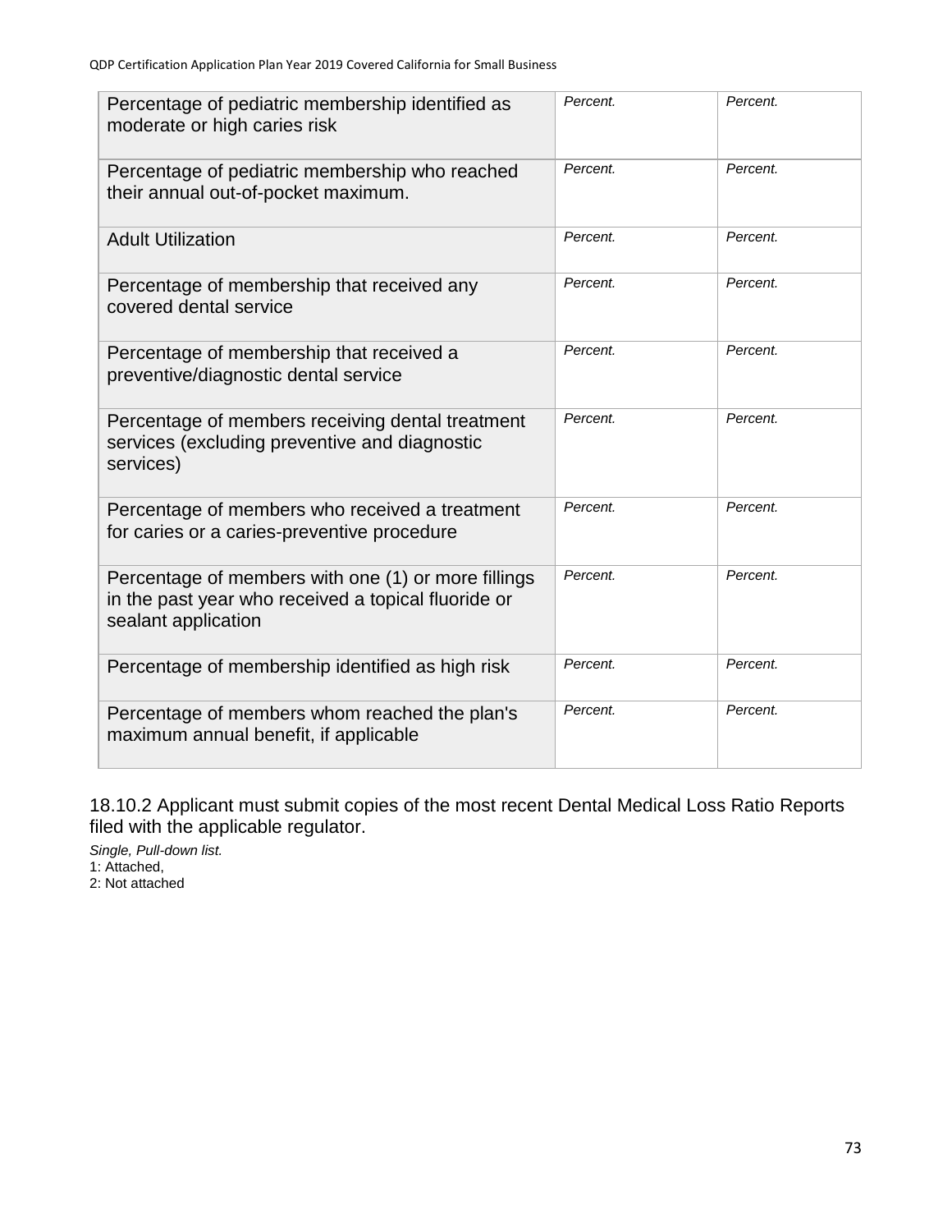| | | |
|---|---|---|
| Percentage of pediatric membership identified as moderate or high caries risk | *Percent.* | *Percent.* |
| Percentage of pediatric membership who reached their annual out-of-pocket maximum. | *Percent.* | *Percent.* |
| Adult Utilization | *Percent.* | *Percent.* |
| Percentage of membership that received any covered dental service | *Percent.* | *Percent.* |
| Percentage of membership that received a preventive/diagnostic dental service | *Percent.* | *Percent.* |
| Percentage of members receiving dental treatment services (excluding preventive and diagnostic services) | *Percent.* | *Percent.* |
| Percentage of members who received a treatment for caries or a caries-preventive procedure | *Percent.* | *Percent.* |
| Percentage of members with one (1) or more fillings in the past year who received a topical fluoride or sealant application | *Percent.* | *Percent.* |
| Percentage of membership identified as high risk | *Percent.* | *Percent.* |
| Percentage of members whom reached the plan's maximum annual benefit, if applicable | *Percent.* | *Percent.* |

18.10.2 Applicant must submit copies of the most recent Dental Medical Loss Ratio Reports filed with the applicable regulator.

*Single, Pull-down list.*
1: Attached,
2: Not attached